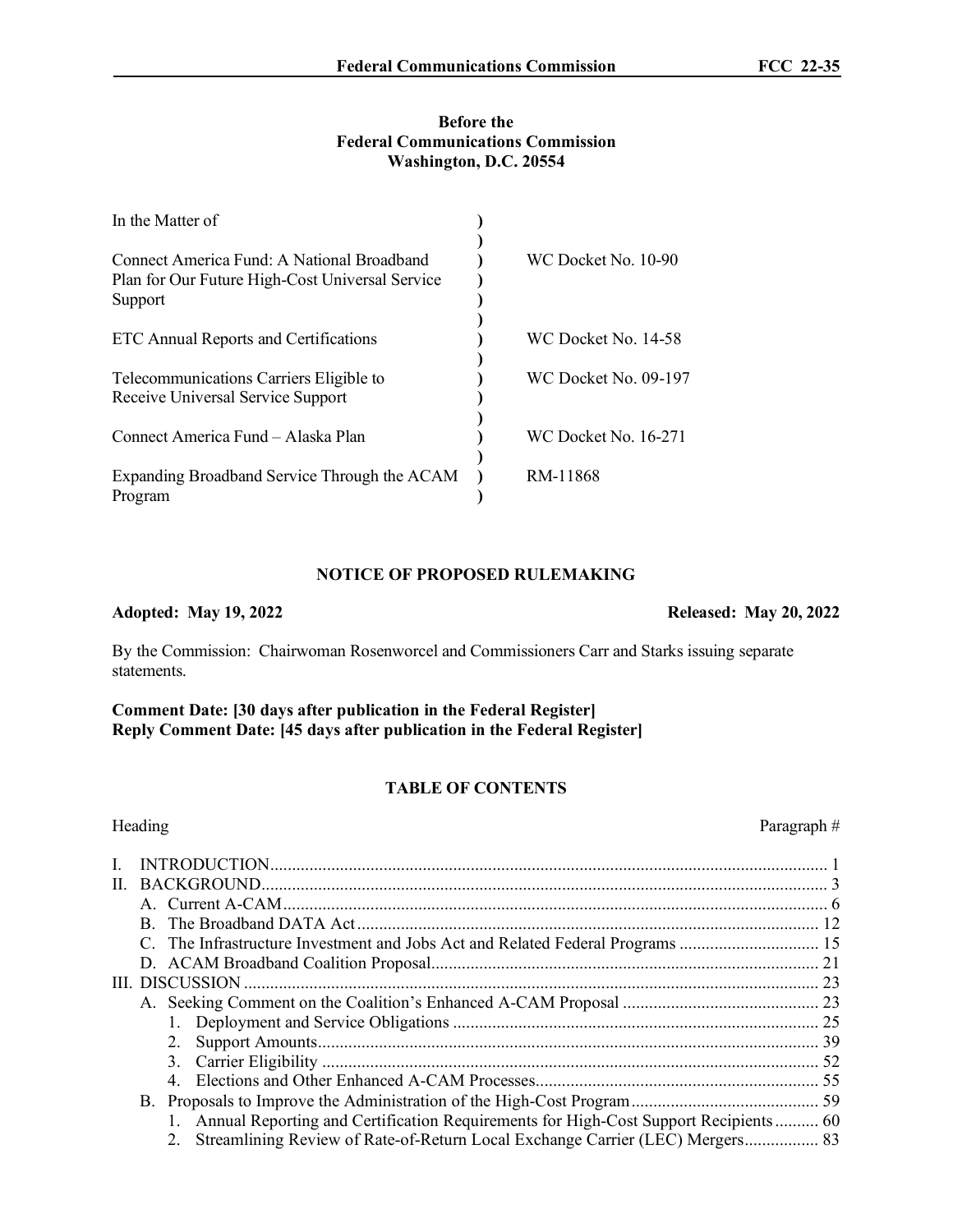**Before the**
**Federal Communications Commission**
**Washington, D.C. 20554**

| | | |
|---|---|---|
| In the Matter of | ) | |
| | ) | |
| Connect America Fund: A National Broadband Plan for Our Future High-Cost Universal Service Support | ) | WC Docket No. 10-90 |
| | ) | |
| ETC Annual Reports and Certifications | ) | WC Docket No. 14-58 |
| | ) | |
| Telecommunications Carriers Eligible to Receive Universal Service Support | ) | WC Docket No. 09-197 |
| | ) | |
| Connect America Fund – Alaska Plan | ) | WC Docket No. 16-271 |
| | ) | |
| Expanding Broadband Service Through the ACAM Program | ) | RM-11868 |

# NOTICE OF PROPOSED RULEMAKING

**Adopted: May 19, 2022** **Released: May 20, 2022**

By the Commission: Chairwoman Rosenworcel and Commissioners Carr and Starks issuing separate statements.

**Comment Date: [30 days after publication in the Federal Register]**
**Reply Comment Date: [45 days after publication in the Federal Register]**

## TABLE OF CONTENTS

| Heading | Paragraph # |
|---|---|
| I. INTRODUCTION | 1 |
| II. BACKGROUND | 3 |
| A. Current A-CAM | 6 |
| B. The Broadband DATA Act | 12 |
| C. The Infrastructure Investment and Jobs Act and Related Federal Programs | 15 |
| D. ACAM Broadband Coalition Proposal | 21 |
| III. DISCUSSION | 23 |
| A. Seeking Comment on the Coalition's Enhanced A-CAM Proposal | 23 |
| 1. Deployment and Service Obligations | 25 |
| 2. Support Amounts | 39 |
| 3. Carrier Eligibility | 52 |
| 4. Elections and Other Enhanced A-CAM Processes | 55 |
| B. Proposals to Improve the Administration of the High-Cost Program | 59 |
| 1. Annual Reporting and Certification Requirements for High-Cost Support Recipients | 60 |
| 2. Streamlining Review of Rate-of-Return Local Exchange Carrier (LEC) Mergers | 83 |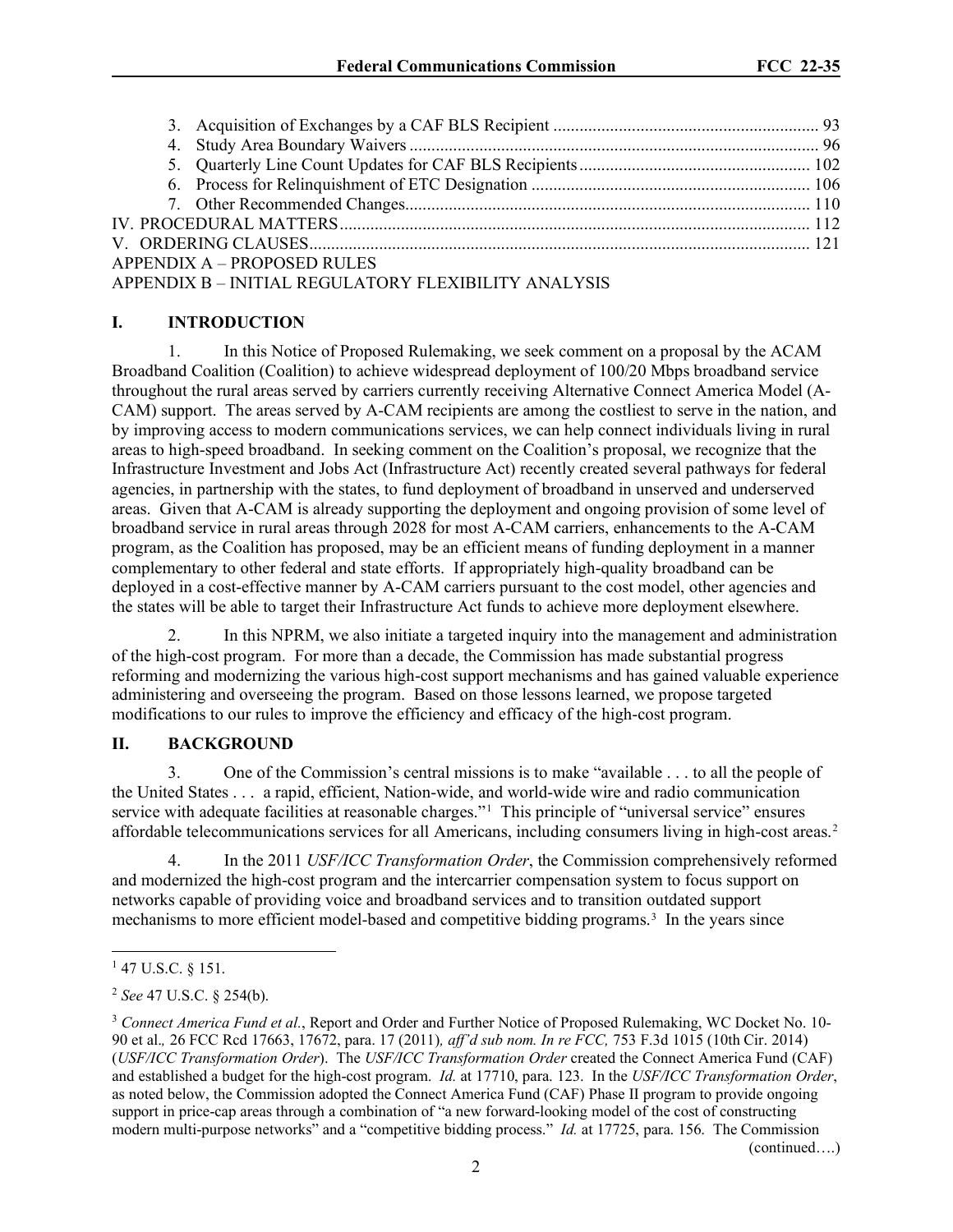3. Acquisition of Exchanges by a CAF BLS Recipient ............................................................ 93
4. Study Area Boundary Waivers ............................................................................................. 96
5. Quarterly Line Count Updates for CAF BLS Recipients .................................................... 102
6. Process for Relinquishment of ETC Designation ............................................................... 106
7. Other Recommended Changes............................................................................................ 110

IV. PROCEDURAL MATTERS........................................................................................................... 112
V. ORDERING CLAUSES.................................................................................................................. 121
APPENDIX A – PROPOSED RULES
APPENDIX B – INITIAL REGULATORY FLEXIBILITY ANALYSIS

## I. INTRODUCTION

1. In this Notice of Proposed Rulemaking, we seek comment on a proposal by the ACAM Broadband Coalition (Coalition) to achieve widespread deployment of 100/20 Mbps broadband service throughout the rural areas served by carriers currently receiving Alternative Connect America Model (A-CAM) support. The areas served by A-CAM recipients are among the costliest to serve in the nation, and by improving access to modern communications services, we can help connect individuals living in rural areas to high-speed broadband. In seeking comment on the Coalition's proposal, we recognize that the Infrastructure Investment and Jobs Act (Infrastructure Act) recently created several pathways for federal agencies, in partnership with the states, to fund deployment of broadband in unserved and underserved areas. Given that A-CAM is already supporting the deployment and ongoing provision of some level of broadband service in rural areas through 2028 for most A-CAM carriers, enhancements to the A-CAM program, as the Coalition has proposed, may be an efficient means of funding deployment in a manner complementary to other federal and state efforts. If appropriately high-quality broadband can be deployed in a cost-effective manner by A-CAM carriers pursuant to the cost model, other agencies and the states will be able to target their Infrastructure Act funds to achieve more deployment elsewhere.

2. In this NPRM, we also initiate a targeted inquiry into the management and administration of the high-cost program. For more than a decade, the Commission has made substantial progress reforming and modernizing the various high-cost support mechanisms and has gained valuable experience administering and overseeing the program. Based on those lessons learned, we propose targeted modifications to our rules to improve the efficiency and efficacy of the high-cost program.

## II. BACKGROUND

3. One of the Commission's central missions is to make "available . . . to all the people of the United States . . . a rapid, efficient, Nation-wide, and world-wide wire and radio communication service with adequate facilities at reasonable charges."[1] This principle of "universal service" ensures affordable telecommunications services for all Americans, including consumers living in high-cost areas.[2]

4. In the 2011 *USF/ICC Transformation Order*, the Commission comprehensively reformed and modernized the high-cost program and the intercarrier compensation system to focus support on networks capable of providing voice and broadband services and to transition outdated support mechanisms to more efficient model-based and competitive bidding programs.[3] In the years since

---

[1] 47 U.S.C. § 151.

[2] *See* 47 U.S.C. § 254(b).

[3] *Connect America Fund et al.*, Report and Order and Further Notice of Proposed Rulemaking, WC Docket No. 10-90 et al., 26 FCC Rcd 17663, 17672, para. 17 (2011), *aff'd sub nom. In re FCC,* 753 F.3d 1015 (10th Cir. 2014) (*USF/ICC Transformation Order*). The *USF/ICC Transformation Order* created the Connect America Fund (CAF) and established a budget for the high-cost program. *Id.* at 17710, para. 123. In the *USF/ICC Transformation Order*, as noted below, the Commission adopted the Connect America Fund (CAF) Phase II program to provide ongoing support in price-cap areas through a combination of "a new forward-looking model of the cost of constructing modern multi-purpose networks" and a "competitive bidding process." *Id.* at 17725, para. 156. The Commission (continued….)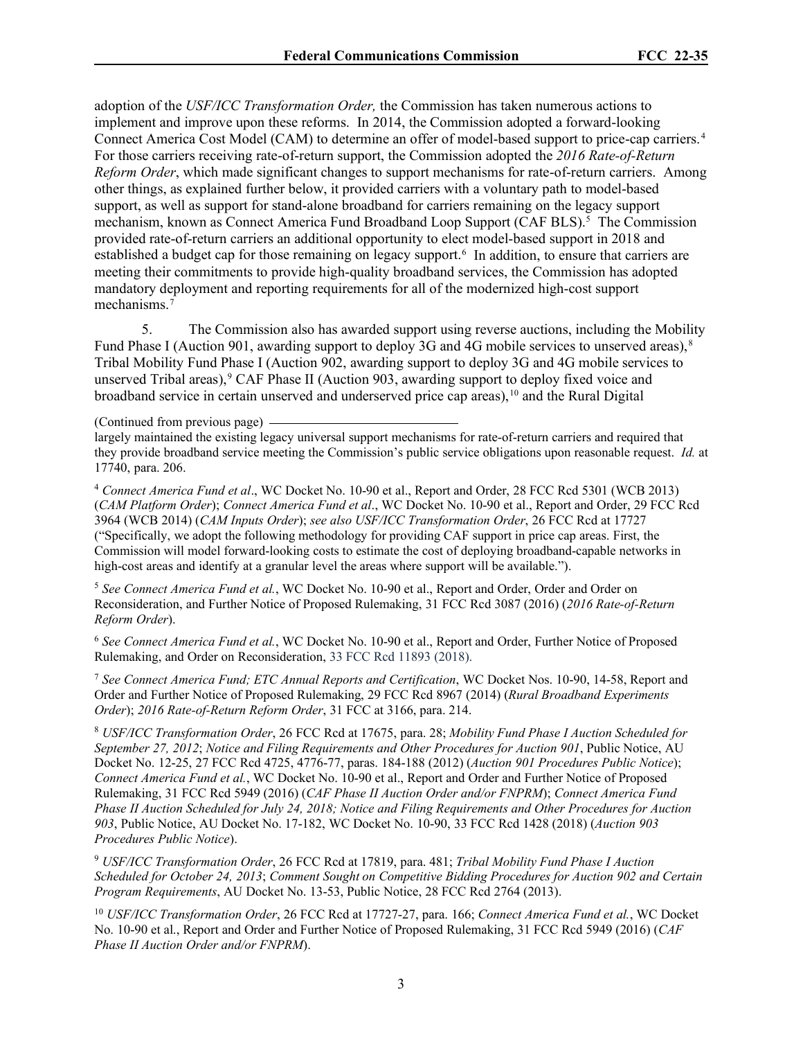adoption of the *USF/ICC Transformation Order,* the Commission has taken numerous actions to implement and improve upon these reforms. In 2014, the Commission adopted a forward-looking Connect America Cost Model (CAM) to determine an offer of model-based support to price-cap carriers.[4] For those carriers receiving rate-of-return support, the Commission adopted the *2016 Rate-of-Return Reform Order*, which made significant changes to support mechanisms for rate-of-return carriers. Among other things, as explained further below, it provided carriers with a voluntary path to model-based support, as well as support for stand-alone broadband for carriers remaining on the legacy support mechanism, known as Connect America Fund Broadband Loop Support (CAF BLS).[5] The Commission provided rate-of-return carriers an additional opportunity to elect model-based support in 2018 and established a budget cap for those remaining on legacy support.[6] In addition, to ensure that carriers are meeting their commitments to provide high-quality broadband services, the Commission has adopted mandatory deployment and reporting requirements for all of the modernized high-cost support mechanisms.[7]

5. The Commission also has awarded support using reverse auctions, including the Mobility Fund Phase I (Auction 901, awarding support to deploy 3G and 4G mobile services to unserved areas),[8] Tribal Mobility Fund Phase I (Auction 902, awarding support to deploy 3G and 4G mobile services to unserved Tribal areas),[9] CAF Phase II (Auction 903, awarding support to deploy fixed voice and broadband service in certain unserved and underserved price cap areas),[10] and the Rural Digital

(Continued from previous page)
largely maintained the existing legacy universal support mechanisms for rate-of-return carriers and required that they provide broadband service meeting the Commission's public service obligations upon reasonable request. *Id.* at 17740, para. 206.

[4] *Connect America Fund et al*., WC Docket No. 10-90 et al., Report and Order, 28 FCC Rcd 5301 (WCB 2013) (*CAM Platform Order*); *Connect America Fund et al*., WC Docket No. 10-90 et al., Report and Order, 29 FCC Rcd 3964 (WCB 2014) (*CAM Inputs Order*); *see also USF/ICC Transformation Order*, 26 FCC Rcd at 17727 ("Specifically, we adopt the following methodology for providing CAF support in price cap areas. First, the Commission will model forward-looking costs to estimate the cost of deploying broadband-capable networks in high-cost areas and identify at a granular level the areas where support will be available.").

[5] *See Connect America Fund et al.*, WC Docket No. 10-90 et al., Report and Order, Order and Order on Reconsideration, and Further Notice of Proposed Rulemaking, 31 FCC Rcd 3087 (2016) (*2016 Rate-of-Return Reform Order*).

[6] *See Connect America Fund et al.*, WC Docket No. 10-90 et al., Report and Order, Further Notice of Proposed Rulemaking, and Order on Reconsideration, 33 FCC Rcd 11893 (2018).

[7] *See Connect America Fund; ETC Annual Reports and Certification*, WC Docket Nos. 10-90, 14-58, Report and Order and Further Notice of Proposed Rulemaking, 29 FCC Rcd 8967 (2014) (*Rural Broadband Experiments Order*); *2016 Rate-of-Return Reform Order*, 31 FCC at 3166, para. 214.

[8] *USF/ICC Transformation Order*, 26 FCC Rcd at 17675, para. 28; *Mobility Fund Phase I Auction Scheduled for September 27, 2012*; *Notice and Filing Requirements and Other Procedures for Auction 901*, Public Notice, AU Docket No. 12-25, 27 FCC Rcd 4725, 4776-77, paras. 184-188 (2012) (*Auction 901 Procedures Public Notice*); *Connect America Fund et al.*, WC Docket No. 10-90 et al., Report and Order and Further Notice of Proposed Rulemaking, 31 FCC Rcd 5949 (2016) (*CAF Phase II Auction Order and/or FNPRM*); *Connect America Fund Phase II Auction Scheduled for July 24, 2018; Notice and Filing Requirements and Other Procedures for Auction 903*, Public Notice, AU Docket No. 17-182, WC Docket No. 10-90, 33 FCC Rcd 1428 (2018) (*Auction 903 Procedures Public Notice*).

[9] *USF/ICC Transformation Order*, 26 FCC Rcd at 17819, para. 481; *Tribal Mobility Fund Phase I Auction Scheduled for October 24, 2013*; *Comment Sought on Competitive Bidding Procedures for Auction 902 and Certain Program Requirements*, AU Docket No. 13-53, Public Notice, 28 FCC Rcd 2764 (2013).

[10] *USF/ICC Transformation Order*, 26 FCC Rcd at 17727-27, para. 166; *Connect America Fund et al.*, WC Docket No. 10-90 et al., Report and Order and Further Notice of Proposed Rulemaking, 31 FCC Rcd 5949 (2016) (*CAF Phase II Auction Order and/or FNPRM*).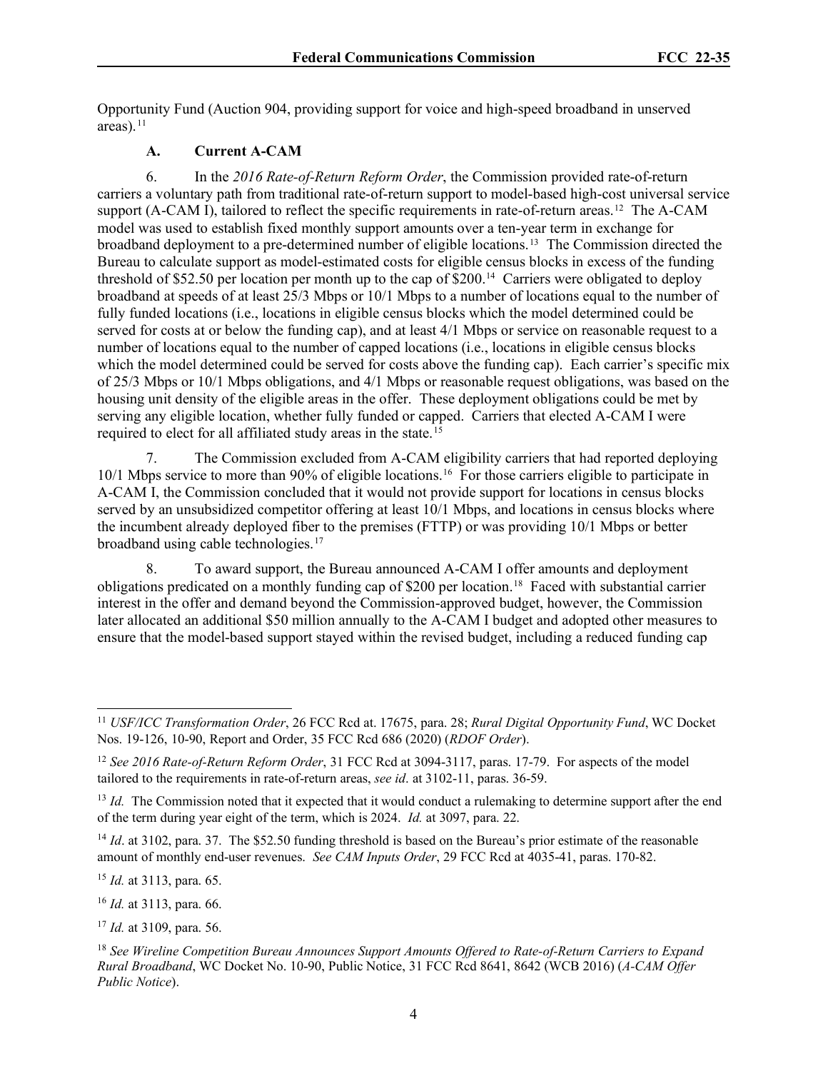Opportunity Fund (Auction 904, providing support for voice and high-speed broadband in unserved areas).[11]

### A. Current A-CAM

6. In the *2016 Rate-of-Return Reform Order*, the Commission provided rate-of-return carriers a voluntary path from traditional rate-of-return support to model-based high-cost universal service support (A-CAM I), tailored to reflect the specific requirements in rate-of-return areas.[12] The A-CAM model was used to establish fixed monthly support amounts over a ten-year term in exchange for broadband deployment to a pre-determined number of eligible locations.[13] The Commission directed the Bureau to calculate support as model-estimated costs for eligible census blocks in excess of the funding threshold of $52.50 per location per month up to the cap of $200.[14] Carriers were obligated to deploy broadband at speeds of at least 25/3 Mbps or 10/1 Mbps to a number of locations equal to the number of fully funded locations (i.e., locations in eligible census blocks which the model determined could be served for costs at or below the funding cap), and at least 4/1 Mbps or service on reasonable request to a number of locations equal to the number of capped locations (i.e., locations in eligible census blocks which the model determined could be served for costs above the funding cap). Each carrier's specific mix of 25/3 Mbps or 10/1 Mbps obligations, and 4/1 Mbps or reasonable request obligations, was based on the housing unit density of the eligible areas in the offer. These deployment obligations could be met by serving any eligible location, whether fully funded or capped. Carriers that elected A-CAM I were required to elect for all affiliated study areas in the state.[15]

7. The Commission excluded from A-CAM eligibility carriers that had reported deploying 10/1 Mbps service to more than 90% of eligible locations.[16] For those carriers eligible to participate in A-CAM I, the Commission concluded that it would not provide support for locations in census blocks served by an unsubsidized competitor offering at least 10/1 Mbps, and locations in census blocks where the incumbent already deployed fiber to the premises (FTTP) or was providing 10/1 Mbps or better broadband using cable technologies.[17]

8. To award support, the Bureau announced A-CAM I offer amounts and deployment obligations predicated on a monthly funding cap of $200 per location.[18] Faced with substantial carrier interest in the offer and demand beyond the Commission-approved budget, however, the Commission later allocated an additional $50 million annually to the A-CAM I budget and adopted other measures to ensure that the model-based support stayed within the revised budget, including a reduced funding cap

---

[11] *USF/ICC Transformation Order*, 26 FCC Rcd at. 17675, para. 28; *Rural Digital Opportunity Fund*, WC Docket Nos. 19-126, 10-90, Report and Order, 35 FCC Rcd 686 (2020) (*RDOF Order*).

[12] *See 2016 Rate-of-Return Reform Order*, 31 FCC Rcd at 3094-3117, paras. 17-79. For aspects of the model tailored to the requirements in rate-of-return areas, *see id*. at 3102-11, paras. 36-59.

[13] *Id.* The Commission noted that it expected that it would conduct a rulemaking to determine support after the end of the term during year eight of the term, which is 2024. *Id.* at 3097, para. 22.

[14] *Id*. at 3102, para. 37. The $52.50 funding threshold is based on the Bureau's prior estimate of the reasonable amount of monthly end-user revenues. *See CAM Inputs Order*, 29 FCC Rcd at 4035-41, paras. 170-82.

[15] *Id.* at 3113, para. 65.

[16] *Id.* at 3113, para. 66.

[17] *Id.* at 3109, para. 56.

[18] *See Wireline Competition Bureau Announces Support Amounts Offered to Rate-of-Return Carriers to Expand Rural Broadband*, WC Docket No. 10-90, Public Notice, 31 FCC Rcd 8641, 8642 (WCB 2016) (*A-CAM Offer Public Notice*).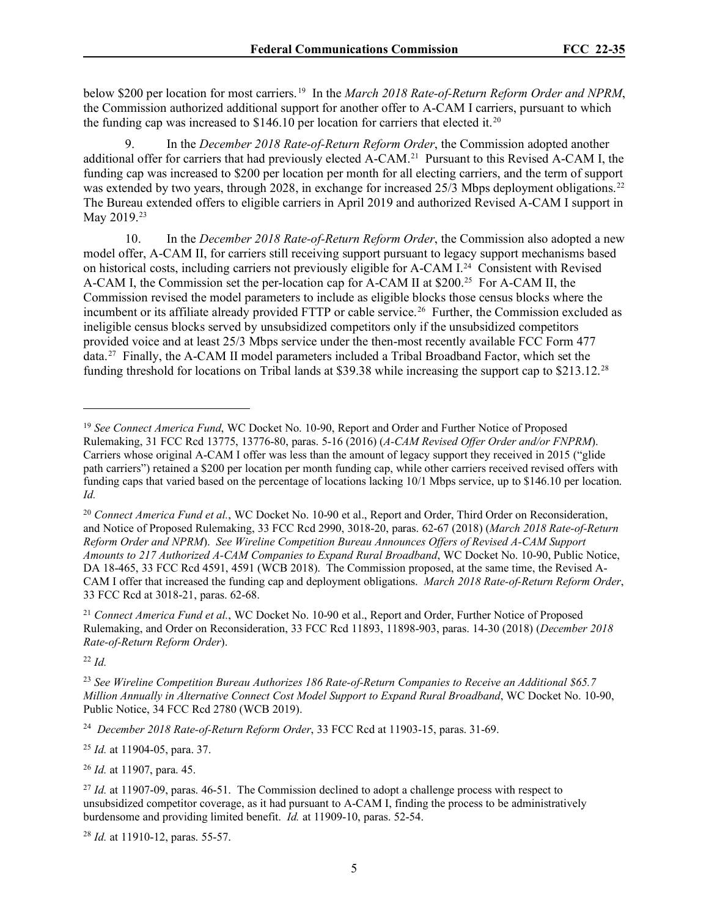below $200 per location for most carriers.[19] In the *March 2018 Rate-of-Return Reform Order and NPRM*, the Commission authorized additional support for another offer to A-CAM I carriers, pursuant to which the funding cap was increased to $146.10 per location for carriers that elected it.[20]

9. In the *December 2018 Rate-of-Return Reform Order*, the Commission adopted another additional offer for carriers that had previously elected A-CAM.[21] Pursuant to this Revised A-CAM I, the funding cap was increased to $200 per location per month for all electing carriers, and the term of support was extended by two years, through 2028, in exchange for increased 25/3 Mbps deployment obligations.[22] The Bureau extended offers to eligible carriers in April 2019 and authorized Revised A-CAM I support in May 2019.[23]

10. In the *December 2018 Rate-of-Return Reform Order*, the Commission also adopted a new model offer, A-CAM II, for carriers still receiving support pursuant to legacy support mechanisms based on historical costs, including carriers not previously eligible for A-CAM I.[24] Consistent with Revised A-CAM I, the Commission set the per-location cap for A-CAM II at $200.[25] For A-CAM II, the Commission revised the model parameters to include as eligible blocks those census blocks where the incumbent or its affiliate already provided FTTP or cable service.[26] Further, the Commission excluded as ineligible census blocks served by unsubsidized competitors only if the unsubsidized competitors provided voice and at least 25/3 Mbps service under the then-most recently available FCC Form 477 data.[27] Finally, the A-CAM II model parameters included a Tribal Broadband Factor, which set the funding threshold for locations on Tribal lands at $39.38 while increasing the support cap to $213.12.[28]

---

[19] *See Connect America Fund*, WC Docket No. 10-90, Report and Order and Further Notice of Proposed Rulemaking, 31 FCC Rcd 13775, 13776-80, paras. 5-16 (2016) (*A-CAM Revised Offer Order and/or FNPRM*). Carriers whose original A-CAM I offer was less than the amount of legacy support they received in 2015 ("glide path carriers") retained a $200 per location per month funding cap, while other carriers received revised offers with funding caps that varied based on the percentage of locations lacking 10/1 Mbps service, up to $146.10 per location. *Id.*

[20] *Connect America Fund et al.*, WC Docket No. 10-90 et al., Report and Order, Third Order on Reconsideration, and Notice of Proposed Rulemaking, 33 FCC Rcd 2990, 3018-20, paras. 62-67 (2018) (*March 2018 Rate-of-Return Reform Order and NPRM*). *See Wireline Competition Bureau Announces Offers of Revised A-CAM Support Amounts to 217 Authorized A-CAM Companies to Expand Rural Broadband*, WC Docket No. 10-90, Public Notice, DA 18-465, 33 FCC Rcd 4591, 4591 (WCB 2018). The Commission proposed, at the same time, the Revised A-CAM I offer that increased the funding cap and deployment obligations. *March 2018 Rate-of-Return Reform Order*, 33 FCC Rcd at 3018-21, paras. 62-68.

[21] *Connect America Fund et al.*, WC Docket No. 10-90 et al., Report and Order, Further Notice of Proposed Rulemaking, and Order on Reconsideration, 33 FCC Rcd 11893, 11898-903, paras. 14-30 (2018) (*December 2018 Rate-of-Return Reform Order*).

[22] *Id.*

[23] *See Wireline Competition Bureau Authorizes 186 Rate-of-Return Companies to Receive an Additional $65.7 Million Annually in Alternative Connect Cost Model Support to Expand Rural Broadband*, WC Docket No. 10-90, Public Notice, 34 FCC Rcd 2780 (WCB 2019).

[24] *December 2018 Rate-of-Return Reform Order*, 33 FCC Rcd at 11903-15, paras. 31-69.

[25] *Id.* at 11904-05, para. 37.

[26] *Id.* at 11907, para. 45.

[27] *Id.* at 11907-09, paras. 46-51. The Commission declined to adopt a challenge process with respect to unsubsidized competitor coverage, as it had pursuant to A-CAM I, finding the process to be administratively burdensome and providing limited benefit. *Id.* at 11909-10, paras. 52-54.

[28] *Id.* at 11910-12, paras. 55-57.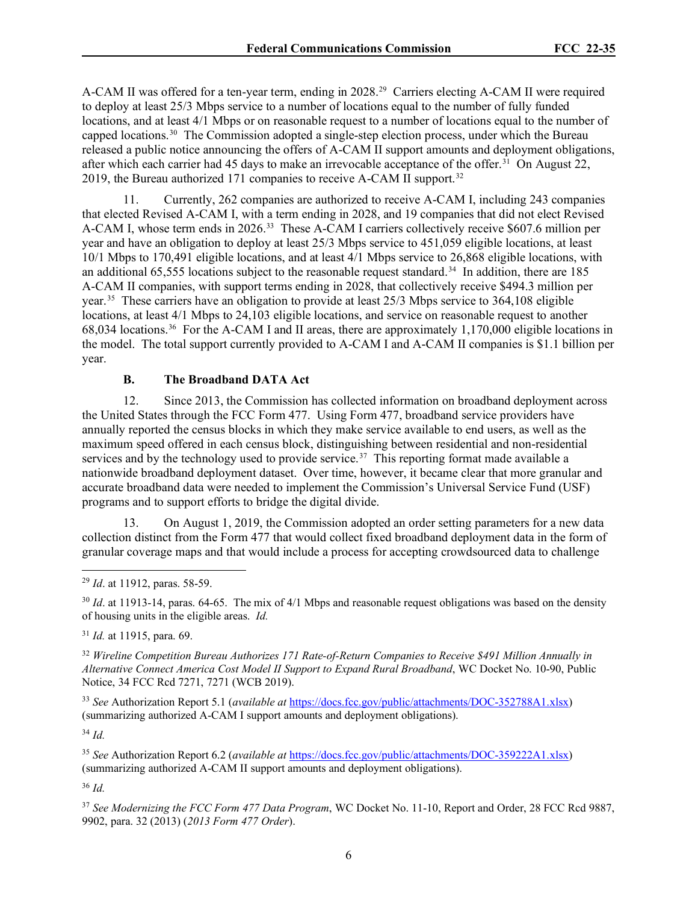A-CAM II was offered for a ten-year term, ending in 2028.[29] Carriers electing A-CAM II were required to deploy at least 25/3 Mbps service to a number of locations equal to the number of fully funded locations, and at least 4/1 Mbps or on reasonable request to a number of locations equal to the number of capped locations.[30] The Commission adopted a single-step election process, under which the Bureau released a public notice announcing the offers of A-CAM II support amounts and deployment obligations, after which each carrier had 45 days to make an irrevocable acceptance of the offer.[31] On August 22, 2019, the Bureau authorized 171 companies to receive A-CAM II support.[32]

11. Currently, 262 companies are authorized to receive A-CAM I, including 243 companies that elected Revised A-CAM I, with a term ending in 2028, and 19 companies that did not elect Revised A-CAM I, whose term ends in 2026.[33] These A-CAM I carriers collectively receive $607.6 million per year and have an obligation to deploy at least 25/3 Mbps service to 451,059 eligible locations, at least 10/1 Mbps to 170,491 eligible locations, and at least 4/1 Mbps service to 26,868 eligible locations, with an additional 65,555 locations subject to the reasonable request standard.[34] In addition, there are 185 A-CAM II companies, with support terms ending in 2028, that collectively receive $494.3 million per year.[35] These carriers have an obligation to provide at least 25/3 Mbps service to 364,108 eligible locations, at least 4/1 Mbps to 24,103 eligible locations, and service on reasonable request to another 68,034 locations.[36] For the A-CAM I and II areas, there are approximately 1,170,000 eligible locations in the model. The total support currently provided to A-CAM I and A-CAM II companies is $1.1 billion per year.

### B. The Broadband DATA Act

12. Since 2013, the Commission has collected information on broadband deployment across the United States through the FCC Form 477. Using Form 477, broadband service providers have annually reported the census blocks in which they make service available to end users, as well as the maximum speed offered in each census block, distinguishing between residential and non-residential services and by the technology used to provide service.[37] This reporting format made available a nationwide broadband deployment dataset. Over time, however, it became clear that more granular and accurate broadband data were needed to implement the Commission's Universal Service Fund (USF) programs and to support efforts to bridge the digital divide.

13. On August 1, 2019, the Commission adopted an order setting parameters for a new data collection distinct from the Form 477 that would collect fixed broadband deployment data in the form of granular coverage maps and that would include a process for accepting crowdsourced data to challenge

---

[29] *Id*. at 11912, paras. 58-59.

[30] *Id*. at 11913-14, paras. 64-65. The mix of 4/1 Mbps and reasonable request obligations was based on the density of housing units in the eligible areas. *Id.*

[31] *Id.* at 11915, para. 69.

[32] *Wireline Competition Bureau Authorizes 171 Rate-of-Return Companies to Receive $491 Million Annually in Alternative Connect America Cost Model II Support to Expand Rural Broadband*, WC Docket No. 10-90, Public Notice, 34 FCC Rcd 7271, 7271 (WCB 2019).

[33] *See* Authorization Report 5.1 (*available at* https://docs.fcc.gov/public/attachments/DOC-352788A1.xlsx) (summarizing authorized A-CAM I support amounts and deployment obligations).

[34] *Id.*

[35] *See* Authorization Report 6.2 (*available at* https://docs.fcc.gov/public/attachments/DOC-359222A1.xlsx) (summarizing authorized A-CAM II support amounts and deployment obligations).

[36] *Id.*

[37] *See Modernizing the FCC Form 477 Data Program*, WC Docket No. 11-10, Report and Order, 28 FCC Rcd 9887, 9902, para. 32 (2013) (*2013 Form 477 Order*).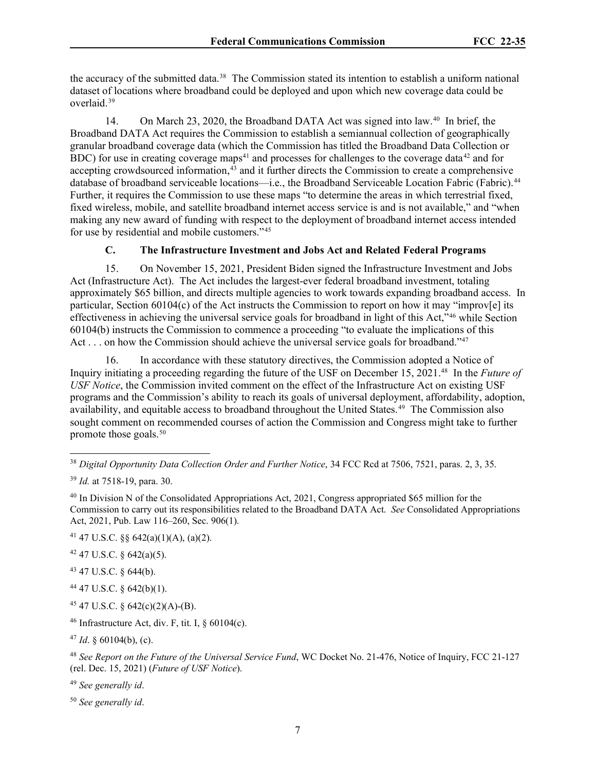the accuracy of the submitted data.[38] The Commission stated its intention to establish a uniform national dataset of locations where broadband could be deployed and upon which new coverage data could be overlaid.[39]

14. On March 23, 2020, the Broadband DATA Act was signed into law.[40] In brief, the Broadband DATA Act requires the Commission to establish a semiannual collection of geographically granular broadband coverage data (which the Commission has titled the Broadband Data Collection or BDC) for use in creating coverage maps[41] and processes for challenges to the coverage data[42] and for accepting crowdsourced information,[43] and it further directs the Commission to create a comprehensive database of broadband serviceable locations—i.e., the Broadband Serviceable Location Fabric (Fabric).[44] Further, it requires the Commission to use these maps "to determine the areas in which terrestrial fixed, fixed wireless, mobile, and satellite broadband internet access service is and is not available," and "when making any new award of funding with respect to the deployment of broadband internet access intended for use by residential and mobile customers."[45]

### C. The Infrastructure Investment and Jobs Act and Related Federal Programs

15. On November 15, 2021, President Biden signed the Infrastructure Investment and Jobs Act (Infrastructure Act). The Act includes the largest-ever federal broadband investment, totaling approximately $65 billion, and directs multiple agencies to work towards expanding broadband access. In particular, Section 60104(c) of the Act instructs the Commission to report on how it may "improv[e] its effectiveness in achieving the universal service goals for broadband in light of this Act,"[46] while Section 60104(b) instructs the Commission to commence a proceeding "to evaluate the implications of this Act . . . on how the Commission should achieve the universal service goals for broadband."[47]

16. In accordance with these statutory directives, the Commission adopted a Notice of Inquiry initiating a proceeding regarding the future of the USF on December 15, 2021.[48] In the *Future of USF Notice*, the Commission invited comment on the effect of the Infrastructure Act on existing USF programs and the Commission's ability to reach its goals of universal deployment, affordability, adoption, availability, and equitable access to broadband throughout the United States.[49] The Commission also sought comment on recommended courses of action the Commission and Congress might take to further promote those goals.[50]

---

[38] *Digital Opportunity Data Collection Order and Further Notice*, 34 FCC Rcd at 7506, 7521, paras. 2, 3, 35.

[39] *Id.* at 7518-19, para. 30.

[40] In Division N of the Consolidated Appropriations Act, 2021, Congress appropriated $65 million for the Commission to carry out its responsibilities related to the Broadband DATA Act. *See* Consolidated Appropriations Act, 2021, Pub. Law 116–260, Sec. 906(1).

[41] 47 U.S.C. §§ 642(a)(1)(A), (a)(2).

[42] 47 U.S.C. § 642(a)(5).

[43] 47 U.S.C. § 644(b).

[44] 47 U.S.C. § 642(b)(1).

[45] 47 U.S.C. § 642(c)(2)(A)-(B).

[46] Infrastructure Act, div. F, tit. I, § 60104(c).

[47] *Id*. § 60104(b), (c).

[48] *See Report on the Future of the Universal Service Fund*, WC Docket No. 21-476, Notice of Inquiry, FCC 21-127 (rel. Dec. 15, 2021) (*Future of USF Notice*).

[49] *See generally id*.

[50] *See generally id*.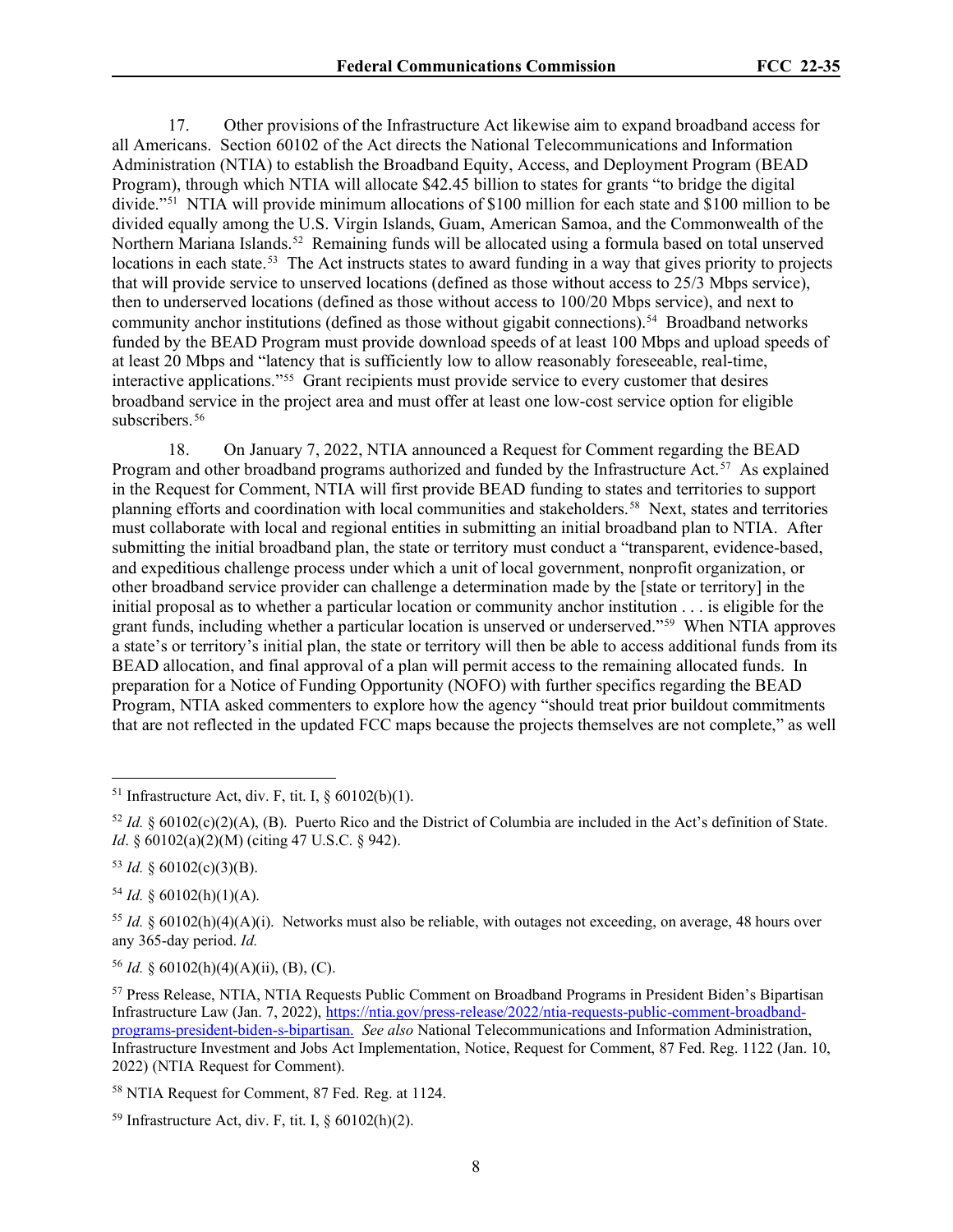17. Other provisions of the Infrastructure Act likewise aim to expand broadband access for all Americans. Section 60102 of the Act directs the National Telecommunications and Information Administration (NTIA) to establish the Broadband Equity, Access, and Deployment Program (BEAD Program), through which NTIA will allocate $42.45 billion to states for grants "to bridge the digital divide."[51] NTIA will provide minimum allocations of $100 million for each state and $100 million to be divided equally among the U.S. Virgin Islands, Guam, American Samoa, and the Commonwealth of the Northern Mariana Islands.[52] Remaining funds will be allocated using a formula based on total unserved locations in each state.[53] The Act instructs states to award funding in a way that gives priority to projects that will provide service to unserved locations (defined as those without access to 25/3 Mbps service), then to underserved locations (defined as those without access to 100/20 Mbps service), and next to community anchor institutions (defined as those without gigabit connections).[54] Broadband networks funded by the BEAD Program must provide download speeds of at least 100 Mbps and upload speeds of at least 20 Mbps and "latency that is sufficiently low to allow reasonably foreseeable, real-time, interactive applications."[55] Grant recipients must provide service to every customer that desires broadband service in the project area and must offer at least one low-cost service option for eligible subscribers.[56]

18. On January 7, 2022, NTIA announced a Request for Comment regarding the BEAD Program and other broadband programs authorized and funded by the Infrastructure Act.[57] As explained in the Request for Comment, NTIA will first provide BEAD funding to states and territories to support planning efforts and coordination with local communities and stakeholders.[58] Next, states and territories must collaborate with local and regional entities in submitting an initial broadband plan to NTIA. After submitting the initial broadband plan, the state or territory must conduct a "transparent, evidence-based, and expeditious challenge process under which a unit of local government, nonprofit organization, or other broadband service provider can challenge a determination made by the [state or territory] in the initial proposal as to whether a particular location or community anchor institution . . . is eligible for the grant funds, including whether a particular location is unserved or underserved."[59] When NTIA approves a state's or territory's initial plan, the state or territory will then be able to access additional funds from its BEAD allocation, and final approval of a plan will permit access to the remaining allocated funds. In preparation for a Notice of Funding Opportunity (NOFO) with further specifics regarding the BEAD Program, NTIA asked commenters to explore how the agency "should treat prior buildout commitments that are not reflected in the updated FCC maps because the projects themselves are not complete," as well

---

[51] Infrastructure Act, div. F, tit. I, § 60102(b)(1).

[52] *Id.* § 60102(c)(2)(A), (B). Puerto Rico and the District of Columbia are included in the Act's definition of State. *Id*. § 60102(a)(2)(M) (citing 47 U.S.C. § 942).

[53] *Id.* § 60102(c)(3)(B).

[54] *Id.* § 60102(h)(1)(A).

[55] *Id.* § 60102(h)(4)(A)(i). Networks must also be reliable, with outages not exceeding, on average, 48 hours over any 365-day period. *Id.*

[56] *Id.* § 60102(h)(4)(A)(ii), (B), (C).

[57] Press Release, NTIA, NTIA Requests Public Comment on Broadband Programs in President Biden's Bipartisan Infrastructure Law (Jan. 7, 2022), https://ntia.gov/press-release/2022/ntia-requests-public-comment-broadband-programs-president-biden-s-bipartisan. *See also* National Telecommunications and Information Administration, Infrastructure Investment and Jobs Act Implementation, Notice, Request for Comment, 87 Fed. Reg. 1122 (Jan. 10, 2022) (NTIA Request for Comment).

[58] NTIA Request for Comment, 87 Fed. Reg. at 1124.

[59] Infrastructure Act, div. F, tit. I, § 60102(h)(2).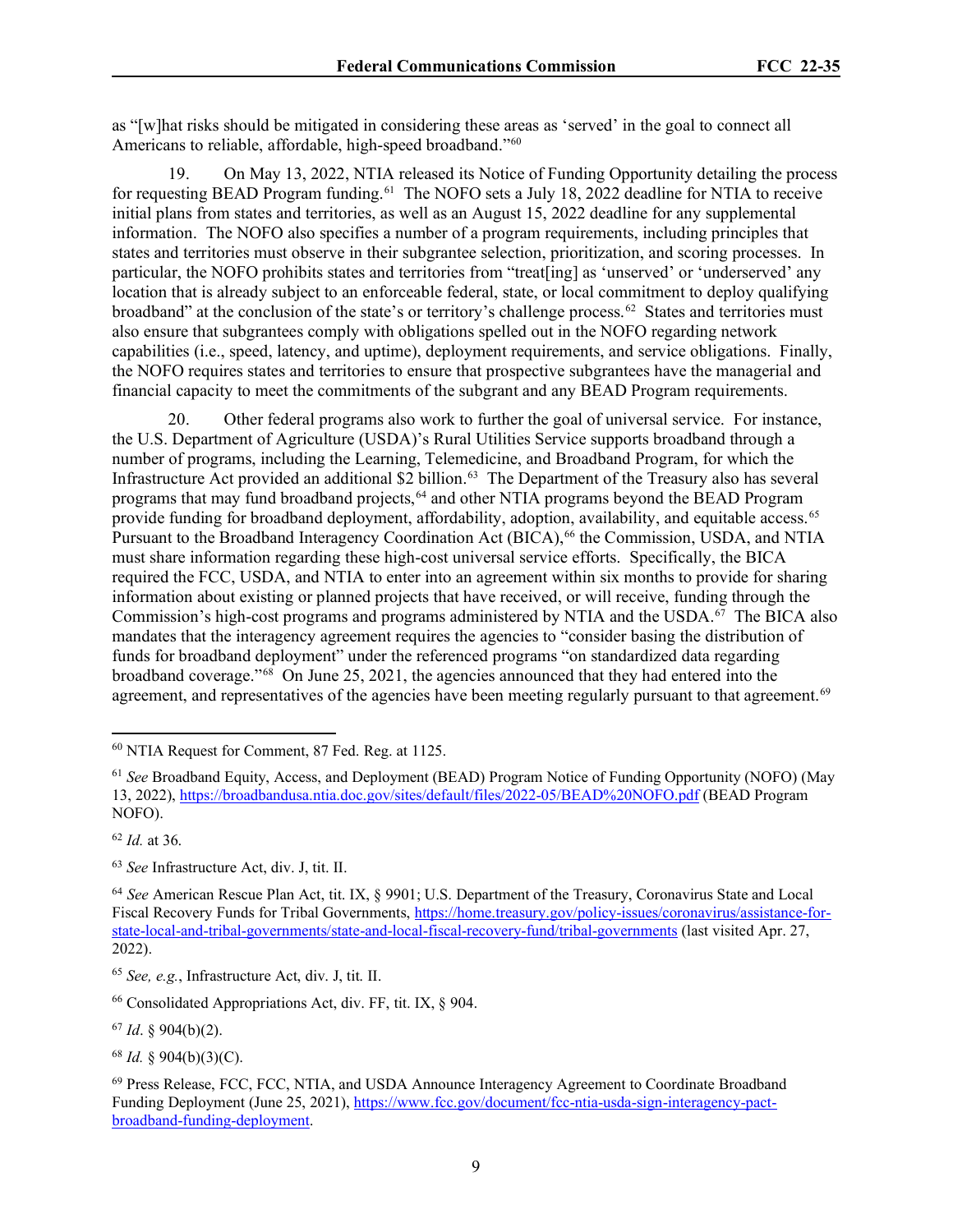as "[w]hat risks should be mitigated in considering these areas as 'served' in the goal to connect all Americans to reliable, affordable, high-speed broadband."[60]

19. On May 13, 2022, NTIA released its Notice of Funding Opportunity detailing the process for requesting BEAD Program funding.[61] The NOFO sets a July 18, 2022 deadline for NTIA to receive initial plans from states and territories, as well as an August 15, 2022 deadline for any supplemental information. The NOFO also specifies a number of a program requirements, including principles that states and territories must observe in their subgrantee selection, prioritization, and scoring processes. In particular, the NOFO prohibits states and territories from "treat[ing] as 'unserved' or 'underserved' any location that is already subject to an enforceable federal, state, or local commitment to deploy qualifying broadband" at the conclusion of the state's or territory's challenge process.[62] States and territories must also ensure that subgrantees comply with obligations spelled out in the NOFO regarding network capabilities (i.e., speed, latency, and uptime), deployment requirements, and service obligations. Finally, the NOFO requires states and territories to ensure that prospective subgrantees have the managerial and financial capacity to meet the commitments of the subgrant and any BEAD Program requirements.

20. Other federal programs also work to further the goal of universal service. For instance, the U.S. Department of Agriculture (USDA)'s Rural Utilities Service supports broadband through a number of programs, including the Learning, Telemedicine, and Broadband Program, for which the Infrastructure Act provided an additional $2 billion.[63] The Department of the Treasury also has several programs that may fund broadband projects,[64] and other NTIA programs beyond the BEAD Program provide funding for broadband deployment, affordability, adoption, availability, and equitable access.[65] Pursuant to the Broadband Interagency Coordination Act (BICA),[66] the Commission, USDA, and NTIA must share information regarding these high-cost universal service efforts. Specifically, the BICA required the FCC, USDA, and NTIA to enter into an agreement within six months to provide for sharing information about existing or planned projects that have received, or will receive, funding through the Commission's high-cost programs and programs administered by NTIA and the USDA.[67] The BICA also mandates that the interagency agreement requires the agencies to "consider basing the distribution of funds for broadband deployment" under the referenced programs "on standardized data regarding broadband coverage."[68] On June 25, 2021, the agencies announced that they had entered into the agreement, and representatives of the agencies have been meeting regularly pursuant to that agreement.[69]

---

[60] NTIA Request for Comment, 87 Fed. Reg. at 1125.

[61] *See* Broadband Equity, Access, and Deployment (BEAD) Program Notice of Funding Opportunity (NOFO) (May 13, 2022), https://broadbandusa.ntia.doc.gov/sites/default/files/2022-05/BEAD%20NOFO.pdf (BEAD Program NOFO).

[62] *Id.* at 36.

[63] *See* Infrastructure Act, div. J, tit. II.

[64] *See* American Rescue Plan Act, tit. IX, § 9901; U.S. Department of the Treasury, Coronavirus State and Local Fiscal Recovery Funds for Tribal Governments, https://home.treasury.gov/policy-issues/coronavirus/assistance-for-state-local-and-tribal-governments/state-and-local-fiscal-recovery-fund/tribal-governments (last visited Apr. 27, 2022).

[65] *See, e.g.*, Infrastructure Act, div. J, tit. II.

[66] Consolidated Appropriations Act, div. FF, tit. IX, § 904.

[67] *Id*. § 904(b)(2).

[68] *Id.* § 904(b)(3)(C).

[69] Press Release, FCC, FCC, NTIA, and USDA Announce Interagency Agreement to Coordinate Broadband Funding Deployment (June 25, 2021), https://www.fcc.gov/document/fcc-ntia-usda-sign-interagency-pact-broadband-funding-deployment.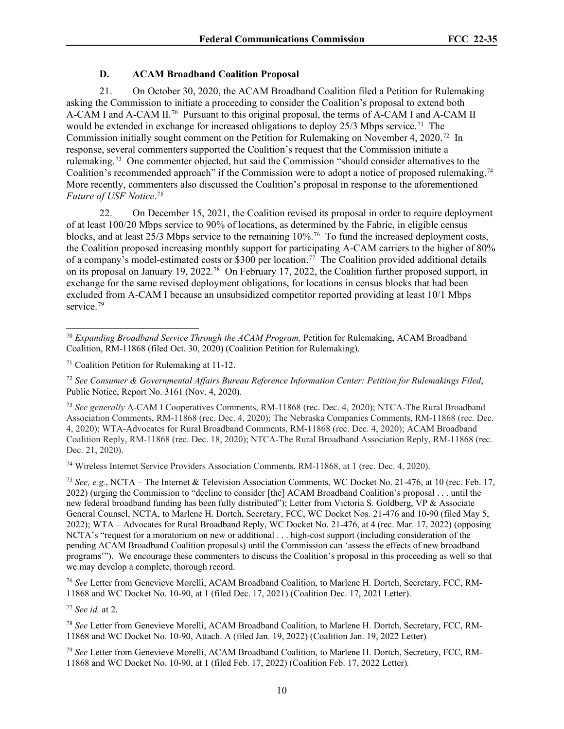### D. ACAM Broadband Coalition Proposal

21. On October 30, 2020, the ACAM Broadband Coalition filed a Petition for Rulemaking asking the Commission to initiate a proceeding to consider the Coalition's proposal to extend both A-CAM I and A-CAM II.[70] Pursuant to this original proposal, the terms of A-CAM I and A-CAM II would be extended in exchange for increased obligations to deploy 25/3 Mbps service.[71] The Commission initially sought comment on the Petition for Rulemaking on November 4, 2020.[72] In response, several commenters supported the Coalition's request that the Commission initiate a rulemaking.[73] One commenter objected, but said the Commission "should consider alternatives to the Coalition's recommended approach" if the Commission were to adopt a notice of proposed rulemaking.[74] More recently, commenters also discussed the Coalition's proposal in response to the aforementioned *Future of USF Notice*.[75]

22. On December 15, 2021, the Coalition revised its proposal in order to require deployment of at least 100/20 Mbps service to 90% of locations, as determined by the Fabric, in eligible census blocks, and at least 25/3 Mbps service to the remaining 10%.[76] To fund the increased deployment costs, the Coalition proposed increasing monthly support for participating A-CAM carriers to the higher of 80% of a company's model-estimated costs or $300 per location.[77] The Coalition provided additional details on its proposal on January 19, 2022.[78] On February 17, 2022, the Coalition further proposed support, in exchange for the same revised deployment obligations, for locations in census blocks that had been excluded from A-CAM I because an unsubsidized competitor reported providing at least 10/1 Mbps service.[79]

---

[70] *Expanding Broadband Service Through the ACAM Program,* Petition for Rulemaking, ACAM Broadband Coalition, RM-11868 (filed Oct. 30, 2020) (Coalition Petition for Rulemaking).

[71] Coalition Petition for Rulemaking at 11-12.

[72] *See Consumer & Governmental Affairs Bureau Reference Information Center: Petition for Rulemakings Filed*, Public Notice, Report No. 3161 (Nov. 4, 2020).

[73] *See generally* A-CAM I Cooperatives Comments, RM-11868 (rec. Dec. 4, 2020); NTCA-The Rural Broadband Association Comments, RM-11868 (rec. Dec. 4, 2020); The Nebraska Companies Comments, RM-11868 (rec. Dec. 4, 2020); WTA-Advocates for Rural Broadband Comments, RM-11868 (rec. Dec. 4, 2020); ACAM Broadband Coalition Reply, RM-11868 (rec. Dec. 18, 2020); NTCA-The Rural Broadband Association Reply, RM-11868 (rec. Dec. 21, 2020).

[74] Wireless Internet Service Providers Association Comments, RM-11868, at 1 (rec. Dec. 4, 2020).

[75] *See, e.g.*, NCTA – The Internet & Television Association Comments, WC Docket No. 21-476, at 10 (rec. Feb. 17, 2022) (urging the Commission to "decline to consider [the] ACAM Broadband Coalition's proposal . . . until the new federal broadband funding has been fully distributed"); Letter from Victoria S. Goldberg, VP & Associate General Counsel, NCTA, to Marlene H. Dortch, Secretary, FCC, WC Docket Nos. 21-476 and 10-90 (filed May 5, 2022); WTA – Advocates for Rural Broadband Reply, WC Docket No. 21-476, at 4 (rec. Mar. 17, 2022) (opposing NCTA's "request for a moratorium on new or additional . . . high-cost support (including consideration of the pending ACAM Broadband Coalition proposals) until the Commission can 'assess the effects of new broadband programs'"). We encourage these commenters to discuss the Coalition's proposal in this proceeding as well so that we may develop a complete, thorough record.

[76] *See* Letter from Genevieve Morelli, ACAM Broadband Coalition, to Marlene H. Dortch, Secretary, FCC, RM-11868 and WC Docket No. 10-90, at 1 (filed Dec. 17, 2021) (Coalition Dec. 17, 2021 Letter).

[77] *See id.* at 2.

[78] *See* Letter from Genevieve Morelli, ACAM Broadband Coalition, to Marlene H. Dortch, Secretary, FCC, RM-11868 and WC Docket No. 10-90, Attach. A (filed Jan. 19, 2022) (Coalition Jan. 19, 2022 Letter).

[79] *See* Letter from Genevieve Morelli, ACAM Broadband Coalition, to Marlene H. Dortch, Secretary, FCC, RM-11868 and WC Docket No. 10-90, at 1 (filed Feb. 17, 2022) (Coalition Feb. 17, 2022 Letter).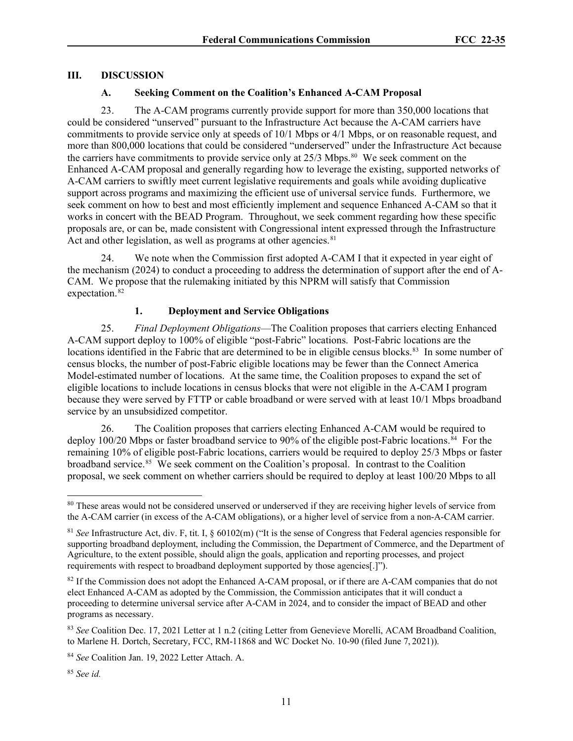## III. DISCUSSION

### A. Seeking Comment on the Coalition's Enhanced A-CAM Proposal

23. The A-CAM programs currently provide support for more than 350,000 locations that could be considered "unserved" pursuant to the Infrastructure Act because the A-CAM carriers have commitments to provide service only at speeds of 10/1 Mbps or 4/1 Mbps, or on reasonable request, and more than 800,000 locations that could be considered "underserved" under the Infrastructure Act because the carriers have commitments to provide service only at 25/3 Mbps.[80] We seek comment on the Enhanced A-CAM proposal and generally regarding how to leverage the existing, supported networks of A-CAM carriers to swiftly meet current legislative requirements and goals while avoiding duplicative support across programs and maximizing the efficient use of universal service funds. Furthermore, we seek comment on how to best and most efficiently implement and sequence Enhanced A-CAM so that it works in concert with the BEAD Program. Throughout, we seek comment regarding how these specific proposals are, or can be, made consistent with Congressional intent expressed through the Infrastructure Act and other legislation, as well as programs at other agencies.[81]

24. We note when the Commission first adopted A-CAM I that it expected in year eight of the mechanism (2024) to conduct a proceeding to address the determination of support after the end of A-CAM. We propose that the rulemaking initiated by this NPRM will satisfy that Commission expectation.[82]

#### 1. Deployment and Service Obligations

25. *Final Deployment Obligations*—The Coalition proposes that carriers electing Enhanced A-CAM support deploy to 100% of eligible "post-Fabric" locations. Post-Fabric locations are the locations identified in the Fabric that are determined to be in eligible census blocks.[83] In some number of census blocks, the number of post-Fabric eligible locations may be fewer than the Connect America Model-estimated number of locations. At the same time, the Coalition proposes to expand the set of eligible locations to include locations in census blocks that were not eligible in the A-CAM I program because they were served by FTTP or cable broadband or were served with at least 10/1 Mbps broadband service by an unsubsidized competitor.

26. The Coalition proposes that carriers electing Enhanced A-CAM would be required to deploy 100/20 Mbps or faster broadband service to 90% of the eligible post-Fabric locations.[84] For the remaining 10% of eligible post-Fabric locations, carriers would be required to deploy 25/3 Mbps or faster broadband service.[85] We seek comment on the Coalition's proposal. In contrast to the Coalition proposal, we seek comment on whether carriers should be required to deploy at least 100/20 Mbps to all

---

[80] These areas would not be considered unserved or underserved if they are receiving higher levels of service from the A-CAM carrier (in excess of the A-CAM obligations), or a higher level of service from a non-A-CAM carrier.

[81] *See* Infrastructure Act, div. F, tit. I, § 60102(m) ("It is the sense of Congress that Federal agencies responsible for supporting broadband deployment, including the Commission, the Department of Commerce, and the Department of Agriculture, to the extent possible, should align the goals, application and reporting processes, and project requirements with respect to broadband deployment supported by those agencies[.]").

[82] If the Commission does not adopt the Enhanced A-CAM proposal, or if there are A-CAM companies that do not elect Enhanced A-CAM as adopted by the Commission, the Commission anticipates that it will conduct a proceeding to determine universal service after A-CAM in 2024, and to consider the impact of BEAD and other programs as necessary.

[83] *See* Coalition Dec. 17, 2021 Letter at 1 n.2 (citing Letter from Genevieve Morelli, ACAM Broadband Coalition, to Marlene H. Dortch, Secretary, FCC, RM-11868 and WC Docket No. 10-90 (filed June 7, 2021)).

[84] *See* Coalition Jan. 19, 2022 Letter Attach. A.

[85] *See id.*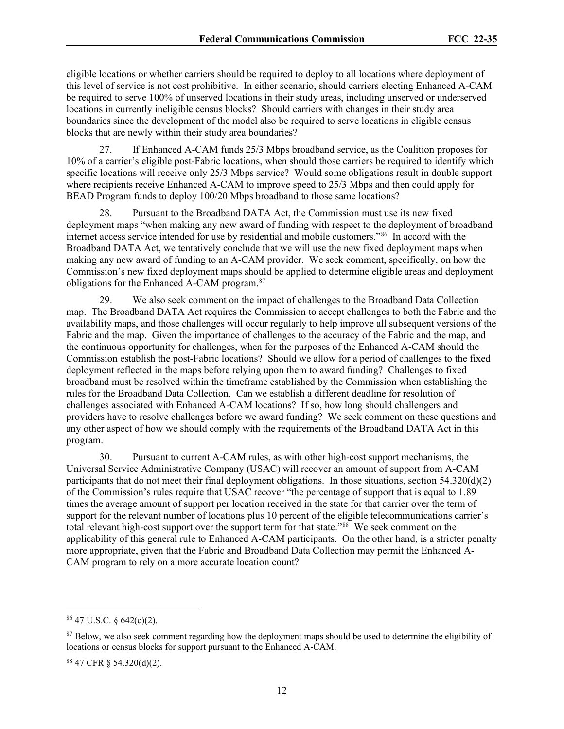eligible locations or whether carriers should be required to deploy to all locations where deployment of this level of service is not cost prohibitive. In either scenario, should carriers electing Enhanced A-CAM be required to serve 100% of unserved locations in their study areas, including unserved or underserved locations in currently ineligible census blocks? Should carriers with changes in their study area boundaries since the development of the model also be required to serve locations in eligible census blocks that are newly within their study area boundaries?

27. If Enhanced A-CAM funds 25/3 Mbps broadband service, as the Coalition proposes for 10% of a carrier's eligible post-Fabric locations, when should those carriers be required to identify which specific locations will receive only 25/3 Mbps service? Would some obligations result in double support where recipients receive Enhanced A-CAM to improve speed to 25/3 Mbps and then could apply for BEAD Program funds to deploy 100/20 Mbps broadband to those same locations?

28. Pursuant to the Broadband DATA Act, the Commission must use its new fixed deployment maps "when making any new award of funding with respect to the deployment of broadband internet access service intended for use by residential and mobile customers."[86] In accord with the Broadband DATA Act, we tentatively conclude that we will use the new fixed deployment maps when making any new award of funding to an A-CAM provider. We seek comment, specifically, on how the Commission's new fixed deployment maps should be applied to determine eligible areas and deployment obligations for the Enhanced A-CAM program.[87]

29. We also seek comment on the impact of challenges to the Broadband Data Collection map. The Broadband DATA Act requires the Commission to accept challenges to both the Fabric and the availability maps, and those challenges will occur regularly to help improve all subsequent versions of the Fabric and the map. Given the importance of challenges to the accuracy of the Fabric and the map, and the continuous opportunity for challenges, when for the purposes of the Enhanced A-CAM should the Commission establish the post-Fabric locations? Should we allow for a period of challenges to the fixed deployment reflected in the maps before relying upon them to award funding? Challenges to fixed broadband must be resolved within the timeframe established by the Commission when establishing the rules for the Broadband Data Collection. Can we establish a different deadline for resolution of challenges associated with Enhanced A-CAM locations? If so, how long should challengers and providers have to resolve challenges before we award funding? We seek comment on these questions and any other aspect of how we should comply with the requirements of the Broadband DATA Act in this program.

30. Pursuant to current A-CAM rules, as with other high-cost support mechanisms, the Universal Service Administrative Company (USAC) will recover an amount of support from A-CAM participants that do not meet their final deployment obligations. In those situations, section 54.320(d)(2) of the Commission's rules require that USAC recover "the percentage of support that is equal to 1.89 times the average amount of support per location received in the state for that carrier over the term of support for the relevant number of locations plus 10 percent of the eligible telecommunications carrier's total relevant high-cost support over the support term for that state."[88] We seek comment on the applicability of this general rule to Enhanced A-CAM participants. On the other hand, is a stricter penalty more appropriate, given that the Fabric and Broadband Data Collection may permit the Enhanced A-CAM program to rely on a more accurate location count?

---

[86] 47 U.S.C. § 642(c)(2).

[87] Below, we also seek comment regarding how the deployment maps should be used to determine the eligibility of locations or census blocks for support pursuant to the Enhanced A-CAM.

[88] 47 CFR § 54.320(d)(2).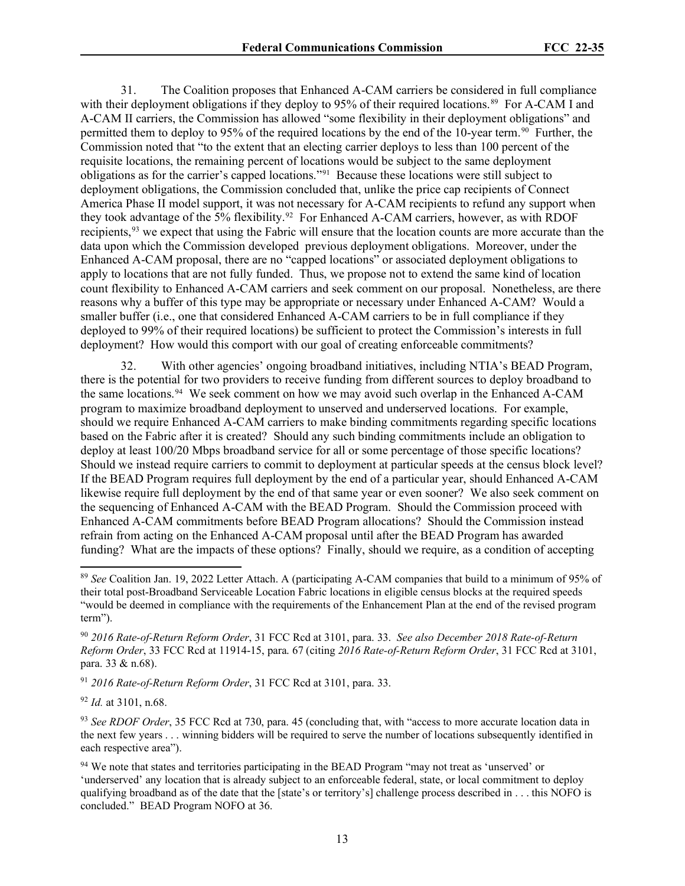31. The Coalition proposes that Enhanced A-CAM carriers be considered in full compliance with their deployment obligations if they deploy to 95% of their required locations.[89] For A-CAM I and A-CAM II carriers, the Commission has allowed "some flexibility in their deployment obligations" and permitted them to deploy to 95% of the required locations by the end of the 10-year term.[90] Further, the Commission noted that "to the extent that an electing carrier deploys to less than 100 percent of the requisite locations, the remaining percent of locations would be subject to the same deployment obligations as for the carrier's capped locations."[91] Because these locations were still subject to deployment obligations, the Commission concluded that, unlike the price cap recipients of Connect America Phase II model support, it was not necessary for A-CAM recipients to refund any support when they took advantage of the 5% flexibility.[92] For Enhanced A-CAM carriers, however, as with RDOF recipients,[93] we expect that using the Fabric will ensure that the location counts are more accurate than the data upon which the Commission developed previous deployment obligations. Moreover, under the Enhanced A-CAM proposal, there are no "capped locations" or associated deployment obligations to apply to locations that are not fully funded. Thus, we propose not to extend the same kind of location count flexibility to Enhanced A-CAM carriers and seek comment on our proposal. Nonetheless, are there reasons why a buffer of this type may be appropriate or necessary under Enhanced A-CAM? Would a smaller buffer (i.e., one that considered Enhanced A-CAM carriers to be in full compliance if they deployed to 99% of their required locations) be sufficient to protect the Commission's interests in full deployment? How would this comport with our goal of creating enforceable commitments?

32. With other agencies' ongoing broadband initiatives, including NTIA's BEAD Program, there is the potential for two providers to receive funding from different sources to deploy broadband to the same locations.[94] We seek comment on how we may avoid such overlap in the Enhanced A-CAM program to maximize broadband deployment to unserved and underserved locations. For example, should we require Enhanced A-CAM carriers to make binding commitments regarding specific locations based on the Fabric after it is created? Should any such binding commitments include an obligation to deploy at least 100/20 Mbps broadband service for all or some percentage of those specific locations? Should we instead require carriers to commit to deployment at particular speeds at the census block level? If the BEAD Program requires full deployment by the end of a particular year, should Enhanced A-CAM likewise require full deployment by the end of that same year or even sooner? We also seek comment on the sequencing of Enhanced A-CAM with the BEAD Program. Should the Commission proceed with Enhanced A-CAM commitments before BEAD Program allocations? Should the Commission instead refrain from acting on the Enhanced A-CAM proposal until after the BEAD Program has awarded funding? What are the impacts of these options? Finally, should we require, as a condition of accepting

---

[89] *See* Coalition Jan. 19, 2022 Letter Attach. A (participating A-CAM companies that build to a minimum of 95% of their total post-Broadband Serviceable Location Fabric locations in eligible census blocks at the required speeds "would be deemed in compliance with the requirements of the Enhancement Plan at the end of the revised program term").

[90] *2016 Rate-of-Return Reform Order*, 31 FCC Rcd at 3101, para. 33. *See also December 2018 Rate-of-Return Reform Order*, 33 FCC Rcd at 11914-15, para. 67 (citing *2016 Rate-of-Return Reform Order*, 31 FCC Rcd at 3101, para. 33 & n.68).

[91] *2016 Rate-of-Return Reform Order*, 31 FCC Rcd at 3101, para. 33.

[92] *Id.* at 3101, n.68.

[93] *See RDOF Order*, 35 FCC Rcd at 730, para. 45 (concluding that, with "access to more accurate location data in the next few years . . . winning bidders will be required to serve the number of locations subsequently identified in each respective area").

[94] We note that states and territories participating in the BEAD Program "may not treat as 'unserved' or 'underserved' any location that is already subject to an enforceable federal, state, or local commitment to deploy qualifying broadband as of the date that the [state's or territory's] challenge process described in . . . this NOFO is concluded." BEAD Program NOFO at 36.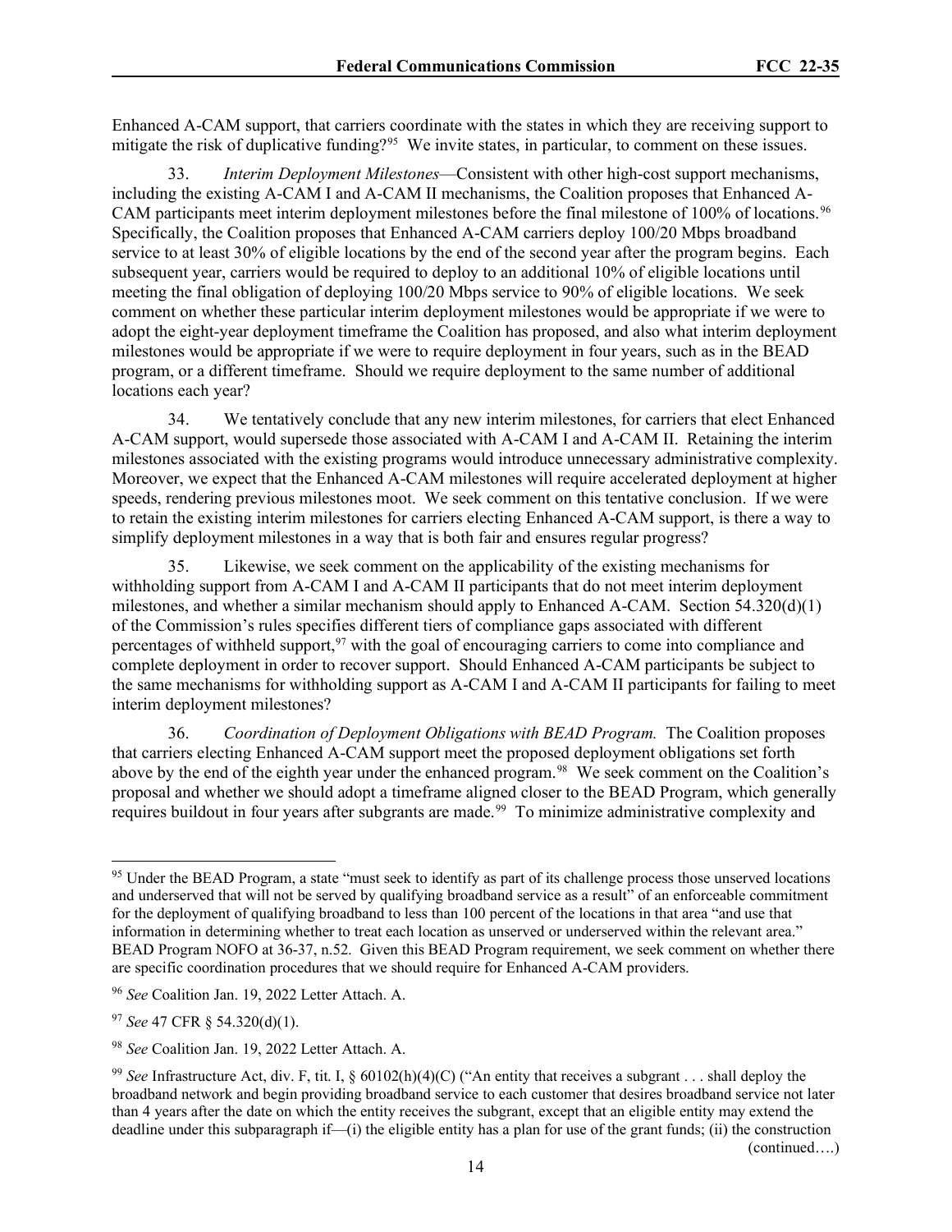Enhanced A-CAM support, that carriers coordinate with the states in which they are receiving support to mitigate the risk of duplicative funding?[95] We invite states, in particular, to comment on these issues.

33. *Interim Deployment Milestones*—Consistent with other high-cost support mechanisms, including the existing A-CAM I and A-CAM II mechanisms, the Coalition proposes that Enhanced A-CAM participants meet interim deployment milestones before the final milestone of 100% of locations.[96] Specifically, the Coalition proposes that Enhanced A-CAM carriers deploy 100/20 Mbps broadband service to at least 30% of eligible locations by the end of the second year after the program begins. Each subsequent year, carriers would be required to deploy to an additional 10% of eligible locations until meeting the final obligation of deploying 100/20 Mbps service to 90% of eligible locations. We seek comment on whether these particular interim deployment milestones would be appropriate if we were to adopt the eight-year deployment timeframe the Coalition has proposed, and also what interim deployment milestones would be appropriate if we were to require deployment in four years, such as in the BEAD program, or a different timeframe. Should we require deployment to the same number of additional locations each year?

34. We tentatively conclude that any new interim milestones, for carriers that elect Enhanced A-CAM support, would supersede those associated with A-CAM I and A-CAM II. Retaining the interim milestones associated with the existing programs would introduce unnecessary administrative complexity. Moreover, we expect that the Enhanced A-CAM milestones will require accelerated deployment at higher speeds, rendering previous milestones moot. We seek comment on this tentative conclusion. If we were to retain the existing interim milestones for carriers electing Enhanced A-CAM support, is there a way to simplify deployment milestones in a way that is both fair and ensures regular progress?

35. Likewise, we seek comment on the applicability of the existing mechanisms for withholding support from A-CAM I and A-CAM II participants that do not meet interim deployment milestones, and whether a similar mechanism should apply to Enhanced A-CAM. Section 54.320(d)(1) of the Commission's rules specifies different tiers of compliance gaps associated with different percentages of withheld support,[97] with the goal of encouraging carriers to come into compliance and complete deployment in order to recover support. Should Enhanced A-CAM participants be subject to the same mechanisms for withholding support as A-CAM I and A-CAM II participants for failing to meet interim deployment milestones?

36. *Coordination of Deployment Obligations with BEAD Program.* The Coalition proposes that carriers electing Enhanced A-CAM support meet the proposed deployment obligations set forth above by the end of the eighth year under the enhanced program.[98] We seek comment on the Coalition's proposal and whether we should adopt a timeframe aligned closer to the BEAD Program, which generally requires buildout in four years after subgrants are made.[99] To minimize administrative complexity and

---

[95] Under the BEAD Program, a state "must seek to identify as part of its challenge process those unserved locations and underserved that will not be served by qualifying broadband service as a result" of an enforceable commitment for the deployment of qualifying broadband to less than 100 percent of the locations in that area "and use that information in determining whether to treat each location as unserved or underserved within the relevant area." BEAD Program NOFO at 36-37, n.52. Given this BEAD Program requirement, we seek comment on whether there are specific coordination procedures that we should require for Enhanced A-CAM providers.

[96] *See* Coalition Jan. 19, 2022 Letter Attach. A.

[97] *See* 47 CFR § 54.320(d)(1).

[98] *See* Coalition Jan. 19, 2022 Letter Attach. A.

[99] *See* Infrastructure Act, div. F, tit. I, § 60102(h)(4)(C) ("An entity that receives a subgrant . . . shall deploy the broadband network and begin providing broadband service to each customer that desires broadband service not later than 4 years after the date on which the entity receives the subgrant, except that an eligible entity may extend the deadline under this subparagraph if—(i) the eligible entity has a plan for use of the grant funds; (ii) the construction

(continued….)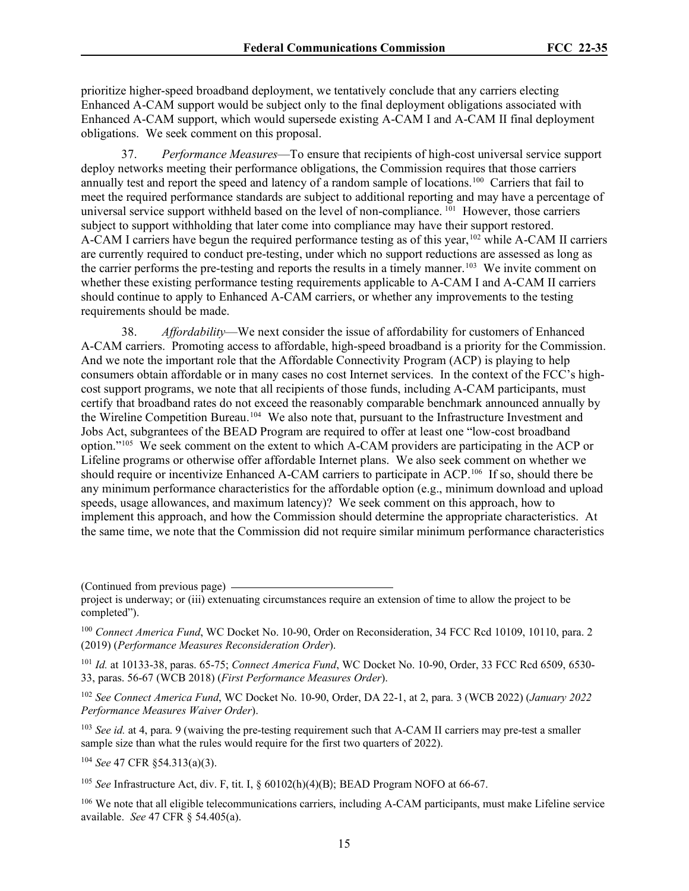prioritize higher-speed broadband deployment, we tentatively conclude that any carriers electing Enhanced A-CAM support would be subject only to the final deployment obligations associated with Enhanced A-CAM support, which would supersede existing A-CAM I and A-CAM II final deployment obligations. We seek comment on this proposal.

37. *Performance Measures*—To ensure that recipients of high-cost universal service support deploy networks meeting their performance obligations, the Commission requires that those carriers annually test and report the speed and latency of a random sample of locations.[100] Carriers that fail to meet the required performance standards are subject to additional reporting and may have a percentage of universal service support withheld based on the level of non-compliance. [101] However, those carriers subject to support withholding that later come into compliance may have their support restored. A-CAM I carriers have begun the required performance testing as of this year,[102] while A-CAM II carriers are currently required to conduct pre-testing, under which no support reductions are assessed as long as the carrier performs the pre-testing and reports the results in a timely manner.[103] We invite comment on whether these existing performance testing requirements applicable to A-CAM I and A-CAM II carriers should continue to apply to Enhanced A-CAM carriers, or whether any improvements to the testing requirements should be made.

38. *Affordability*—We next consider the issue of affordability for customers of Enhanced A-CAM carriers. Promoting access to affordable, high-speed broadband is a priority for the Commission. And we note the important role that the Affordable Connectivity Program (ACP) is playing to help consumers obtain affordable or in many cases no cost Internet services. In the context of the FCC's high-cost support programs, we note that all recipients of those funds, including A-CAM participants, must certify that broadband rates do not exceed the reasonably comparable benchmark announced annually by the Wireline Competition Bureau.[104] We also note that, pursuant to the Infrastructure Investment and Jobs Act, subgrantees of the BEAD Program are required to offer at least one "low-cost broadband option."[105] We seek comment on the extent to which A-CAM providers are participating in the ACP or Lifeline programs or otherwise offer affordable Internet plans. We also seek comment on whether we should require or incentivize Enhanced A-CAM carriers to participate in ACP.[106] If so, should there be any minimum performance characteristics for the affordable option (e.g., minimum download and upload speeds, usage allowances, and maximum latency)? We seek comment on this approach, how to implement this approach, and how the Commission should determine the appropriate characteristics. At the same time, we note that the Commission did not require similar minimum performance characteristics

(Continued from previous page)

project is underway; or (iii) extenuating circumstances require an extension of time to allow the project to be completed").

[100] *Connect America Fund*, WC Docket No. 10-90, Order on Reconsideration, 34 FCC Rcd 10109, 10110, para. 2 (2019) (*Performance Measures Reconsideration Order*).

[101] *Id.* at 10133-38, paras. 65-75; *Connect America Fund*, WC Docket No. 10-90, Order, 33 FCC Rcd 6509, 6530-33, paras. 56-67 (WCB 2018) (*First Performance Measures Order*).

[102] *See Connect America Fund*, WC Docket No. 10-90, Order, DA 22-1, at 2, para. 3 (WCB 2022) (*January 2022 Performance Measures Waiver Order*).

[103] *See id.* at 4, para. 9 (waiving the pre-testing requirement such that A-CAM II carriers may pre-test a smaller sample size than what the rules would require for the first two quarters of 2022).

[104] *See* 47 CFR §54.313(a)(3).

[105] *See* Infrastructure Act, div. F, tit. I, § 60102(h)(4)(B); BEAD Program NOFO at 66-67.

[106] We note that all eligible telecommunications carriers, including A-CAM participants, must make Lifeline service available. *See* 47 CFR § 54.405(a).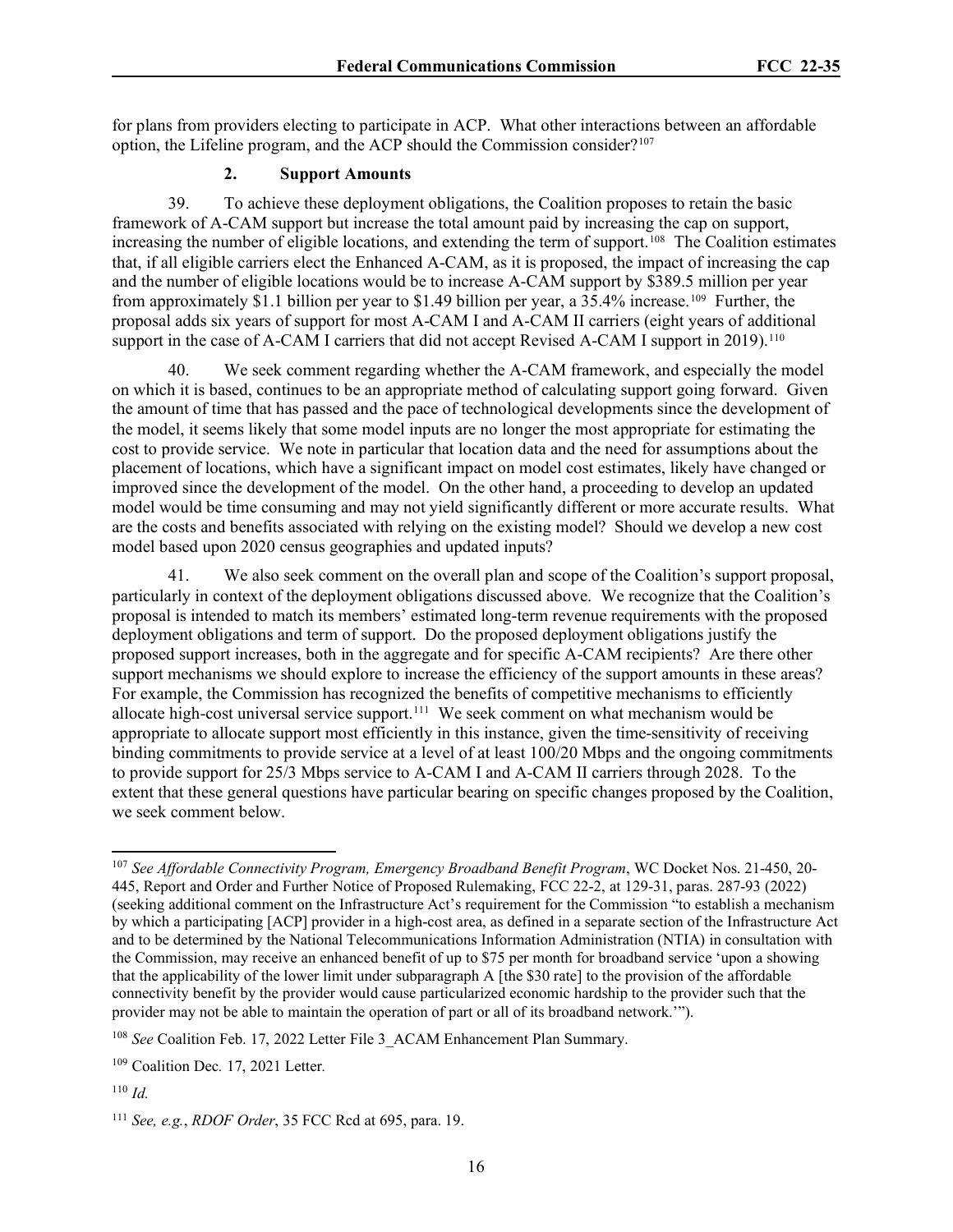for plans from providers electing to participate in ACP. What other interactions between an affordable option, the Lifeline program, and the ACP should the Commission consider?[107]

### 2. Support Amounts

39. To achieve these deployment obligations, the Coalition proposes to retain the basic framework of A-CAM support but increase the total amount paid by increasing the cap on support, increasing the number of eligible locations, and extending the term of support.[108] The Coalition estimates that, if all eligible carriers elect the Enhanced A-CAM, as it is proposed, the impact of increasing the cap and the number of eligible locations would be to increase A-CAM support by $389.5 million per year from approximately $1.1 billion per year to $1.49 billion per year, a 35.4% increase.[109] Further, the proposal adds six years of support for most A-CAM I and A-CAM II carriers (eight years of additional support in the case of A-CAM I carriers that did not accept Revised A-CAM I support in 2019).[110]

40. We seek comment regarding whether the A-CAM framework, and especially the model on which it is based, continues to be an appropriate method of calculating support going forward. Given the amount of time that has passed and the pace of technological developments since the development of the model, it seems likely that some model inputs are no longer the most appropriate for estimating the cost to provide service. We note in particular that location data and the need for assumptions about the placement of locations, which have a significant impact on model cost estimates, likely have changed or improved since the development of the model. On the other hand, a proceeding to develop an updated model would be time consuming and may not yield significantly different or more accurate results. What are the costs and benefits associated with relying on the existing model? Should we develop a new cost model based upon 2020 census geographies and updated inputs?

41. We also seek comment on the overall plan and scope of the Coalition's support proposal, particularly in context of the deployment obligations discussed above. We recognize that the Coalition's proposal is intended to match its members' estimated long-term revenue requirements with the proposed deployment obligations and term of support. Do the proposed deployment obligations justify the proposed support increases, both in the aggregate and for specific A-CAM recipients? Are there other support mechanisms we should explore to increase the efficiency of the support amounts in these areas? For example, the Commission has recognized the benefits of competitive mechanisms to efficiently allocate high-cost universal service support.[111] We seek comment on what mechanism would be appropriate to allocate support most efficiently in this instance, given the time-sensitivity of receiving binding commitments to provide service at a level of at least 100/20 Mbps and the ongoing commitments to provide support for 25/3 Mbps service to A-CAM I and A-CAM II carriers through 2028. To the extent that these general questions have particular bearing on specific changes proposed by the Coalition, we seek comment below.

---

[107] *See Affordable Connectivity Program, Emergency Broadband Benefit Program*, WC Docket Nos. 21-450, 20-445, Report and Order and Further Notice of Proposed Rulemaking, FCC 22-2, at 129-31, paras. 287-93 (2022) (seeking additional comment on the Infrastructure Act's requirement for the Commission "to establish a mechanism by which a participating [ACP] provider in a high-cost area, as defined in a separate section of the Infrastructure Act and to be determined by the National Telecommunications Information Administration (NTIA) in consultation with the Commission, may receive an enhanced benefit of up to $75 per month for broadband service 'upon a showing that the applicability of the lower limit under subparagraph A [the $30 rate] to the provision of the affordable connectivity benefit by the provider would cause particularized economic hardship to the provider such that the provider may not be able to maintain the operation of part or all of its broadband network.'").

[108] *See* Coalition Feb. 17, 2022 Letter File 3_ACAM Enhancement Plan Summary.

[109] Coalition Dec. 17, 2021 Letter.

[110] *Id.*

[111] *See, e.g.*, *RDOF Order*, 35 FCC Rcd at 695, para. 19.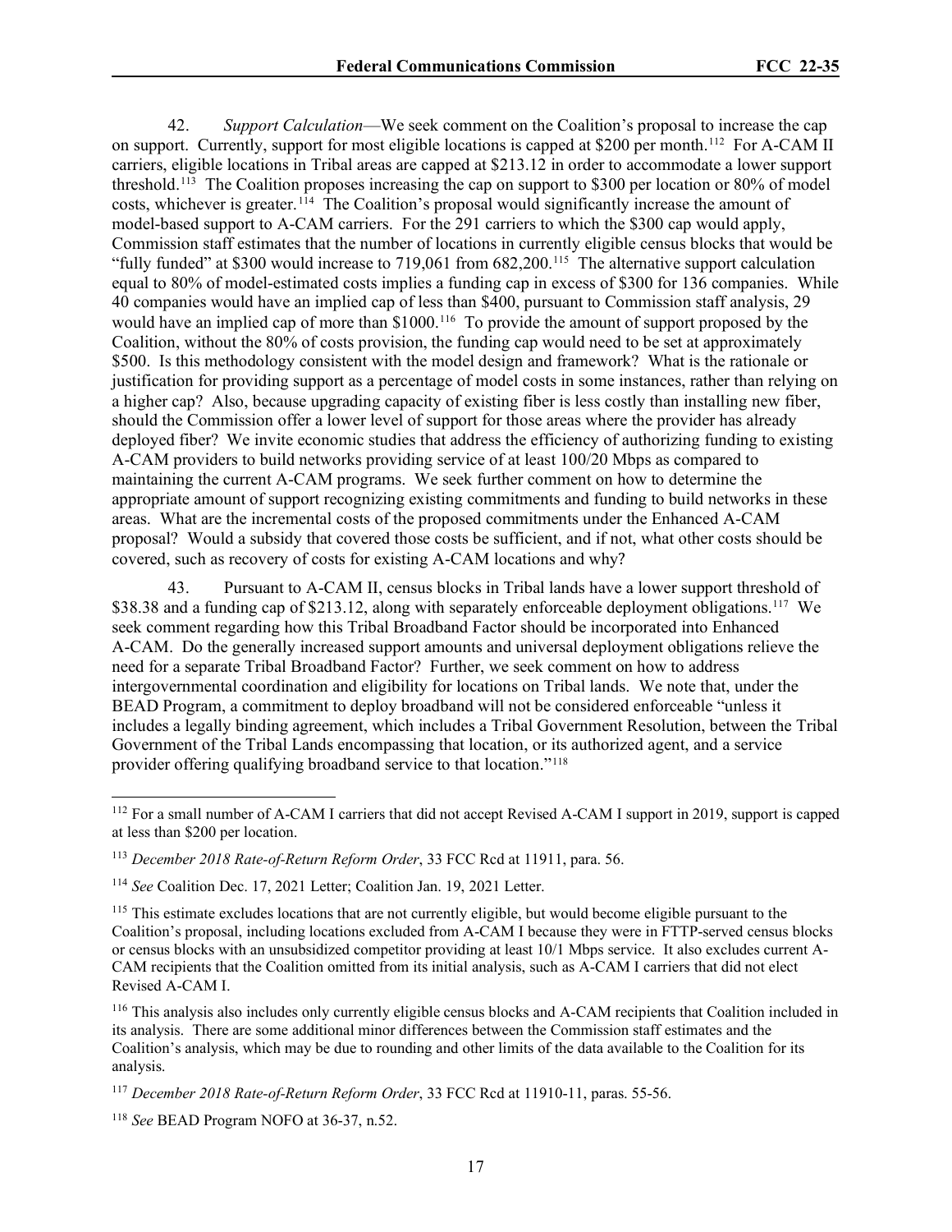42. *Support Calculation*—We seek comment on the Coalition's proposal to increase the cap on support. Currently, support for most eligible locations is capped at \$200 per month.[112] For A-CAM II carriers, eligible locations in Tribal areas are capped at \$213.12 in order to accommodate a lower support threshold.[113] The Coalition proposes increasing the cap on support to \$300 per location or 80% of model costs, whichever is greater.[114] The Coalition's proposal would significantly increase the amount of model-based support to A-CAM carriers. For the 291 carriers to which the \$300 cap would apply, Commission staff estimates that the number of locations in currently eligible census blocks that would be "fully funded" at \$300 would increase to 719,061 from 682,200.[115] The alternative support calculation equal to 80% of model-estimated costs implies a funding cap in excess of \$300 for 136 companies. While 40 companies would have an implied cap of less than \$400, pursuant to Commission staff analysis, 29 would have an implied cap of more than \$1000.[116] To provide the amount of support proposed by the Coalition, without the 80% of costs provision, the funding cap would need to be set at approximately \$500. Is this methodology consistent with the model design and framework? What is the rationale or justification for providing support as a percentage of model costs in some instances, rather than relying on a higher cap? Also, because upgrading capacity of existing fiber is less costly than installing new fiber, should the Commission offer a lower level of support for those areas where the provider has already deployed fiber? We invite economic studies that address the efficiency of authorizing funding to existing A-CAM providers to build networks providing service of at least 100/20 Mbps as compared to maintaining the current A-CAM programs. We seek further comment on how to determine the appropriate amount of support recognizing existing commitments and funding to build networks in these areas. What are the incremental costs of the proposed commitments under the Enhanced A-CAM proposal? Would a subsidy that covered those costs be sufficient, and if not, what other costs should be covered, such as recovery of costs for existing A-CAM locations and why?

43. Pursuant to A-CAM II, census blocks in Tribal lands have a lower support threshold of \$38.38 and a funding cap of \$213.12, along with separately enforceable deployment obligations.[117] We seek comment regarding how this Tribal Broadband Factor should be incorporated into Enhanced A-CAM. Do the generally increased support amounts and universal deployment obligations relieve the need for a separate Tribal Broadband Factor? Further, we seek comment on how to address intergovernmental coordination and eligibility for locations on Tribal lands. We note that, under the BEAD Program, a commitment to deploy broadband will not be considered enforceable "unless it includes a legally binding agreement, which includes a Tribal Government Resolution, between the Tribal Government of the Tribal Lands encompassing that location, or its authorized agent, and a service provider offering qualifying broadband service to that location."[118]

---

[112] For a small number of A-CAM I carriers that did not accept Revised A-CAM I support in 2019, support is capped at less than \$200 per location.

[113] *December 2018 Rate-of-Return Reform Order*, 33 FCC Rcd at 11911, para. 56.

[114] *See* Coalition Dec. 17, 2021 Letter; Coalition Jan. 19, 2021 Letter.

[115] This estimate excludes locations that are not currently eligible, but would become eligible pursuant to the Coalition's proposal, including locations excluded from A-CAM I because they were in FTTP-served census blocks or census blocks with an unsubsidized competitor providing at least 10/1 Mbps service. It also excludes current A-CAM recipients that the Coalition omitted from its initial analysis, such as A-CAM I carriers that did not elect Revised A-CAM I.

[116] This analysis also includes only currently eligible census blocks and A-CAM recipients that Coalition included in its analysis. There are some additional minor differences between the Commission staff estimates and the Coalition's analysis, which may be due to rounding and other limits of the data available to the Coalition for its analysis.

[117] *December 2018 Rate-of-Return Reform Order*, 33 FCC Rcd at 11910-11, paras. 55-56.

[118] *See* BEAD Program NOFO at 36-37, n.52.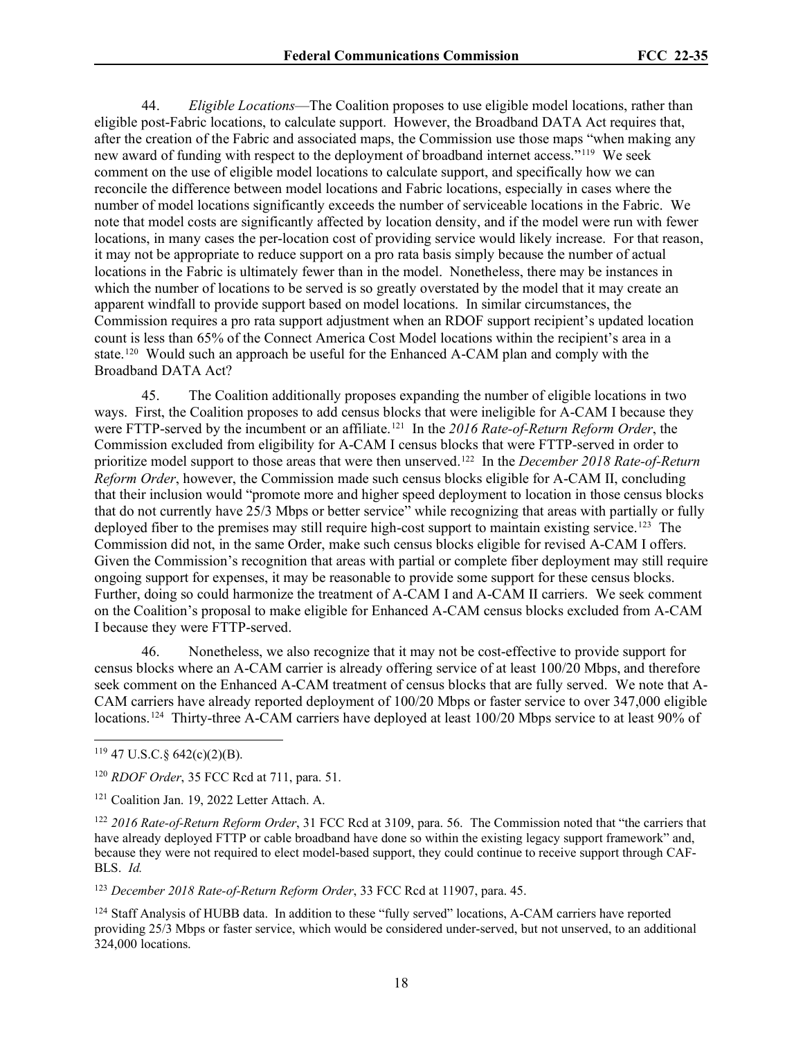44. *Eligible Locations*—The Coalition proposes to use eligible model locations, rather than eligible post-Fabric locations, to calculate support. However, the Broadband DATA Act requires that, after the creation of the Fabric and associated maps, the Commission use those maps "when making any new award of funding with respect to the deployment of broadband internet access."[119] We seek comment on the use of eligible model locations to calculate support, and specifically how we can reconcile the difference between model locations and Fabric locations, especially in cases where the number of model locations significantly exceeds the number of serviceable locations in the Fabric. We note that model costs are significantly affected by location density, and if the model were run with fewer locations, in many cases the per-location cost of providing service would likely increase. For that reason, it may not be appropriate to reduce support on a pro rata basis simply because the number of actual locations in the Fabric is ultimately fewer than in the model. Nonetheless, there may be instances in which the number of locations to be served is so greatly overstated by the model that it may create an apparent windfall to provide support based on model locations. In similar circumstances, the Commission requires a pro rata support adjustment when an RDOF support recipient's updated location count is less than 65% of the Connect America Cost Model locations within the recipient's area in a state.[120] Would such an approach be useful for the Enhanced A-CAM plan and comply with the Broadband DATA Act?

45. The Coalition additionally proposes expanding the number of eligible locations in two ways. First, the Coalition proposes to add census blocks that were ineligible for A-CAM I because they were FTTP-served by the incumbent or an affiliate.[121] In the *2016 Rate-of-Return Reform Order*, the Commission excluded from eligibility for A-CAM I census blocks that were FTTP-served in order to prioritize model support to those areas that were then unserved.[122] In the *December 2018 Rate-of-Return Reform Order*, however, the Commission made such census blocks eligible for A-CAM II, concluding that their inclusion would "promote more and higher speed deployment to location in those census blocks that do not currently have 25/3 Mbps or better service" while recognizing that areas with partially or fully deployed fiber to the premises may still require high-cost support to maintain existing service.[123] The Commission did not, in the same Order, make such census blocks eligible for revised A-CAM I offers. Given the Commission's recognition that areas with partial or complete fiber deployment may still require ongoing support for expenses, it may be reasonable to provide some support for these census blocks. Further, doing so could harmonize the treatment of A-CAM I and A-CAM II carriers. We seek comment on the Coalition's proposal to make eligible for Enhanced A-CAM census blocks excluded from A-CAM I because they were FTTP-served.

46. Nonetheless, we also recognize that it may not be cost-effective to provide support for census blocks where an A-CAM carrier is already offering service of at least 100/20 Mbps, and therefore seek comment on the Enhanced A-CAM treatment of census blocks that are fully served. We note that A-CAM carriers have already reported deployment of 100/20 Mbps or faster service to over 347,000 eligible locations.[124] Thirty-three A-CAM carriers have deployed at least 100/20 Mbps service to at least 90% of

---

[119] 47 U.S.C.§ 642(c)(2)(B).

[120] *RDOF Order*, 35 FCC Rcd at 711, para. 51.

[121] Coalition Jan. 19, 2022 Letter Attach. A.

[122] *2016 Rate-of-Return Reform Order*, 31 FCC Rcd at 3109, para. 56. The Commission noted that "the carriers that have already deployed FTTP or cable broadband have done so within the existing legacy support framework" and, because they were not required to elect model-based support, they could continue to receive support through CAF-BLS. *Id.*

[123] *December 2018 Rate-of-Return Reform Order*, 33 FCC Rcd at 11907, para. 45.

[124] Staff Analysis of HUBB data. In addition to these "fully served" locations, A-CAM carriers have reported providing 25/3 Mbps or faster service, which would be considered under-served, but not unserved, to an additional 324,000 locations.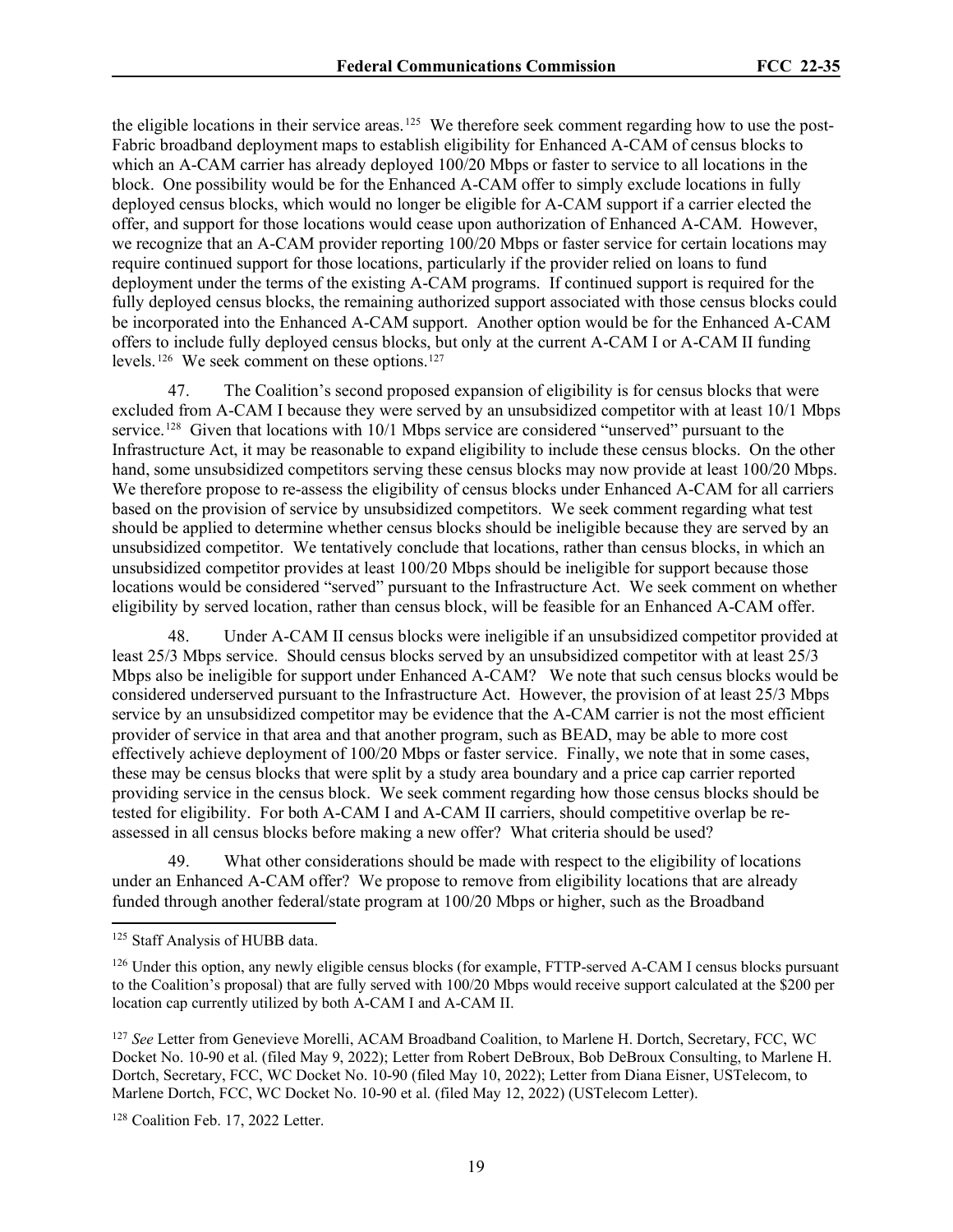the eligible locations in their service areas.[125] We therefore seek comment regarding how to use the post-Fabric broadband deployment maps to establish eligibility for Enhanced A-CAM of census blocks to which an A-CAM carrier has already deployed 100/20 Mbps or faster to service to all locations in the block. One possibility would be for the Enhanced A-CAM offer to simply exclude locations in fully deployed census blocks, which would no longer be eligible for A-CAM support if a carrier elected the offer, and support for those locations would cease upon authorization of Enhanced A-CAM. However, we recognize that an A-CAM provider reporting 100/20 Mbps or faster service for certain locations may require continued support for those locations, particularly if the provider relied on loans to fund deployment under the terms of the existing A-CAM programs. If continued support is required for the fully deployed census blocks, the remaining authorized support associated with those census blocks could be incorporated into the Enhanced A-CAM support. Another option would be for the Enhanced A-CAM offers to include fully deployed census blocks, but only at the current A-CAM I or A-CAM II funding levels.[126] We seek comment on these options.[127]

47. The Coalition's second proposed expansion of eligibility is for census blocks that were excluded from A-CAM I because they were served by an unsubsidized competitor with at least 10/1 Mbps service.[128] Given that locations with 10/1 Mbps service are considered "unserved" pursuant to the Infrastructure Act, it may be reasonable to expand eligibility to include these census blocks. On the other hand, some unsubsidized competitors serving these census blocks may now provide at least 100/20 Mbps. We therefore propose to re-assess the eligibility of census blocks under Enhanced A-CAM for all carriers based on the provision of service by unsubsidized competitors. We seek comment regarding what test should be applied to determine whether census blocks should be ineligible because they are served by an unsubsidized competitor. We tentatively conclude that locations, rather than census blocks, in which an unsubsidized competitor provides at least 100/20 Mbps should be ineligible for support because those locations would be considered "served" pursuant to the Infrastructure Act. We seek comment on whether eligibility by served location, rather than census block, will be feasible for an Enhanced A-CAM offer.

48. Under A-CAM II census blocks were ineligible if an unsubsidized competitor provided at least 25/3 Mbps service. Should census blocks served by an unsubsidized competitor with at least 25/3 Mbps also be ineligible for support under Enhanced A-CAM? We note that such census blocks would be considered underserved pursuant to the Infrastructure Act. However, the provision of at least 25/3 Mbps service by an unsubsidized competitor may be evidence that the A-CAM carrier is not the most efficient provider of service in that area and that another program, such as BEAD, may be able to more cost effectively achieve deployment of 100/20 Mbps or faster service. Finally, we note that in some cases, these may be census blocks that were split by a study area boundary and a price cap carrier reported providing service in the census block. We seek comment regarding how those census blocks should be tested for eligibility. For both A-CAM I and A-CAM II carriers, should competitive overlap be re-assessed in all census blocks before making a new offer? What criteria should be used?

49. What other considerations should be made with respect to the eligibility of locations under an Enhanced A-CAM offer? We propose to remove from eligibility locations that are already funded through another federal/state program at 100/20 Mbps or higher, such as the Broadband

---

[125] Staff Analysis of HUBB data.

[126] Under this option, any newly eligible census blocks (for example, FTTP-served A-CAM I census blocks pursuant to the Coalition's proposal) that are fully served with 100/20 Mbps would receive support calculated at the $200 per location cap currently utilized by both A-CAM I and A-CAM II.

[127] *See* Letter from Genevieve Morelli, ACAM Broadband Coalition, to Marlene H. Dortch, Secretary, FCC, WC Docket No. 10-90 et al. (filed May 9, 2022); Letter from Robert DeBroux, Bob DeBroux Consulting, to Marlene H. Dortch, Secretary, FCC, WC Docket No. 10-90 (filed May 10, 2022); Letter from Diana Eisner, USTelecom, to Marlene Dortch, FCC, WC Docket No. 10-90 et al. (filed May 12, 2022) (USTelecom Letter).

[128] Coalition Feb. 17, 2022 Letter.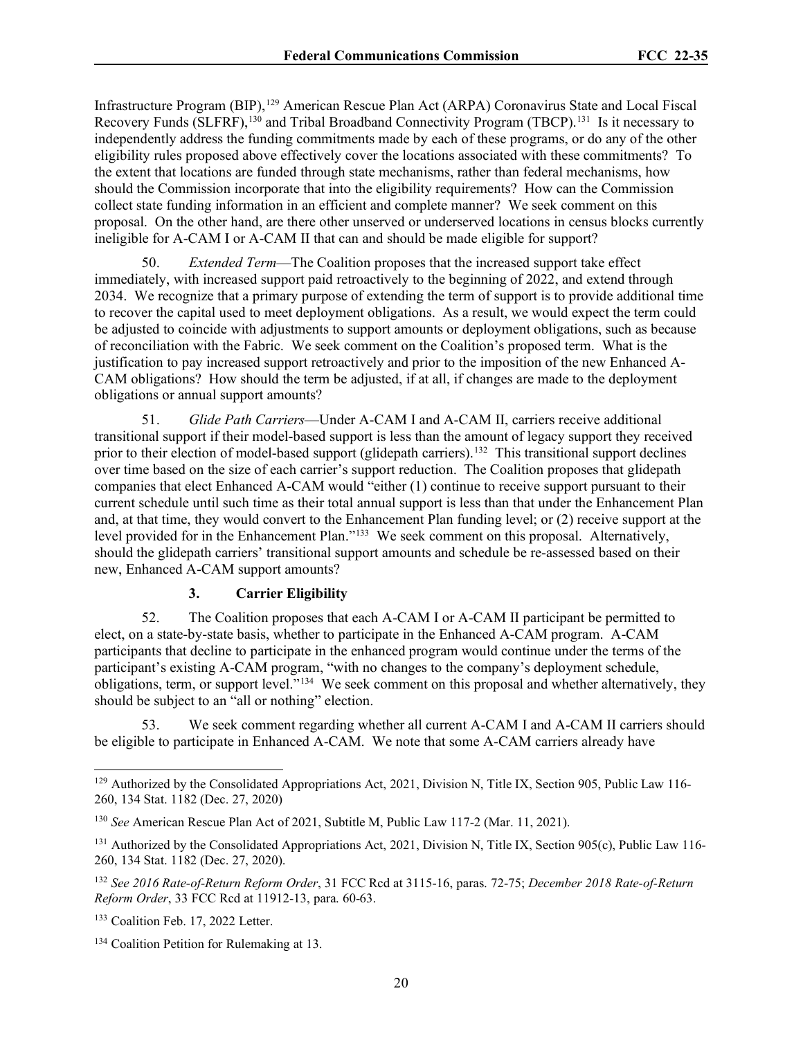Infrastructure Program (BIP),[129] American Rescue Plan Act (ARPA) Coronavirus State and Local Fiscal Recovery Funds (SLFRF),[130] and Tribal Broadband Connectivity Program (TBCP).[131] Is it necessary to independently address the funding commitments made by each of these programs, or do any of the other eligibility rules proposed above effectively cover the locations associated with these commitments? To the extent that locations are funded through state mechanisms, rather than federal mechanisms, how should the Commission incorporate that into the eligibility requirements? How can the Commission collect state funding information in an efficient and complete manner? We seek comment on this proposal. On the other hand, are there other unserved or underserved locations in census blocks currently ineligible for A-CAM I or A-CAM II that can and should be made eligible for support?

50. *Extended Term*—The Coalition proposes that the increased support take effect immediately, with increased support paid retroactively to the beginning of 2022, and extend through 2034. We recognize that a primary purpose of extending the term of support is to provide additional time to recover the capital used to meet deployment obligations. As a result, we would expect the term could be adjusted to coincide with adjustments to support amounts or deployment obligations, such as because of reconciliation with the Fabric. We seek comment on the Coalition's proposed term. What is the justification to pay increased support retroactively and prior to the imposition of the new Enhanced A-CAM obligations? How should the term be adjusted, if at all, if changes are made to the deployment obligations or annual support amounts?

51. *Glide Path Carriers*—Under A-CAM I and A-CAM II, carriers receive additional transitional support if their model-based support is less than the amount of legacy support they received prior to their election of model-based support (glidepath carriers).[132] This transitional support declines over time based on the size of each carrier's support reduction. The Coalition proposes that glidepath companies that elect Enhanced A-CAM would "either (1) continue to receive support pursuant to their current schedule until such time as their total annual support is less than that under the Enhancement Plan and, at that time, they would convert to the Enhancement Plan funding level; or (2) receive support at the level provided for in the Enhancement Plan."[133] We seek comment on this proposal. Alternatively, should the glidepath carriers' transitional support amounts and schedule be re-assessed based on their new, Enhanced A-CAM support amounts?

### 3. Carrier Eligibility

52. The Coalition proposes that each A-CAM I or A-CAM II participant be permitted to elect, on a state-by-state basis, whether to participate in the Enhanced A-CAM program. A-CAM participants that decline to participate in the enhanced program would continue under the terms of the participant's existing A-CAM program, "with no changes to the company's deployment schedule, obligations, term, or support level."[134] We seek comment on this proposal and whether alternatively, they should be subject to an "all or nothing" election.

53. We seek comment regarding whether all current A-CAM I and A-CAM II carriers should be eligible to participate in Enhanced A-CAM. We note that some A-CAM carriers already have

---

[129] Authorized by the Consolidated Appropriations Act, 2021, Division N, Title IX, Section 905, Public Law 116-260, 134 Stat. 1182 (Dec. 27, 2020)

[130] *See* American Rescue Plan Act of 2021, Subtitle M, Public Law 117-2 (Mar. 11, 2021).

[131] Authorized by the Consolidated Appropriations Act, 2021, Division N, Title IX, Section 905(c), Public Law 116-260, 134 Stat. 1182 (Dec. 27, 2020).

[132] *See 2016 Rate-of-Return Reform Order*, 31 FCC Rcd at 3115-16, paras. 72-75; *December 2018 Rate-of-Return Reform Order*, 33 FCC Rcd at 11912-13, para. 60-63.

[133] Coalition Feb. 17, 2022 Letter.

[134] Coalition Petition for Rulemaking at 13.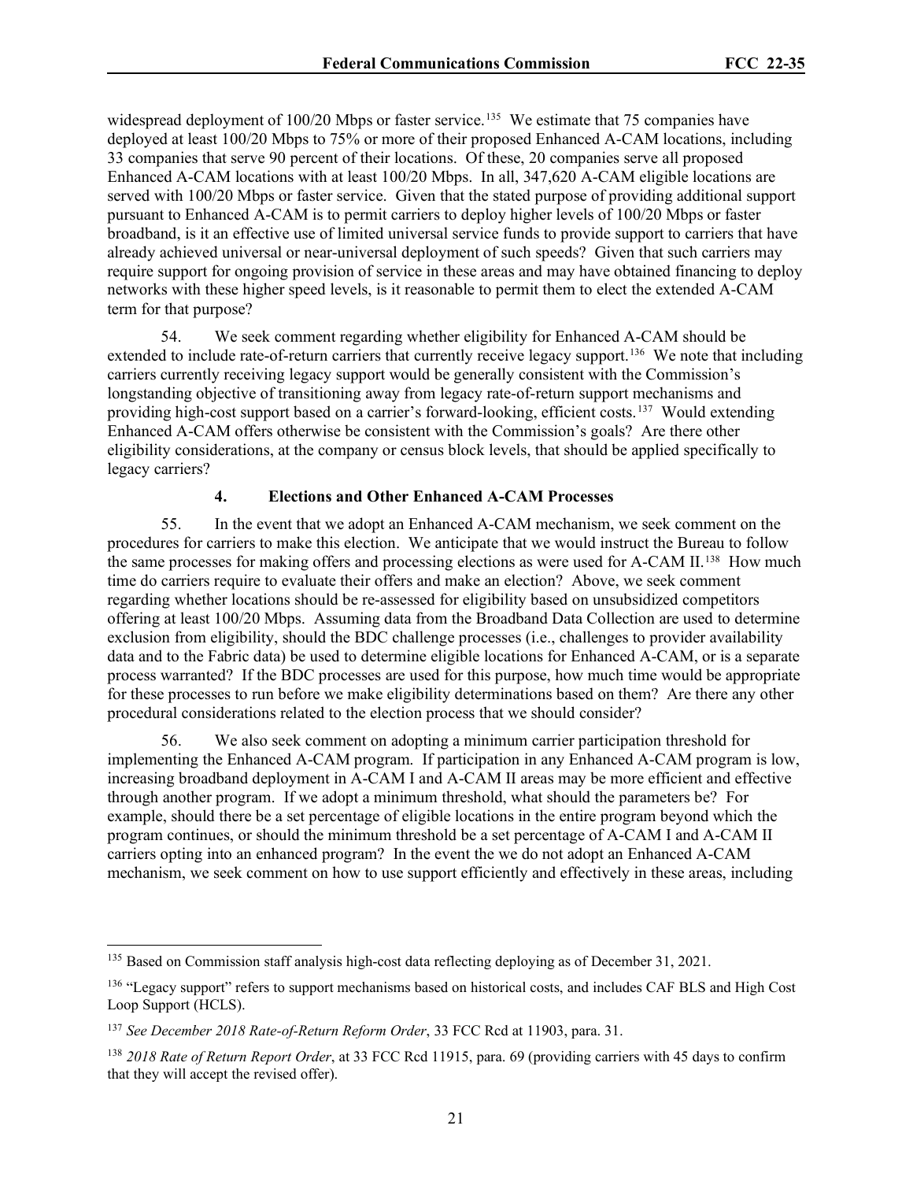widespread deployment of 100/20 Mbps or faster service.[135] We estimate that 75 companies have deployed at least 100/20 Mbps to 75% or more of their proposed Enhanced A-CAM locations, including 33 companies that serve 90 percent of their locations. Of these, 20 companies serve all proposed Enhanced A-CAM locations with at least 100/20 Mbps. In all, 347,620 A-CAM eligible locations are served with 100/20 Mbps or faster service. Given that the stated purpose of providing additional support pursuant to Enhanced A-CAM is to permit carriers to deploy higher levels of 100/20 Mbps or faster broadband, is it an effective use of limited universal service funds to provide support to carriers that have already achieved universal or near-universal deployment of such speeds? Given that such carriers may require support for ongoing provision of service in these areas and may have obtained financing to deploy networks with these higher speed levels, is it reasonable to permit them to elect the extended A-CAM term for that purpose?

54. We seek comment regarding whether eligibility for Enhanced A-CAM should be extended to include rate-of-return carriers that currently receive legacy support.[136] We note that including carriers currently receiving legacy support would be generally consistent with the Commission's longstanding objective of transitioning away from legacy rate-of-return support mechanisms and providing high-cost support based on a carrier's forward-looking, efficient costs.[137] Would extending Enhanced A-CAM offers otherwise be consistent with the Commission's goals? Are there other eligibility considerations, at the company or census block levels, that should be applied specifically to legacy carriers?

#### 4. Elections and Other Enhanced A-CAM Processes

55. In the event that we adopt an Enhanced A-CAM mechanism, we seek comment on the procedures for carriers to make this election. We anticipate that we would instruct the Bureau to follow the same processes for making offers and processing elections as were used for A-CAM II.[138] How much time do carriers require to evaluate their offers and make an election? Above, we seek comment regarding whether locations should be re-assessed for eligibility based on unsubsidized competitors offering at least 100/20 Mbps. Assuming data from the Broadband Data Collection are used to determine exclusion from eligibility, should the BDC challenge processes (i.e., challenges to provider availability data and to the Fabric data) be used to determine eligible locations for Enhanced A-CAM, or is a separate process warranted? If the BDC processes are used for this purpose, how much time would be appropriate for these processes to run before we make eligibility determinations based on them? Are there any other procedural considerations related to the election process that we should consider?

56. We also seek comment on adopting a minimum carrier participation threshold for implementing the Enhanced A-CAM program. If participation in any Enhanced A-CAM program is low, increasing broadband deployment in A-CAM I and A-CAM II areas may be more efficient and effective through another program. If we adopt a minimum threshold, what should the parameters be? For example, should there be a set percentage of eligible locations in the entire program beyond which the program continues, or should the minimum threshold be a set percentage of A-CAM I and A-CAM II carriers opting into an enhanced program? In the event the we do not adopt an Enhanced A-CAM mechanism, we seek comment on how to use support efficiently and effectively in these areas, including

---

[135] Based on Commission staff analysis high-cost data reflecting deploying as of December 31, 2021.

[136] "Legacy support" refers to support mechanisms based on historical costs, and includes CAF BLS and High Cost Loop Support (HCLS).

[137] *See December 2018 Rate-of-Return Reform Order*, 33 FCC Rcd at 11903, para. 31.

[138] *2018 Rate of Return Report Order*, at 33 FCC Rcd 11915, para. 69 (providing carriers with 45 days to confirm that they will accept the revised offer).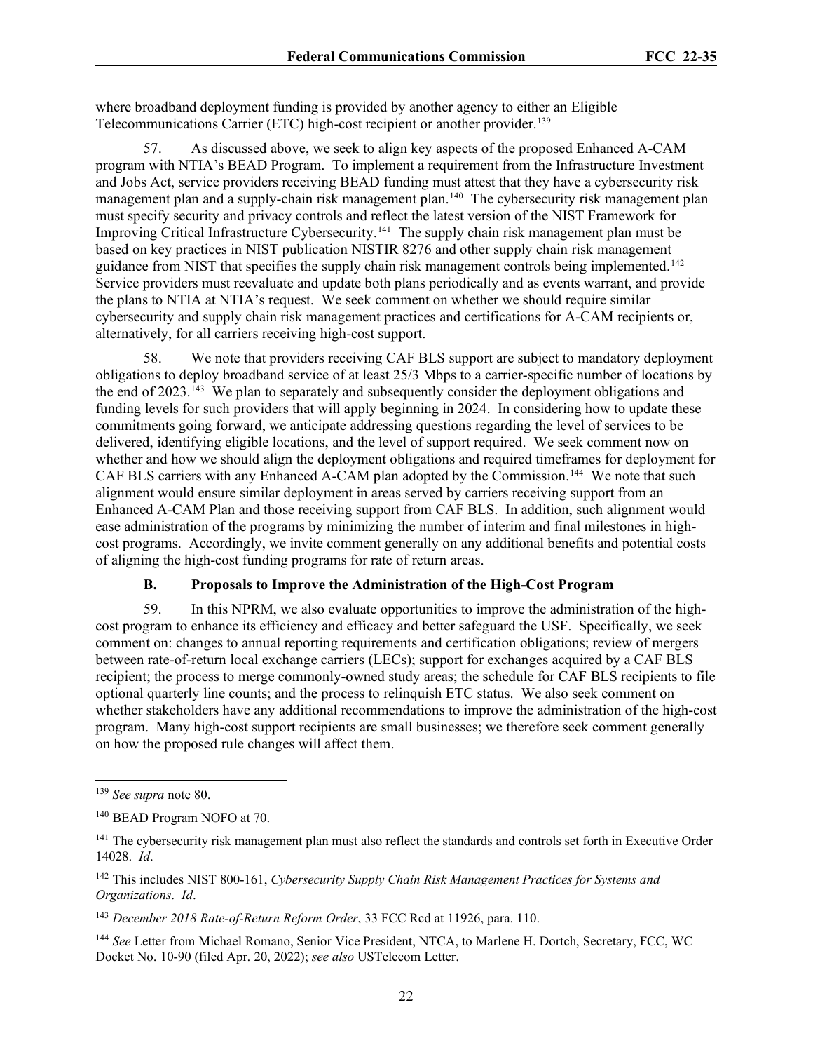where broadband deployment funding is provided by another agency to either an Eligible Telecommunications Carrier (ETC) high-cost recipient or another provider.[139]

57. As discussed above, we seek to align key aspects of the proposed Enhanced A-CAM program with NTIA's BEAD Program. To implement a requirement from the Infrastructure Investment and Jobs Act, service providers receiving BEAD funding must attest that they have a cybersecurity risk management plan and a supply-chain risk management plan.[140] The cybersecurity risk management plan must specify security and privacy controls and reflect the latest version of the NIST Framework for Improving Critical Infrastructure Cybersecurity.[141] The supply chain risk management plan must be based on key practices in NIST publication NISTIR 8276 and other supply chain risk management guidance from NIST that specifies the supply chain risk management controls being implemented.[142] Service providers must reevaluate and update both plans periodically and as events warrant, and provide the plans to NTIA at NTIA's request. We seek comment on whether we should require similar cybersecurity and supply chain risk management practices and certifications for A-CAM recipients or, alternatively, for all carriers receiving high-cost support.

58. We note that providers receiving CAF BLS support are subject to mandatory deployment obligations to deploy broadband service of at least 25/3 Mbps to a carrier-specific number of locations by the end of 2023.[143] We plan to separately and subsequently consider the deployment obligations and funding levels for such providers that will apply beginning in 2024. In considering how to update these commitments going forward, we anticipate addressing questions regarding the level of services to be delivered, identifying eligible locations, and the level of support required. We seek comment now on whether and how we should align the deployment obligations and required timeframes for deployment for CAF BLS carriers with any Enhanced A-CAM plan adopted by the Commission.[144] We note that such alignment would ensure similar deployment in areas served by carriers receiving support from an Enhanced A-CAM Plan and those receiving support from CAF BLS. In addition, such alignment would ease administration of the programs by minimizing the number of interim and final milestones in high-cost programs. Accordingly, we invite comment generally on any additional benefits and potential costs of aligning the high-cost funding programs for rate of return areas.

### B. Proposals to Improve the Administration of the High-Cost Program

59. In this NPRM, we also evaluate opportunities to improve the administration of the high-cost program to enhance its efficiency and efficacy and better safeguard the USF. Specifically, we seek comment on: changes to annual reporting requirements and certification obligations; review of mergers between rate-of-return local exchange carriers (LECs); support for exchanges acquired by a CAF BLS recipient; the process to merge commonly-owned study areas; the schedule for CAF BLS recipients to file optional quarterly line counts; and the process to relinquish ETC status. We also seek comment on whether stakeholders have any additional recommendations to improve the administration of the high-cost program. Many high-cost support recipients are small businesses; we therefore seek comment generally on how the proposed rule changes will affect them.

---

[139] *See supra* note 80.

[140] BEAD Program NOFO at 70.

[141] The cybersecurity risk management plan must also reflect the standards and controls set forth in Executive Order 14028. *Id*.

[142] This includes NIST 800-161, *Cybersecurity Supply Chain Risk Management Practices for Systems and Organizations*. *Id*.

[143] *December 2018 Rate-of-Return Reform Order*, 33 FCC Rcd at 11926, para. 110.

[144] *See* Letter from Michael Romano, Senior Vice President, NTCA, to Marlene H. Dortch, Secretary, FCC, WC Docket No. 10-90 (filed Apr. 20, 2022); *see also* USTelecom Letter.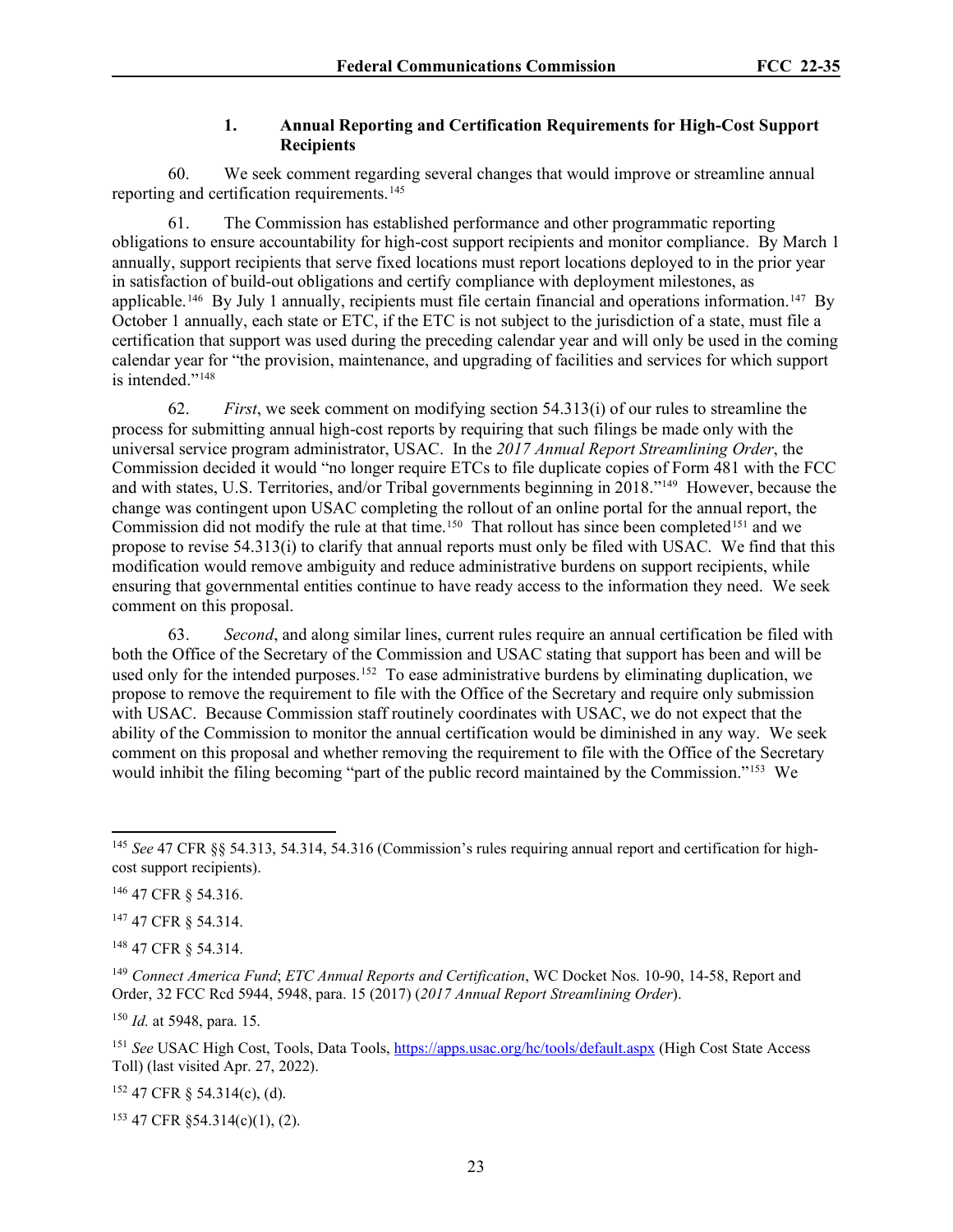### 1. Annual Reporting and Certification Requirements for High-Cost Support Recipients

60. We seek comment regarding several changes that would improve or streamline annual reporting and certification requirements.[145]

61. The Commission has established performance and other programmatic reporting obligations to ensure accountability for high-cost support recipients and monitor compliance. By March 1 annually, support recipients that serve fixed locations must report locations deployed to in the prior year in satisfaction of build-out obligations and certify compliance with deployment milestones, as applicable.[146] By July 1 annually, recipients must file certain financial and operations information.[147] By October 1 annually, each state or ETC, if the ETC is not subject to the jurisdiction of a state, must file a certification that support was used during the preceding calendar year and will only be used in the coming calendar year for "the provision, maintenance, and upgrading of facilities and services for which support is intended."[148]

62. *First*, we seek comment on modifying section 54.313(i) of our rules to streamline the process for submitting annual high-cost reports by requiring that such filings be made only with the universal service program administrator, USAC. In the *2017 Annual Report Streamlining Order*, the Commission decided it would "no longer require ETCs to file duplicate copies of Form 481 with the FCC and with states, U.S. Territories, and/or Tribal governments beginning in 2018."[149] However, because the change was contingent upon USAC completing the rollout of an online portal for the annual report, the Commission did not modify the rule at that time.[150] That rollout has since been completed[151] and we propose to revise 54.313(i) to clarify that annual reports must only be filed with USAC. We find that this modification would remove ambiguity and reduce administrative burdens on support recipients, while ensuring that governmental entities continue to have ready access to the information they need. We seek comment on this proposal.

63. *Second*, and along similar lines, current rules require an annual certification be filed with both the Office of the Secretary of the Commission and USAC stating that support has been and will be used only for the intended purposes.[152] To ease administrative burdens by eliminating duplication, we propose to remove the requirement to file with the Office of the Secretary and require only submission with USAC. Because Commission staff routinely coordinates with USAC, we do not expect that the ability of the Commission to monitor the annual certification would be diminished in any way. We seek comment on this proposal and whether removing the requirement to file with the Office of the Secretary would inhibit the filing becoming "part of the public record maintained by the Commission."[153] We

---

[145] *See* 47 CFR §§ 54.313, 54.314, 54.316 (Commission's rules requiring annual report and certification for high-cost support recipients).

[146] 47 CFR § 54.316.

[147] 47 CFR § 54.314.

[148] 47 CFR § 54.314.

[149] *Connect America Fund*; *ETC Annual Reports and Certification*, WC Docket Nos. 10-90, 14-58, Report and Order, 32 FCC Rcd 5944, 5948, para. 15 (2017) (*2017 Annual Report Streamlining Order*).

[150] *Id.* at 5948, para. 15.

[151] *See* USAC High Cost, Tools, Data Tools, https://apps.usac.org/hc/tools/default.aspx (High Cost State Access Toll) (last visited Apr. 27, 2022).

[152] 47 CFR § 54.314(c), (d).

[153] 47 CFR §54.314(c)(1), (2).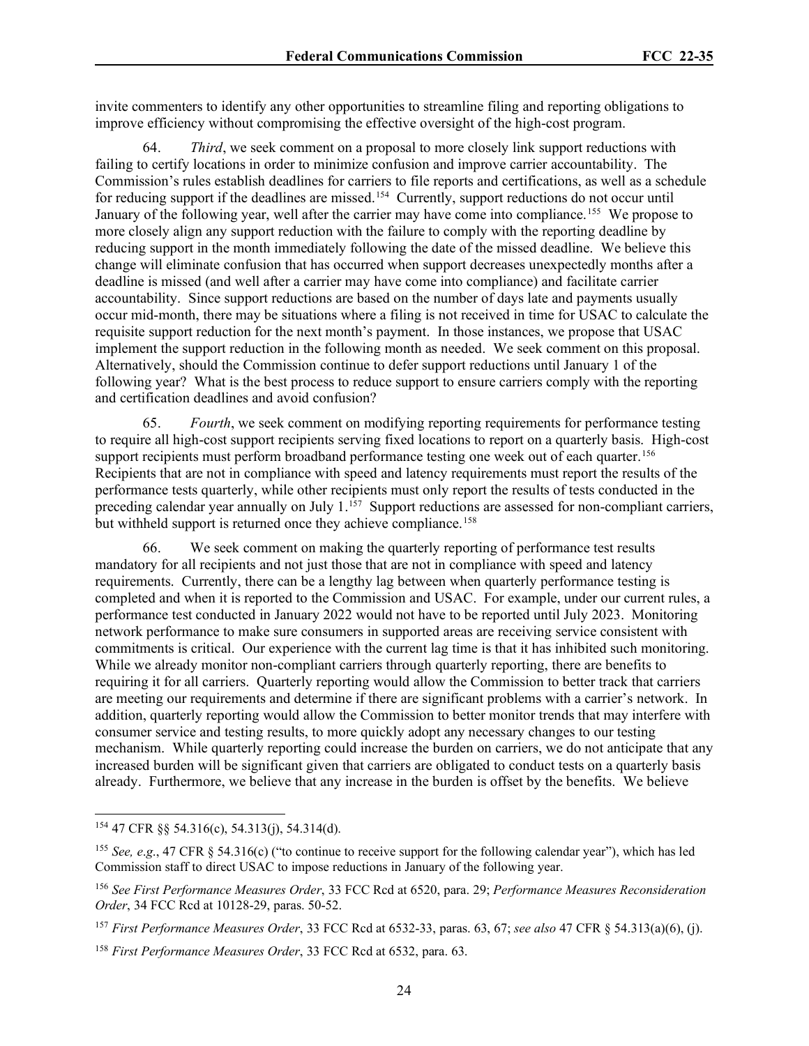invite commenters to identify any other opportunities to streamline filing and reporting obligations to improve efficiency without compromising the effective oversight of the high-cost program.

64. *Third*, we seek comment on a proposal to more closely link support reductions with failing to certify locations in order to minimize confusion and improve carrier accountability. The Commission's rules establish deadlines for carriers to file reports and certifications, as well as a schedule for reducing support if the deadlines are missed.[154] Currently, support reductions do not occur until January of the following year, well after the carrier may have come into compliance.[155] We propose to more closely align any support reduction with the failure to comply with the reporting deadline by reducing support in the month immediately following the date of the missed deadline. We believe this change will eliminate confusion that has occurred when support decreases unexpectedly months after a deadline is missed (and well after a carrier may have come into compliance) and facilitate carrier accountability. Since support reductions are based on the number of days late and payments usually occur mid-month, there may be situations where a filing is not received in time for USAC to calculate the requisite support reduction for the next month's payment. In those instances, we propose that USAC implement the support reduction in the following month as needed. We seek comment on this proposal. Alternatively, should the Commission continue to defer support reductions until January 1 of the following year? What is the best process to reduce support to ensure carriers comply with the reporting and certification deadlines and avoid confusion?

65. *Fourth*, we seek comment on modifying reporting requirements for performance testing to require all high-cost support recipients serving fixed locations to report on a quarterly basis. High-cost support recipients must perform broadband performance testing one week out of each quarter.[156] Recipients that are not in compliance with speed and latency requirements must report the results of the performance tests quarterly, while other recipients must only report the results of tests conducted in the preceding calendar year annually on July 1.[157] Support reductions are assessed for non-compliant carriers, but withheld support is returned once they achieve compliance.[158]

66. We seek comment on making the quarterly reporting of performance test results mandatory for all recipients and not just those that are not in compliance with speed and latency requirements. Currently, there can be a lengthy lag between when quarterly performance testing is completed and when it is reported to the Commission and USAC. For example, under our current rules, a performance test conducted in January 2022 would not have to be reported until July 2023. Monitoring network performance to make sure consumers in supported areas are receiving service consistent with commitments is critical. Our experience with the current lag time is that it has inhibited such monitoring. While we already monitor non-compliant carriers through quarterly reporting, there are benefits to requiring it for all carriers. Quarterly reporting would allow the Commission to better track that carriers are meeting our requirements and determine if there are significant problems with a carrier's network. In addition, quarterly reporting would allow the Commission to better monitor trends that may interfere with consumer service and testing results, to more quickly adopt any necessary changes to our testing mechanism. While quarterly reporting could increase the burden on carriers, we do not anticipate that any increased burden will be significant given that carriers are obligated to conduct tests on a quarterly basis already. Furthermore, we believe that any increase in the burden is offset by the benefits. We believe

---

[154] 47 CFR §§ 54.316(c), 54.313(j), 54.314(d).

[155] *See, e.g.*, 47 CFR § 54.316(c) ("to continue to receive support for the following calendar year"), which has led Commission staff to direct USAC to impose reductions in January of the following year.

[156] *See First Performance Measures Order*, 33 FCC Rcd at 6520, para. 29; *Performance Measures Reconsideration Order*, 34 FCC Rcd at 10128-29, paras. 50-52.

[157] *First Performance Measures Order*, 33 FCC Rcd at 6532-33, paras. 63, 67; *see also* 47 CFR § 54.313(a)(6), (j).

[158] *First Performance Measures Order*, 33 FCC Rcd at 6532, para. 63.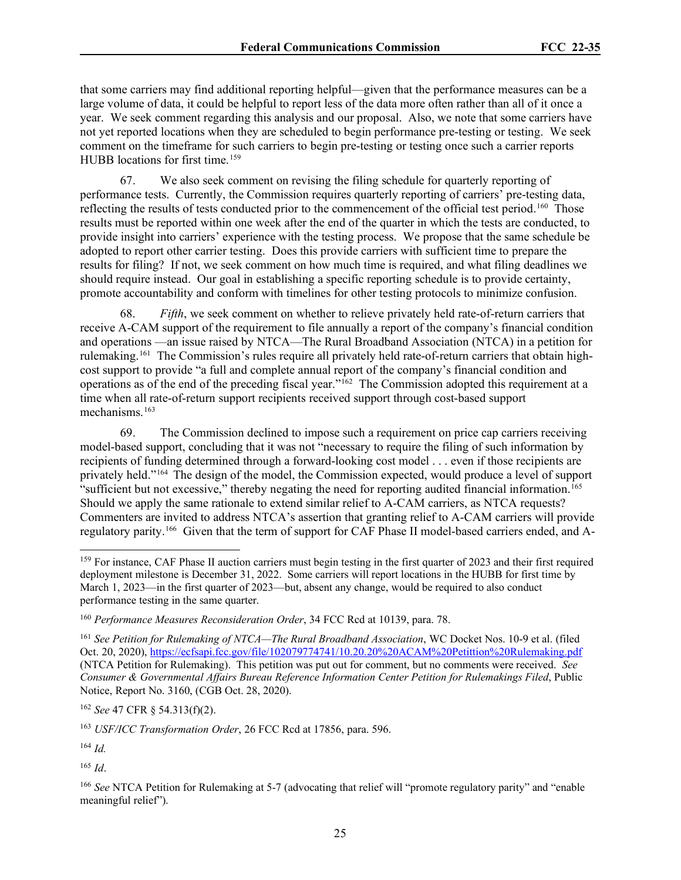that some carriers may find additional reporting helpful—given that the performance measures can be a large volume of data, it could be helpful to report less of the data more often rather than all of it once a year. We seek comment regarding this analysis and our proposal. Also, we note that some carriers have not yet reported locations when they are scheduled to begin performance pre-testing or testing. We seek comment on the timeframe for such carriers to begin pre-testing or testing once such a carrier reports HUBB locations for first time.[159]

67. We also seek comment on revising the filing schedule for quarterly reporting of performance tests. Currently, the Commission requires quarterly reporting of carriers' pre-testing data, reflecting the results of tests conducted prior to the commencement of the official test period.[160] Those results must be reported within one week after the end of the quarter in which the tests are conducted, to provide insight into carriers' experience with the testing process. We propose that the same schedule be adopted to report other carrier testing. Does this provide carriers with sufficient time to prepare the results for filing? If not, we seek comment on how much time is required, and what filing deadlines we should require instead. Our goal in establishing a specific reporting schedule is to provide certainty, promote accountability and conform with timelines for other testing protocols to minimize confusion.

68. *Fifth*, we seek comment on whether to relieve privately held rate-of-return carriers that receive A-CAM support of the requirement to file annually a report of the company's financial condition and operations —an issue raised by NTCA—The Rural Broadband Association (NTCA) in a petition for rulemaking.[161] The Commission's rules require all privately held rate-of-return carriers that obtain high-cost support to provide "a full and complete annual report of the company's financial condition and operations as of the end of the preceding fiscal year."[162] The Commission adopted this requirement at a time when all rate-of-return support recipients received support through cost-based support mechanisms.[163]

69. The Commission declined to impose such a requirement on price cap carriers receiving model-based support, concluding that it was not "necessary to require the filing of such information by recipients of funding determined through a forward-looking cost model . . . even if those recipients are privately held."[164] The design of the model, the Commission expected, would produce a level of support "sufficient but not excessive," thereby negating the need for reporting audited financial information.[165] Should we apply the same rationale to extend similar relief to A-CAM carriers, as NTCA requests? Commenters are invited to address NTCA's assertion that granting relief to A-CAM carriers will provide regulatory parity.[166] Given that the term of support for CAF Phase II model-based carriers ended, and A-

---

[159] For instance, CAF Phase II auction carriers must begin testing in the first quarter of 2023 and their first required deployment milestone is December 31, 2022. Some carriers will report locations in the HUBB for first time by March 1, 2023—in the first quarter of 2023—but, absent any change, would be required to also conduct performance testing in the same quarter.

[160] *Performance Measures Reconsideration Order*, 34 FCC Rcd at 10139, para. 78.

[161] *See Petition for Rulemaking of NTCA—The Rural Broadband Association*, WC Docket Nos. 10-9 et al. (filed Oct. 20, 2020), https://ecfsapi.fcc.gov/file/102079774741/10.20.20%20ACAM%20Petittion%20Rulemaking.pdf (NTCA Petition for Rulemaking). This petition was put out for comment, but no comments were received. *See Consumer & Governmental Affairs Bureau Reference Information Center Petition for Rulemakings Filed*, Public Notice, Report No. 3160, (CGB Oct. 28, 2020).

[162] *See* 47 CFR § 54.313(f)(2).

[163] *USF/ICC Transformation Order*, 26 FCC Rcd at 17856, para. 596.

[164] *Id.*

[165] *Id*.

[166] *See* NTCA Petition for Rulemaking at 5-7 (advocating that relief will "promote regulatory parity" and "enable meaningful relief").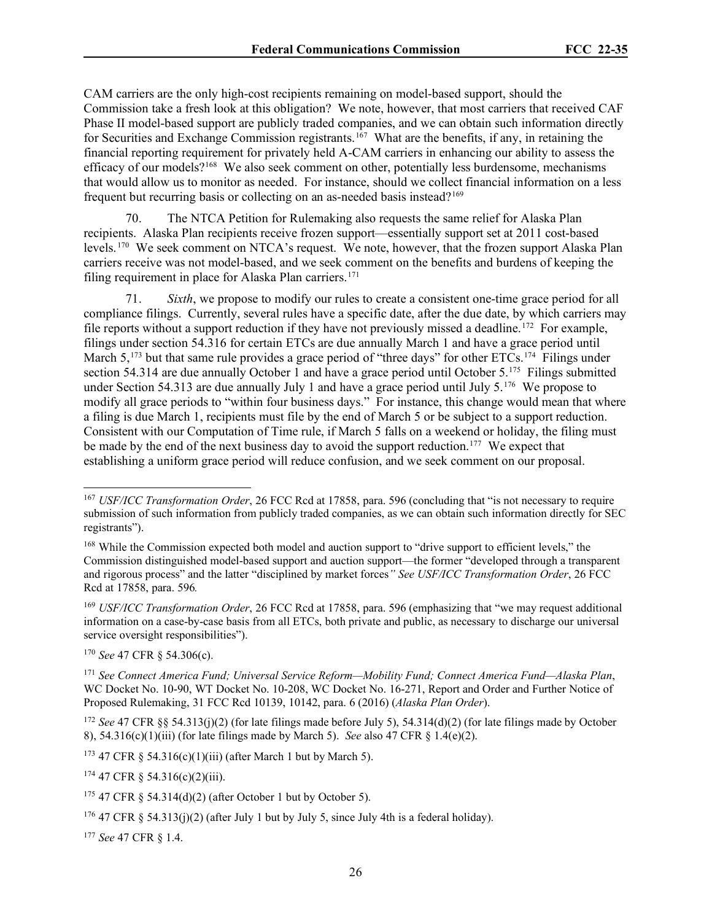CAM carriers are the only high-cost recipients remaining on model-based support, should the Commission take a fresh look at this obligation? We note, however, that most carriers that received CAF Phase II model-based support are publicly traded companies, and we can obtain such information directly for Securities and Exchange Commission registrants.[167] What are the benefits, if any, in retaining the financial reporting requirement for privately held A-CAM carriers in enhancing our ability to assess the efficacy of our models?[168] We also seek comment on other, potentially less burdensome, mechanisms that would allow us to monitor as needed. For instance, should we collect financial information on a less frequent but recurring basis or collecting on an as-needed basis instead?[169]

70. The NTCA Petition for Rulemaking also requests the same relief for Alaska Plan recipients. Alaska Plan recipients receive frozen support—essentially support set at 2011 cost-based levels.[170] We seek comment on NTCA's request. We note, however, that the frozen support Alaska Plan carriers receive was not model-based, and we seek comment on the benefits and burdens of keeping the filing requirement in place for Alaska Plan carriers.[171]

71. *Sixth*, we propose to modify our rules to create a consistent one-time grace period for all compliance filings. Currently, several rules have a specific date, after the due date, by which carriers may file reports without a support reduction if they have not previously missed a deadline.[172] For example, filings under section 54.316 for certain ETCs are due annually March 1 and have a grace period until March 5,[173] but that same rule provides a grace period of "three days" for other ETCs.[174] Filings under section 54.314 are due annually October 1 and have a grace period until October 5.[175] Filings submitted under Section 54.313 are due annually July 1 and have a grace period until July 5.[176] We propose to modify all grace periods to "within four business days." For instance, this change would mean that where a filing is due March 1, recipients must file by the end of March 5 or be subject to a support reduction. Consistent with our Computation of Time rule, if March 5 falls on a weekend or holiday, the filing must be made by the end of the next business day to avoid the support reduction.[177] We expect that establishing a uniform grace period will reduce confusion, and we seek comment on our proposal.

---

[167] *USF/ICC Transformation Order*, 26 FCC Rcd at 17858, para. 596 (concluding that "is not necessary to require submission of such information from publicly traded companies, as we can obtain such information directly for SEC registrants").

[168] While the Commission expected both model and auction support to "drive support to efficient levels," the Commission distinguished model-based support and auction support—the former "developed through a transparent and rigorous process" and the latter "disciplined by market forces*" See USF/ICC Transformation Order*, 26 FCC Rcd at 17858, para. 596*.*

[169] *USF/ICC Transformation Order*, 26 FCC Rcd at 17858, para. 596 (emphasizing that "we may request additional information on a case-by-case basis from all ETCs, both private and public, as necessary to discharge our universal service oversight responsibilities").

[170] *See* 47 CFR § 54.306(c).

[171] *See Connect America Fund; Universal Service Reform—Mobility Fund; Connect America Fund—Alaska Plan*, WC Docket No. 10-90, WT Docket No. 10-208, WC Docket No. 16-271, Report and Order and Further Notice of Proposed Rulemaking, 31 FCC Rcd 10139, 10142, para. 6 (2016) (*Alaska Plan Order*).

[172] *See* 47 CFR §§ 54.313(j)(2) (for late filings made before July 5), 54.314(d)(2) (for late filings made by October 8), 54.316(c)(1)(iii) (for late filings made by March 5). *See* also 47 CFR § 1.4(e)(2).

[173] 47 CFR § 54.316(c)(1)(iii) (after March 1 but by March 5).

[174] 47 CFR § 54.316(c)(2)(iii).

[175] 47 CFR § 54.314(d)(2) (after October 1 but by October 5).

[176] 47 CFR § 54.313(j)(2) (after July 1 but by July 5, since July 4th is a federal holiday).

[177] *See* 47 CFR § 1.4.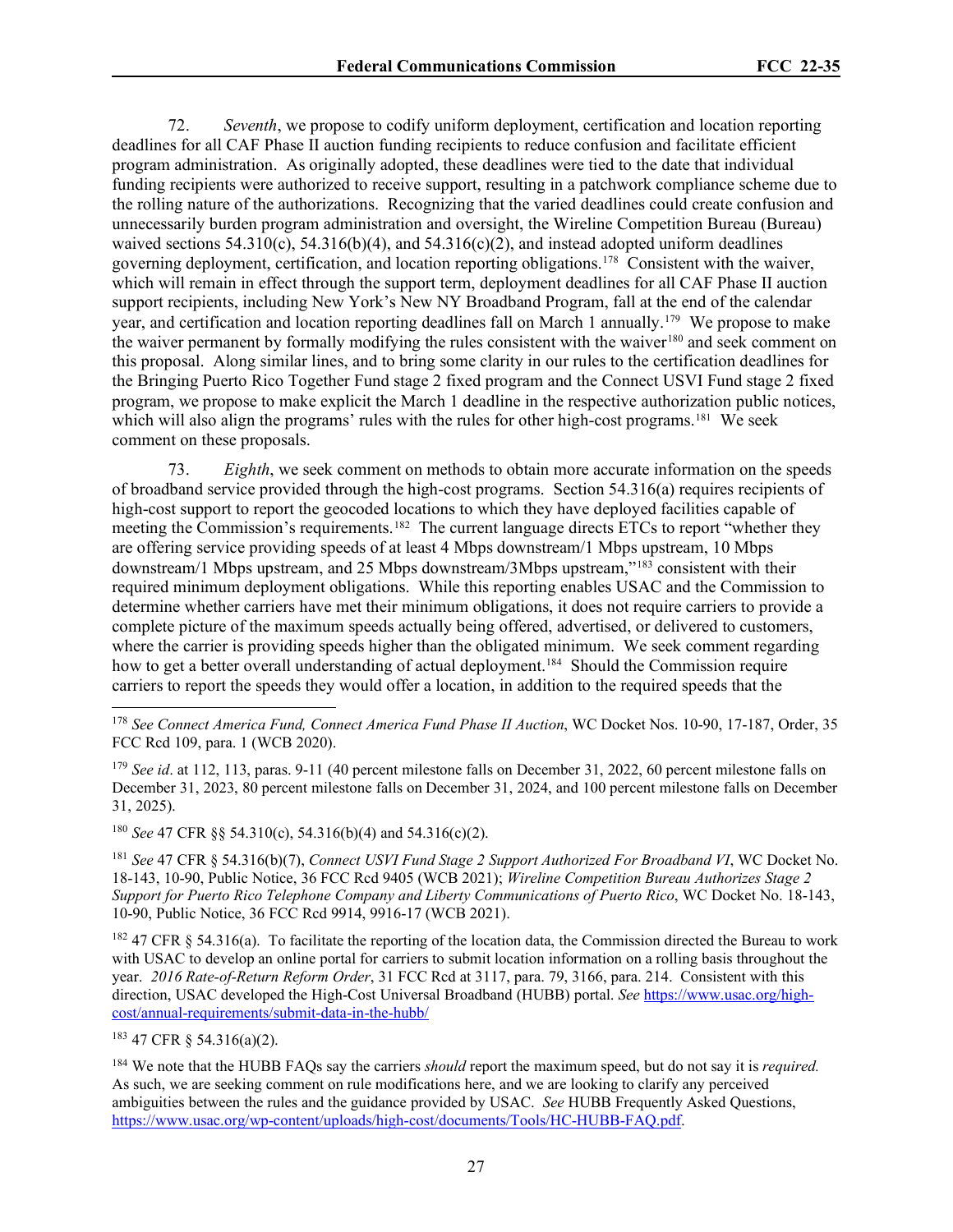72. *Seventh*, we propose to codify uniform deployment, certification and location reporting deadlines for all CAF Phase II auction funding recipients to reduce confusion and facilitate efficient program administration. As originally adopted, these deadlines were tied to the date that individual funding recipients were authorized to receive support, resulting in a patchwork compliance scheme due to the rolling nature of the authorizations. Recognizing that the varied deadlines could create confusion and unnecessarily burden program administration and oversight, the Wireline Competition Bureau (Bureau) waived sections 54.310(c), 54.316(b)(4), and 54.316(c)(2), and instead adopted uniform deadlines governing deployment, certification, and location reporting obligations.[178] Consistent with the waiver, which will remain in effect through the support term, deployment deadlines for all CAF Phase II auction support recipients, including New York's New NY Broadband Program, fall at the end of the calendar year, and certification and location reporting deadlines fall on March 1 annually.[179] We propose to make the waiver permanent by formally modifying the rules consistent with the waiver[180] and seek comment on this proposal. Along similar lines, and to bring some clarity in our rules to the certification deadlines for the Bringing Puerto Rico Together Fund stage 2 fixed program and the Connect USVI Fund stage 2 fixed program, we propose to make explicit the March 1 deadline in the respective authorization public notices, which will also align the programs' rules with the rules for other high-cost programs.[181] We seek comment on these proposals.

73. *Eighth*, we seek comment on methods to obtain more accurate information on the speeds of broadband service provided through the high-cost programs. Section 54.316(a) requires recipients of high-cost support to report the geocoded locations to which they have deployed facilities capable of meeting the Commission's requirements.[182] The current language directs ETCs to report "whether they are offering service providing speeds of at least 4 Mbps downstream/1 Mbps upstream, 10 Mbps downstream/1 Mbps upstream, and 25 Mbps downstream/3Mbps upstream,"[183] consistent with their required minimum deployment obligations. While this reporting enables USAC and the Commission to determine whether carriers have met their minimum obligations, it does not require carriers to provide a complete picture of the maximum speeds actually being offered, advertised, or delivered to customers, where the carrier is providing speeds higher than the obligated minimum. We seek comment regarding how to get a better overall understanding of actual deployment.[184] Should the Commission require carriers to report the speeds they would offer a location, in addition to the required speeds that the

---

[178] *See Connect America Fund, Connect America Fund Phase II Auction*, WC Docket Nos. 10-90, 17-187, Order, 35 FCC Rcd 109, para. 1 (WCB 2020).

[179] *See id*. at 112, 113, paras. 9-11 (40 percent milestone falls on December 31, 2022, 60 percent milestone falls on December 31, 2023, 80 percent milestone falls on December 31, 2024, and 100 percent milestone falls on December 31, 2025).

[180] *See* 47 CFR §§ 54.310(c), 54.316(b)(4) and 54.316(c)(2).

[181] *See* 47 CFR § 54.316(b)(7), *Connect USVI Fund Stage 2 Support Authorized For Broadband VI*, WC Docket No. 18-143, 10-90, Public Notice, 36 FCC Rcd 9405 (WCB 2021); *Wireline Competition Bureau Authorizes Stage 2 Support for Puerto Rico Telephone Company and Liberty Communications of Puerto Rico*, WC Docket No. 18-143, 10-90, Public Notice, 36 FCC Rcd 9914, 9916-17 (WCB 2021).

[182] 47 CFR § 54.316(a). To facilitate the reporting of the location data, the Commission directed the Bureau to work with USAC to develop an online portal for carriers to submit location information on a rolling basis throughout the year. *2016 Rate-of-Return Reform Order*, 31 FCC Rcd at 3117, para. 79, 3166, para. 214. Consistent with this direction, USAC developed the High-Cost Universal Broadband (HUBB) portal. *See* https://www.usac.org/high-cost/annual-requirements/submit-data-in-the-hubb/

[183] 47 CFR § 54.316(a)(2).

[184] We note that the HUBB FAQs say the carriers *should* report the maximum speed, but do not say it is *required.* As such, we are seeking comment on rule modifications here, and we are looking to clarify any perceived ambiguities between the rules and the guidance provided by USAC. *See* HUBB Frequently Asked Questions, https://www.usac.org/wp-content/uploads/high-cost/documents/Tools/HC-HUBB-FAQ.pdf.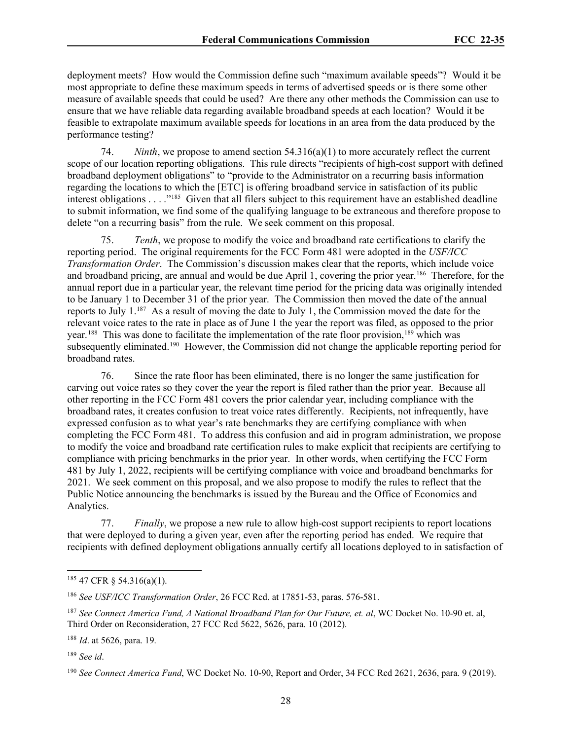deployment meets? How would the Commission define such "maximum available speeds"? Would it be most appropriate to define these maximum speeds in terms of advertised speeds or is there some other measure of available speeds that could be used? Are there any other methods the Commission can use to ensure that we have reliable data regarding available broadband speeds at each location? Would it be feasible to extrapolate maximum available speeds for locations in an area from the data produced by the performance testing?

74. *Ninth*, we propose to amend section 54.316(a)(1) to more accurately reflect the current scope of our location reporting obligations. This rule directs "recipients of high-cost support with defined broadband deployment obligations" to "provide to the Administrator on a recurring basis information regarding the locations to which the [ETC] is offering broadband service in satisfaction of its public interest obligations . . . ."[185] Given that all filers subject to this requirement have an established deadline to submit information, we find some of the qualifying language to be extraneous and therefore propose to delete "on a recurring basis" from the rule. We seek comment on this proposal.

75. *Tenth*, we propose to modify the voice and broadband rate certifications to clarify the reporting period. The original requirements for the FCC Form 481 were adopted in the *USF/ICC Transformation Order*. The Commission's discussion makes clear that the reports, which include voice and broadband pricing, are annual and would be due April 1, covering the prior year.[186] Therefore, for the annual report due in a particular year, the relevant time period for the pricing data was originally intended to be January 1 to December 31 of the prior year. The Commission then moved the date of the annual reports to July 1.[187] As a result of moving the date to July 1, the Commission moved the date for the relevant voice rates to the rate in place as of June 1 the year the report was filed, as opposed to the prior year.[188] This was done to facilitate the implementation of the rate floor provision,[189] which was subsequently eliminated.[190] However, the Commission did not change the applicable reporting period for broadband rates.

76. Since the rate floor has been eliminated, there is no longer the same justification for carving out voice rates so they cover the year the report is filed rather than the prior year. Because all other reporting in the FCC Form 481 covers the prior calendar year, including compliance with the broadband rates, it creates confusion to treat voice rates differently. Recipients, not infrequently, have expressed confusion as to what year's rate benchmarks they are certifying compliance with when completing the FCC Form 481. To address this confusion and aid in program administration, we propose to modify the voice and broadband rate certification rules to make explicit that recipients are certifying to compliance with pricing benchmarks in the prior year. In other words, when certifying the FCC Form 481 by July 1, 2022, recipients will be certifying compliance with voice and broadband benchmarks for 2021. We seek comment on this proposal, and we also propose to modify the rules to reflect that the Public Notice announcing the benchmarks is issued by the Bureau and the Office of Economics and Analytics.

77. *Finally*, we propose a new rule to allow high-cost support recipients to report locations that were deployed to during a given year, even after the reporting period has ended. We require that recipients with defined deployment obligations annually certify all locations deployed to in satisfaction of

---

[185] 47 CFR § 54.316(a)(1).

[186] *See USF/ICC Transformation Order*, 26 FCC Rcd. at 17851-53, paras. 576-581.

[187] *See Connect America Fund, A National Broadband Plan for Our Future, et. al*, WC Docket No. 10-90 et. al, Third Order on Reconsideration, 27 FCC Rcd 5622, 5626, para. 10 (2012).

[188] *Id*. at 5626, para. 19.

[189] *See id*.

[190] *See Connect America Fund*, WC Docket No. 10-90, Report and Order, 34 FCC Rcd 2621, 2636, para. 9 (2019).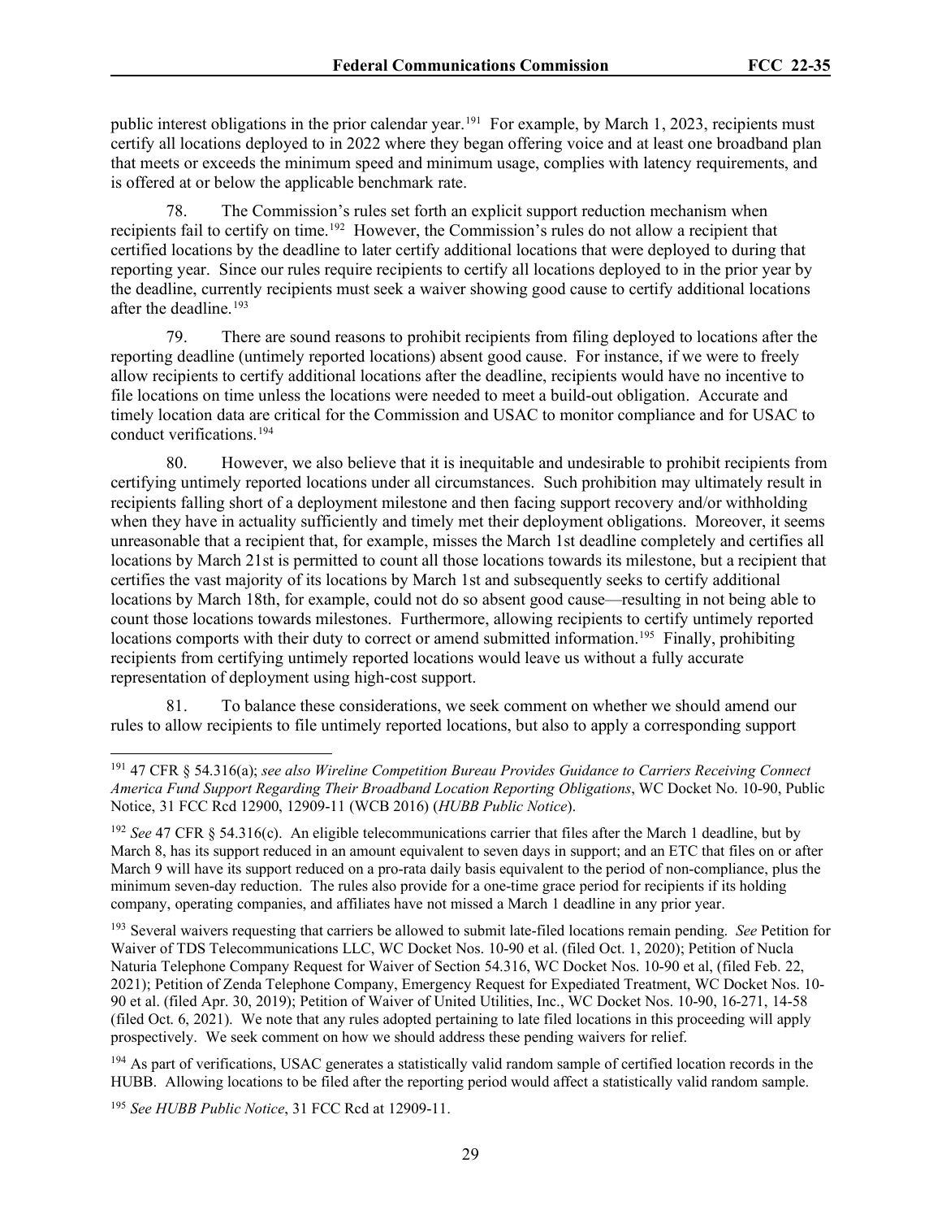public interest obligations in the prior calendar year.[191] For example, by March 1, 2023, recipients must certify all locations deployed to in 2022 where they began offering voice and at least one broadband plan that meets or exceeds the minimum speed and minimum usage, complies with latency requirements, and is offered at or below the applicable benchmark rate.

78. The Commission's rules set forth an explicit support reduction mechanism when recipients fail to certify on time.[192] However, the Commission's rules do not allow a recipient that certified locations by the deadline to later certify additional locations that were deployed to during that reporting year. Since our rules require recipients to certify all locations deployed to in the prior year by the deadline, currently recipients must seek a waiver showing good cause to certify additional locations after the deadline.[193]

79. There are sound reasons to prohibit recipients from filing deployed to locations after the reporting deadline (untimely reported locations) absent good cause. For instance, if we were to freely allow recipients to certify additional locations after the deadline, recipients would have no incentive to file locations on time unless the locations were needed to meet a build-out obligation. Accurate and timely location data are critical for the Commission and USAC to monitor compliance and for USAC to conduct verifications.[194]

80. However, we also believe that it is inequitable and undesirable to prohibit recipients from certifying untimely reported locations under all circumstances. Such prohibition may ultimately result in recipients falling short of a deployment milestone and then facing support recovery and/or withholding when they have in actuality sufficiently and timely met their deployment obligations. Moreover, it seems unreasonable that a recipient that, for example, misses the March 1st deadline completely and certifies all locations by March 21st is permitted to count all those locations towards its milestone, but a recipient that certifies the vast majority of its locations by March 1st and subsequently seeks to certify additional locations by March 18th, for example, could not do so absent good cause—resulting in not being able to count those locations towards milestones. Furthermore, allowing recipients to certify untimely reported locations comports with their duty to correct or amend submitted information.[195] Finally, prohibiting recipients from certifying untimely reported locations would leave us without a fully accurate representation of deployment using high-cost support.

81. To balance these considerations, we seek comment on whether we should amend our rules to allow recipients to file untimely reported locations, but also to apply a corresponding support

---

[191] 47 CFR § 54.316(a); *see also Wireline Competition Bureau Provides Guidance to Carriers Receiving Connect America Fund Support Regarding Their Broadband Location Reporting Obligations*, WC Docket No. 10-90, Public Notice, 31 FCC Rcd 12900, 12909-11 (WCB 2016) (*HUBB Public Notice*).

[192] *See* 47 CFR § 54.316(c). An eligible telecommunications carrier that files after the March 1 deadline, but by March 8, has its support reduced in an amount equivalent to seven days in support; and an ETC that files on or after March 9 will have its support reduced on a pro-rata daily basis equivalent to the period of non-compliance, plus the minimum seven-day reduction. The rules also provide for a one-time grace period for recipients if its holding company, operating companies, and affiliates have not missed a March 1 deadline in any prior year.

[193] Several waivers requesting that carriers be allowed to submit late-filed locations remain pending. *See* Petition for Waiver of TDS Telecommunications LLC, WC Docket Nos. 10-90 et al. (filed Oct. 1, 2020); Petition of Nucla Naturia Telephone Company Request for Waiver of Section 54.316, WC Docket Nos. 10-90 et al, (filed Feb. 22, 2021); Petition of Zenda Telephone Company, Emergency Request for Expedited Treatment, WC Docket Nos. 10-90 et al. (filed Apr. 30, 2019); Petition of Waiver of United Utilities, Inc., WC Docket Nos. 10-90, 16-271, 14-58 (filed Oct. 6, 2021). We note that any rules adopted pertaining to late filed locations in this proceeding will apply prospectively. We seek comment on how we should address these pending waivers for relief.

[194] As part of verifications, USAC generates a statistically valid random sample of certified location records in the HUBB. Allowing locations to be filed after the reporting period would affect a statistically valid random sample.

[195] *See HUBB Public Notice*, 31 FCC Rcd at 12909-11.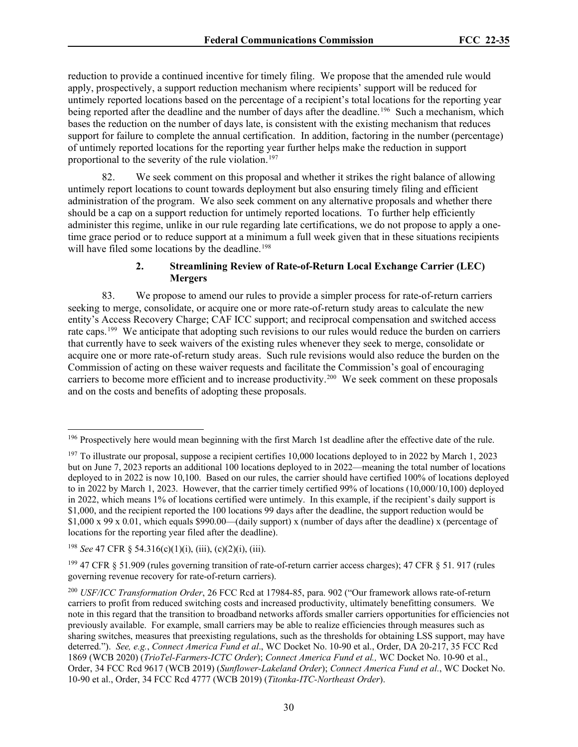reduction to provide a continued incentive for timely filing. We propose that the amended rule would apply, prospectively, a support reduction mechanism where recipients' support will be reduced for untimely reported locations based on the percentage of a recipient's total locations for the reporting year being reported after the deadline and the number of days after the deadline.[196] Such a mechanism, which bases the reduction on the number of days late, is consistent with the existing mechanism that reduces support for failure to complete the annual certification. In addition, factoring in the number (percentage) of untimely reported locations for the reporting year further helps make the reduction in support proportional to the severity of the rule violation.[197]

82. We seek comment on this proposal and whether it strikes the right balance of allowing untimely report locations to count towards deployment but also ensuring timely filing and efficient administration of the program. We also seek comment on any alternative proposals and whether there should be a cap on a support reduction for untimely reported locations. To further help efficiently administer this regime, unlike in our rule regarding late certifications, we do not propose to apply a one-time grace period or to reduce support at a minimum a full week given that in these situations recipients will have filed some locations by the deadline.[198]

### 2. Streamlining Review of Rate-of-Return Local Exchange Carrier (LEC) Mergers

83. We propose to amend our rules to provide a simpler process for rate-of-return carriers seeking to merge, consolidate, or acquire one or more rate-of-return study areas to calculate the new entity's Access Recovery Charge; CAF ICC support; and reciprocal compensation and switched access rate caps.[199] We anticipate that adopting such revisions to our rules would reduce the burden on carriers that currently have to seek waivers of the existing rules whenever they seek to merge, consolidate or acquire one or more rate-of-return study areas. Such rule revisions would also reduce the burden on the Commission of acting on these waiver requests and facilitate the Commission's goal of encouraging carriers to become more efficient and to increase productivity.[200] We seek comment on these proposals and on the costs and benefits of adopting these proposals.

---

[196] Prospectively here would mean beginning with the first March 1st deadline after the effective date of the rule.

[197] To illustrate our proposal, suppose a recipient certifies 10,000 locations deployed to in 2022 by March 1, 2023 but on June 7, 2023 reports an additional 100 locations deployed to in 2022—meaning the total number of locations deployed to in 2022 is now 10,100. Based on our rules, the carrier should have certified 100% of locations deployed to in 2022 by March 1, 2023. However, that the carrier timely certified 99% of locations (10,000/10,100) deployed in 2022, which means 1% of locations certified were untimely. In this example, if the recipient's daily support is \$1,000, and the recipient reported the 100 locations 99 days after the deadline, the support reduction would be \$1,000 x 99 x 0.01, which equals \$990.00—(daily support) x (number of days after the deadline) x (percentage of locations for the reporting year filed after the deadline).

[198] *See* 47 CFR § 54.316(c)(1)(i), (iii), (c)(2)(i), (iii).

[199] 47 CFR § 51.909 (rules governing transition of rate-of-return carrier access charges); 47 CFR § 51. 917 (rules governing revenue recovery for rate-of-return carriers).

[200] *USF/ICC Transformation Order*, 26 FCC Rcd at 17984-85, para. 902 ("Our framework allows rate-of-return carriers to profit from reduced switching costs and increased productivity, ultimately benefitting consumers. We note in this regard that the transition to broadband networks affords smaller carriers opportunities for efficiencies not previously available. For example, small carriers may be able to realize efficiencies through measures such as sharing switches, measures that preexisting regulations, such as the thresholds for obtaining LSS support, may have deterred."). *See, e.g.*, *Connect America Fund et al*., WC Docket No. 10-90 et al., Order, DA 20-217, 35 FCC Rcd 1869 (WCB 2020) (*TrioTel-Farmers-ICTC Order*); *Connect America Fund et al.,* WC Docket No. 10-90 et al., Order, 34 FCC Rcd 9617 (WCB 2019) (*Sunflower-Lakeland Order*); *Connect America Fund et al*., WC Docket No. 10-90 et al., Order, 34 FCC Rcd 4777 (WCB 2019) (*Titonka-ITC-Northeast Order*).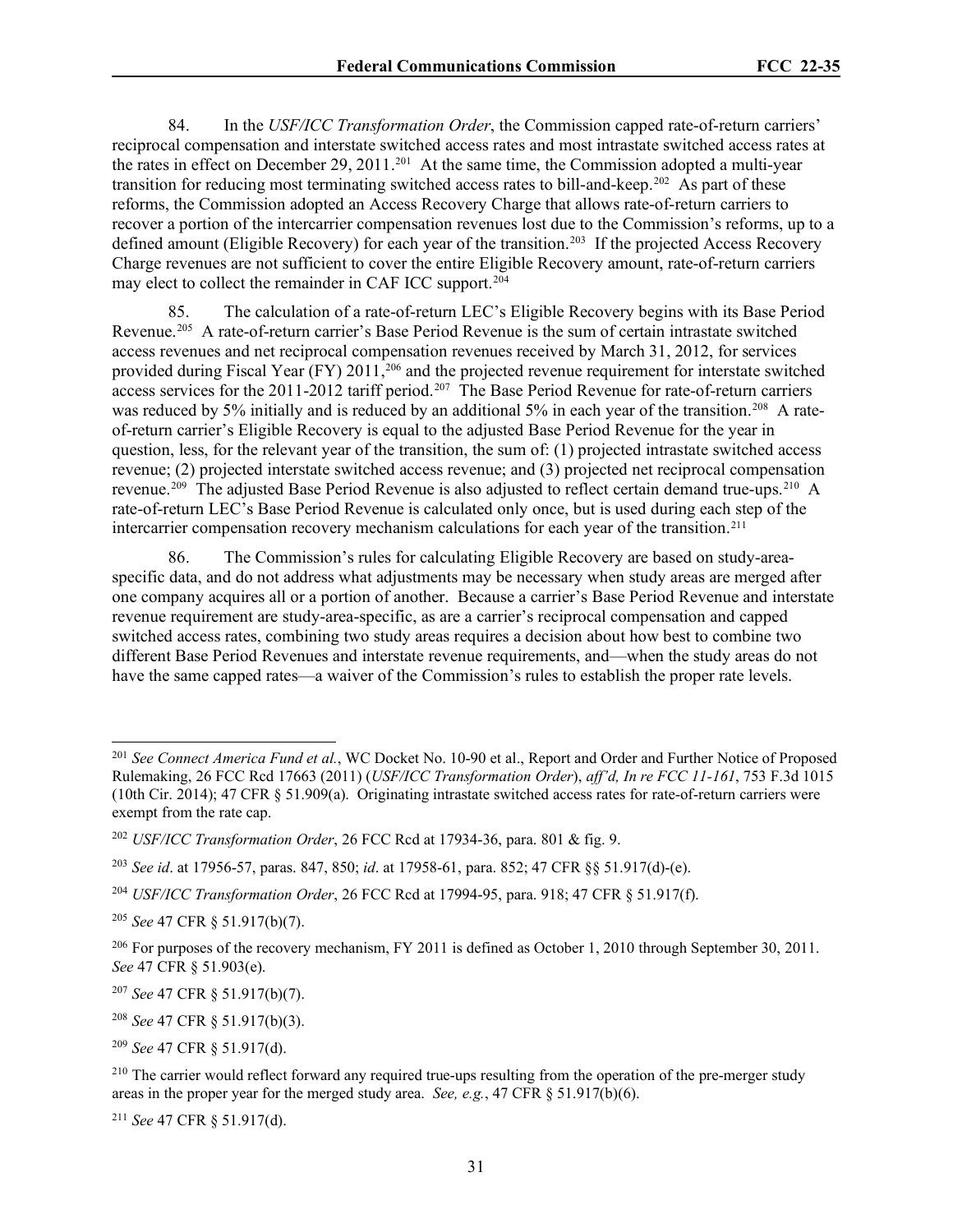84. In the *USF/ICC Transformation Order*, the Commission capped rate-of-return carriers' reciprocal compensation and interstate switched access rates and most intrastate switched access rates at the rates in effect on December 29, 2011.[201] At the same time, the Commission adopted a multi-year transition for reducing most terminating switched access rates to bill-and-keep.[202] As part of these reforms, the Commission adopted an Access Recovery Charge that allows rate-of-return carriers to recover a portion of the intercarrier compensation revenues lost due to the Commission's reforms, up to a defined amount (Eligible Recovery) for each year of the transition.[203] If the projected Access Recovery Charge revenues are not sufficient to cover the entire Eligible Recovery amount, rate-of-return carriers may elect to collect the remainder in CAF ICC support.[204]

85. The calculation of a rate-of-return LEC's Eligible Recovery begins with its Base Period Revenue.[205] A rate-of-return carrier's Base Period Revenue is the sum of certain intrastate switched access revenues and net reciprocal compensation revenues received by March 31, 2012, for services provided during Fiscal Year (FY) 2011,[206] and the projected revenue requirement for interstate switched access services for the 2011-2012 tariff period.[207] The Base Period Revenue for rate-of-return carriers was reduced by 5% initially and is reduced by an additional 5% in each year of the transition.[208] A rate-of-return carrier's Eligible Recovery is equal to the adjusted Base Period Revenue for the year in question, less, for the relevant year of the transition, the sum of: (1) projected intrastate switched access revenue; (2) projected interstate switched access revenue; and (3) projected net reciprocal compensation revenue.[209] The adjusted Base Period Revenue is also adjusted to reflect certain demand true-ups.[210] A rate-of-return LEC's Base Period Revenue is calculated only once, but is used during each step of the intercarrier compensation recovery mechanism calculations for each year of the transition.[211]

86. The Commission's rules for calculating Eligible Recovery are based on study-area-specific data, and do not address what adjustments may be necessary when study areas are merged after one company acquires all or a portion of another. Because a carrier's Base Period Revenue and interstate revenue requirement are study-area-specific, as are a carrier's reciprocal compensation and capped switched access rates, combining two study areas requires a decision about how best to combine two different Base Period Revenues and interstate revenue requirements, and—when the study areas do not have the same capped rates—a waiver of the Commission's rules to establish the proper rate levels.

---

[201] *See Connect America Fund et al.*, WC Docket No. 10-90 et al., Report and Order and Further Notice of Proposed Rulemaking, 26 FCC Rcd 17663 (2011) (*USF/ICC Transformation Order*), *aff'd, In re FCC 11-161*, 753 F.3d 1015 (10th Cir. 2014); 47 CFR § 51.909(a). Originating intrastate switched access rates for rate-of-return carriers were exempt from the rate cap.

[202] *USF/ICC Transformation Order*, 26 FCC Rcd at 17934-36, para. 801 & fig. 9.

[203] *See id*. at 17956-57, paras. 847, 850; *id*. at 17958-61, para. 852; 47 CFR §§ 51.917(d)-(e).

[204] *USF/ICC Transformation Order*, 26 FCC Rcd at 17994-95, para. 918; 47 CFR § 51.917(f).

[205] *See* 47 CFR § 51.917(b)(7).

[206] For purposes of the recovery mechanism, FY 2011 is defined as October 1, 2010 through September 30, 2011. *See* 47 CFR § 51.903(e).

[207] *See* 47 CFR § 51.917(b)(7).

[208] *See* 47 CFR § 51.917(b)(3).

[209] *See* 47 CFR § 51.917(d).

[210] The carrier would reflect forward any required true-ups resulting from the operation of the pre-merger study areas in the proper year for the merged study area. *See, e.g.*, 47 CFR § 51.917(b)(6).

[211] *See* 47 CFR § 51.917(d).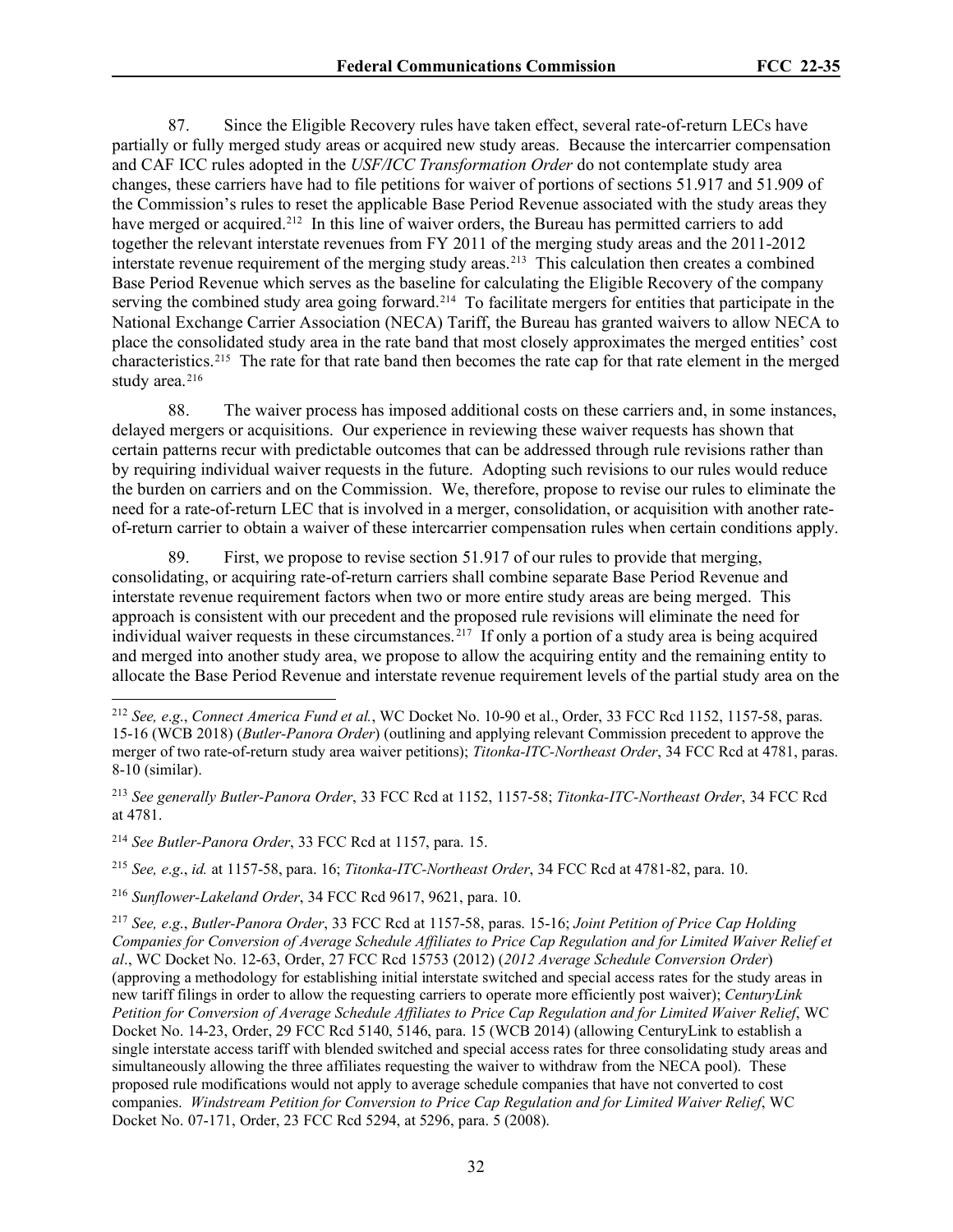87. Since the Eligible Recovery rules have taken effect, several rate-of-return LECs have partially or fully merged study areas or acquired new study areas. Because the intercarrier compensation and CAF ICC rules adopted in the *USF/ICC Transformation Order* do not contemplate study area changes, these carriers have had to file petitions for waiver of portions of sections 51.917 and 51.909 of the Commission's rules to reset the applicable Base Period Revenue associated with the study areas they have merged or acquired.[212] In this line of waiver orders, the Bureau has permitted carriers to add together the relevant interstate revenues from FY 2011 of the merging study areas and the 2011-2012 interstate revenue requirement of the merging study areas.[213] This calculation then creates a combined Base Period Revenue which serves as the baseline for calculating the Eligible Recovery of the company serving the combined study area going forward.[214] To facilitate mergers for entities that participate in the National Exchange Carrier Association (NECA) Tariff, the Bureau has granted waivers to allow NECA to place the consolidated study area in the rate band that most closely approximates the merged entities' cost characteristics.[215] The rate for that rate band then becomes the rate cap for that rate element in the merged study area.[216]

88. The waiver process has imposed additional costs on these carriers and, in some instances, delayed mergers or acquisitions. Our experience in reviewing these waiver requests has shown that certain patterns recur with predictable outcomes that can be addressed through rule revisions rather than by requiring individual waiver requests in the future. Adopting such revisions to our rules would reduce the burden on carriers and on the Commission. We, therefore, propose to revise our rules to eliminate the need for a rate-of-return LEC that is involved in a merger, consolidation, or acquisition with another rate-of-return carrier to obtain a waiver of these intercarrier compensation rules when certain conditions apply.

89. First, we propose to revise section 51.917 of our rules to provide that merging, consolidating, or acquiring rate-of-return carriers shall combine separate Base Period Revenue and interstate revenue requirement factors when two or more entire study areas are being merged. This approach is consistent with our precedent and the proposed rule revisions will eliminate the need for individual waiver requests in these circumstances.[217] If only a portion of a study area is being acquired and merged into another study area, we propose to allow the acquiring entity and the remaining entity to allocate the Base Period Revenue and interstate revenue requirement levels of the partial study area on the

---

[212] *See, e.g.*, *Connect America Fund et al.*, WC Docket No. 10-90 et al., Order, 33 FCC Rcd 1152, 1157-58, paras. 15-16 (WCB 2018) (*Butler-Panora Order*) (outlining and applying relevant Commission precedent to approve the merger of two rate-of-return study area waiver petitions); *Titonka-ITC-Northeast Order*, 34 FCC Rcd at 4781, paras. 8-10 (similar).

[213] *See generally Butler-Panora Order*, 33 FCC Rcd at 1152, 1157-58; *Titonka-ITC-Northeast Order*, 34 FCC Rcd at 4781.

[214] *See Butler-Panora Order*, 33 FCC Rcd at 1157, para. 15.

[215] *See, e.g.*, *id.* at 1157-58, para. 16; *Titonka-ITC-Northeast Order*, 34 FCC Rcd at 4781-82, para. 10.

[216] *Sunflower-Lakeland Order*, 34 FCC Rcd 9617, 9621, para. 10.

[217] *See, e.g.*, *Butler-Panora Order*, 33 FCC Rcd at 1157-58, paras. 15-16; *Joint Petition of Price Cap Holding Companies for Conversion of Average Schedule Affiliates to Price Cap Regulation and for Limited Waiver Relief et al*., WC Docket No. 12-63, Order, 27 FCC Rcd 15753 (2012) (*2012 Average Schedule Conversion Order*) (approving a methodology for establishing initial interstate switched and special access rates for the study areas in new tariff filings in order to allow the requesting carriers to operate more efficiently post waiver); *CenturyLink Petition for Conversion of Average Schedule Affiliates to Price Cap Regulation and for Limited Waiver Relief*, WC Docket No. 14-23, Order, 29 FCC Rcd 5140, 5146, para. 15 (WCB 2014) (allowing CenturyLink to establish a single interstate access tariff with blended switched and special access rates for three consolidating study areas and simultaneously allowing the three affiliates requesting the waiver to withdraw from the NECA pool). These proposed rule modifications would not apply to average schedule companies that have not converted to cost companies. *Windstream Petition for Conversion to Price Cap Regulation and for Limited Waiver Relief*, WC Docket No. 07-171, Order, 23 FCC Rcd 5294, at 5296, para. 5 (2008).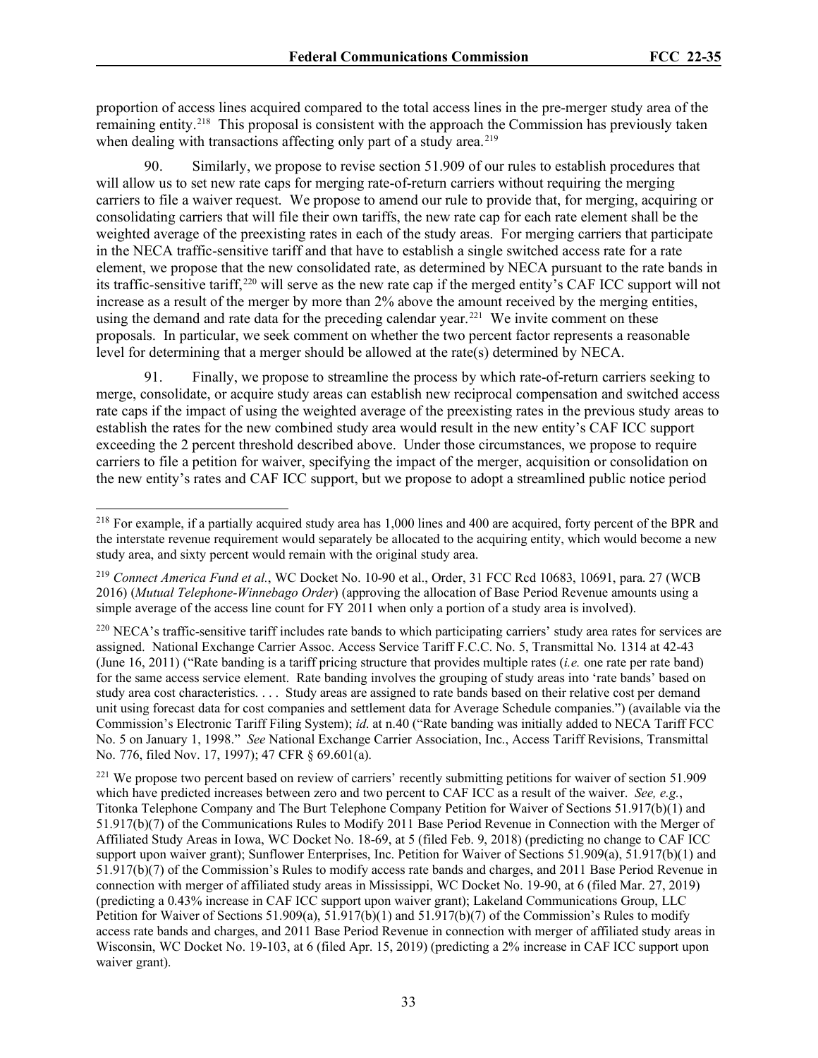proportion of access lines acquired compared to the total access lines in the pre-merger study area of the remaining entity.[218] This proposal is consistent with the approach the Commission has previously taken when dealing with transactions affecting only part of a study area.[219]

90. Similarly, we propose to revise section 51.909 of our rules to establish procedures that will allow us to set new rate caps for merging rate-of-return carriers without requiring the merging carriers to file a waiver request. We propose to amend our rule to provide that, for merging, acquiring or consolidating carriers that will file their own tariffs, the new rate cap for each rate element shall be the weighted average of the preexisting rates in each of the study areas. For merging carriers that participate in the NECA traffic-sensitive tariff and that have to establish a single switched access rate for a rate element, we propose that the new consolidated rate, as determined by NECA pursuant to the rate bands in its traffic-sensitive tariff,[220] will serve as the new rate cap if the merged entity's CAF ICC support will not increase as a result of the merger by more than 2% above the amount received by the merging entities, using the demand and rate data for the preceding calendar year.[221] We invite comment on these proposals. In particular, we seek comment on whether the two percent factor represents a reasonable level for determining that a merger should be allowed at the rate(s) determined by NECA.

91. Finally, we propose to streamline the process by which rate-of-return carriers seeking to merge, consolidate, or acquire study areas can establish new reciprocal compensation and switched access rate caps if the impact of using the weighted average of the preexisting rates in the previous study areas to establish the rates for the new combined study area would result in the new entity's CAF ICC support exceeding the 2 percent threshold described above. Under those circumstances, we propose to require carriers to file a petition for waiver, specifying the impact of the merger, acquisition or consolidation on the new entity's rates and CAF ICC support, but we propose to adopt a streamlined public notice period

---

[218] For example, if a partially acquired study area has 1,000 lines and 400 are acquired, forty percent of the BPR and the interstate revenue requirement would separately be allocated to the acquiring entity, which would become a new study area, and sixty percent would remain with the original study area.

[219] *Connect America Fund et al.*, WC Docket No. 10-90 et al., Order, 31 FCC Rcd 10683, 10691, para. 27 (WCB 2016) (*Mutual Telephone-Winnebago Order*) (approving the allocation of Base Period Revenue amounts using a simple average of the access line count for FY 2011 when only a portion of a study area is involved).

[220] NECA's traffic-sensitive tariff includes rate bands to which participating carriers' study area rates for services are assigned. National Exchange Carrier Assoc. Access Service Tariff F.C.C. No. 5, Transmittal No. 1314 at 42-43 (June 16, 2011) ("Rate banding is a tariff pricing structure that provides multiple rates (*i.e.* one rate per rate band) for the same access service element. Rate banding involves the grouping of study areas into 'rate bands' based on study area cost characteristics. . . . Study areas are assigned to rate bands based on their relative cost per demand unit using forecast data for cost companies and settlement data for Average Schedule companies.") (available via the Commission's Electronic Tariff Filing System); *id.* at n.40 ("Rate banding was initially added to NECA Tariff FCC No. 5 on January 1, 1998." *See* National Exchange Carrier Association, Inc., Access Tariff Revisions, Transmittal No. 776, filed Nov. 17, 1997); 47 CFR § 69.601(a).

[221] We propose two percent based on review of carriers' recently submitting petitions for waiver of section 51.909 which have predicted increases between zero and two percent to CAF ICC as a result of the waiver. *See, e.g.*, Titonka Telephone Company and The Burt Telephone Company Petition for Waiver of Sections 51.917(b)(1) and 51.917(b)(7) of the Communications Rules to Modify 2011 Base Period Revenue in Connection with the Merger of Affiliated Study Areas in Iowa, WC Docket No. 18-69, at 5 (filed Feb. 9, 2018) (predicting no change to CAF ICC support upon waiver grant); Sunflower Enterprises, Inc. Petition for Waiver of Sections 51.909(a), 51.917(b)(1) and 51.917(b)(7) of the Commission's Rules to modify access rate bands and charges, and 2011 Base Period Revenue in connection with merger of affiliated study areas in Mississippi, WC Docket No. 19-90, at 6 (filed Mar. 27, 2019) (predicting a 0.43% increase in CAF ICC support upon waiver grant); Lakeland Communications Group, LLC Petition for Waiver of Sections 51.909(a), 51.917(b)(1) and 51.917(b)(7) of the Commission's Rules to modify access rate bands and charges, and 2011 Base Period Revenue in connection with merger of affiliated study areas in Wisconsin, WC Docket No. 19-103, at 6 (filed Apr. 15, 2019) (predicting a 2% increase in CAF ICC support upon waiver grant).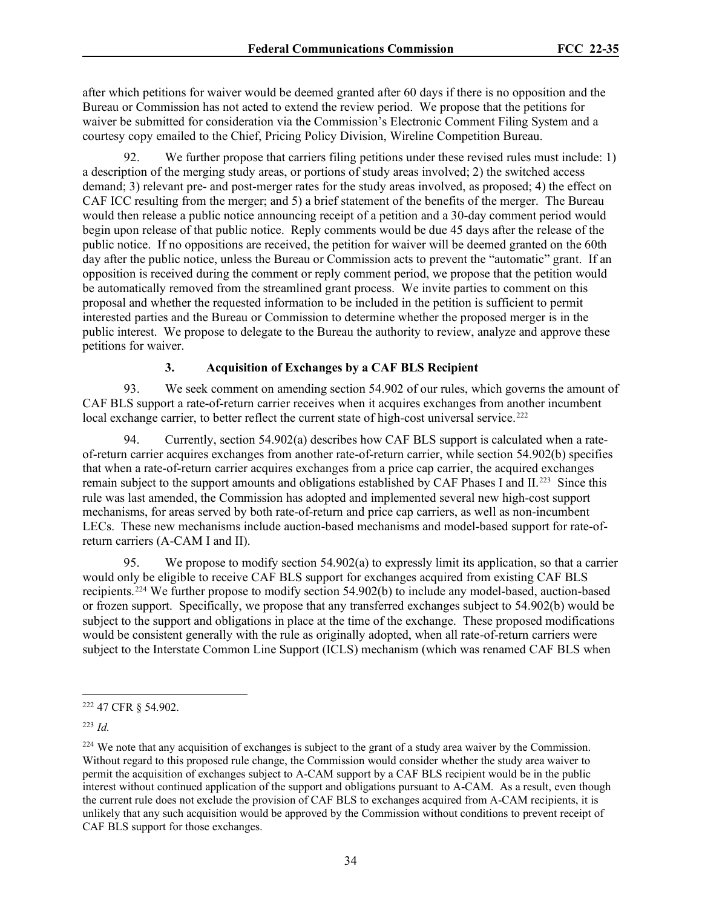after which petitions for waiver would be deemed granted after 60 days if there is no opposition and the Bureau or Commission has not acted to extend the review period. We propose that the petitions for waiver be submitted for consideration via the Commission's Electronic Comment Filing System and a courtesy copy emailed to the Chief, Pricing Policy Division, Wireline Competition Bureau.

92. We further propose that carriers filing petitions under these revised rules must include: 1) a description of the merging study areas, or portions of study areas involved; 2) the switched access demand; 3) relevant pre- and post-merger rates for the study areas involved, as proposed; 4) the effect on CAF ICC resulting from the merger; and 5) a brief statement of the benefits of the merger. The Bureau would then release a public notice announcing receipt of a petition and a 30-day comment period would begin upon release of that public notice. Reply comments would be due 45 days after the release of the public notice. If no oppositions are received, the petition for waiver will be deemed granted on the 60th day after the public notice, unless the Bureau or Commission acts to prevent the "automatic" grant. If an opposition is received during the comment or reply comment period, we propose that the petition would be automatically removed from the streamlined grant process. We invite parties to comment on this proposal and whether the requested information to be included in the petition is sufficient to permit interested parties and the Bureau or Commission to determine whether the proposed merger is in the public interest. We propose to delegate to the Bureau the authority to review, analyze and approve these petitions for waiver.

### 3. Acquisition of Exchanges by a CAF BLS Recipient

93. We seek comment on amending section 54.902 of our rules, which governs the amount of CAF BLS support a rate-of-return carrier receives when it acquires exchanges from another incumbent local exchange carrier, to better reflect the current state of high-cost universal service.[222]

94. Currently, section 54.902(a) describes how CAF BLS support is calculated when a rate-of-return carrier acquires exchanges from another rate-of-return carrier, while section 54.902(b) specifies that when a rate-of-return carrier acquires exchanges from a price cap carrier, the acquired exchanges remain subject to the support amounts and obligations established by CAF Phases I and II.[223] Since this rule was last amended, the Commission has adopted and implemented several new high-cost support mechanisms, for areas served by both rate-of-return and price cap carriers, as well as non-incumbent LECs. These new mechanisms include auction-based mechanisms and model-based support for rate-of-return carriers (A-CAM I and II).

95. We propose to modify section 54.902(a) to expressly limit its application, so that a carrier would only be eligible to receive CAF BLS support for exchanges acquired from existing CAF BLS recipients.[224] We further propose to modify section 54.902(b) to include any model-based, auction-based or frozen support. Specifically, we propose that any transferred exchanges subject to 54.902(b) would be subject to the support and obligations in place at the time of the exchange. These proposed modifications would be consistent generally with the rule as originally adopted, when all rate-of-return carriers were subject to the Interstate Common Line Support (ICLS) mechanism (which was renamed CAF BLS when

---

[222] 47 CFR § 54.902.

[223] *Id.*

[224] We note that any acquisition of exchanges is subject to the grant of a study area waiver by the Commission. Without regard to this proposed rule change, the Commission would consider whether the study area waiver to permit the acquisition of exchanges subject to A-CAM support by a CAF BLS recipient would be in the public interest without continued application of the support and obligations pursuant to A-CAM. As a result, even though the current rule does not exclude the provision of CAF BLS to exchanges acquired from A-CAM recipients, it is unlikely that any such acquisition would be approved by the Commission without conditions to prevent receipt of CAF BLS support for those exchanges.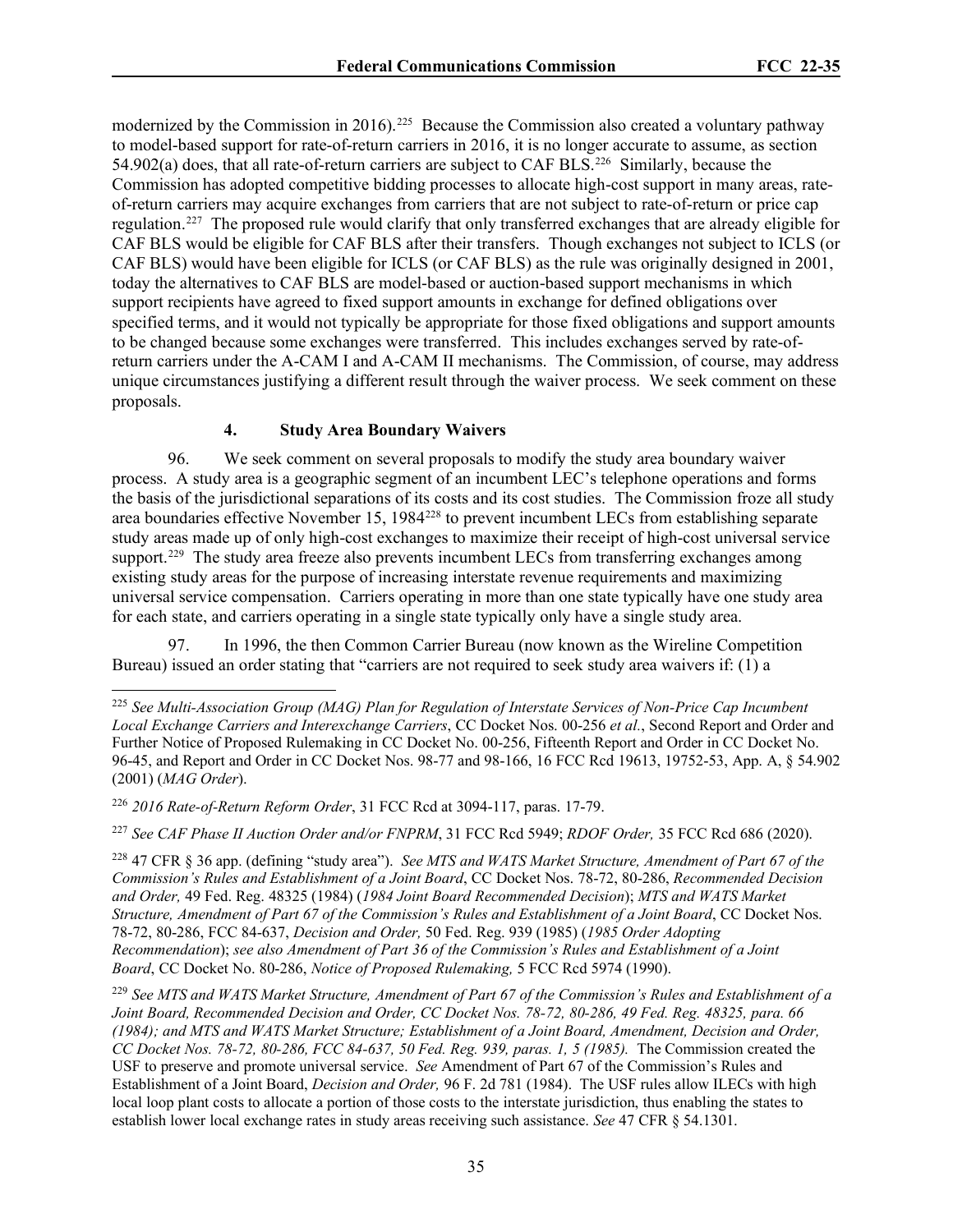modernized by the Commission in 2016).[225] Because the Commission also created a voluntary pathway to model-based support for rate-of-return carriers in 2016, it is no longer accurate to assume, as section 54.902(a) does, that all rate-of-return carriers are subject to CAF BLS.[226] Similarly, because the Commission has adopted competitive bidding processes to allocate high-cost support in many areas, rate-of-return carriers may acquire exchanges from carriers that are not subject to rate-of-return or price cap regulation.[227] The proposed rule would clarify that only transferred exchanges that are already eligible for CAF BLS would be eligible for CAF BLS after their transfers. Though exchanges not subject to ICLS (or CAF BLS) would have been eligible for ICLS (or CAF BLS) as the rule was originally designed in 2001, today the alternatives to CAF BLS are model-based or auction-based support mechanisms in which support recipients have agreed to fixed support amounts in exchange for defined obligations over specified terms, and it would not typically be appropriate for those fixed obligations and support amounts to be changed because some exchanges were transferred. This includes exchanges served by rate-of-return carriers under the A-CAM I and A-CAM II mechanisms. The Commission, of course, may address unique circumstances justifying a different result through the waiver process. We seek comment on these proposals.

#### 4. Study Area Boundary Waivers

96. We seek comment on several proposals to modify the study area boundary waiver process. A study area is a geographic segment of an incumbent LEC's telephone operations and forms the basis of the jurisdictional separations of its costs and its cost studies. The Commission froze all study area boundaries effective November 15, 1984[228] to prevent incumbent LECs from establishing separate study areas made up of only high-cost exchanges to maximize their receipt of high-cost universal service support.[229] The study area freeze also prevents incumbent LECs from transferring exchanges among existing study areas for the purpose of increasing interstate revenue requirements and maximizing universal service compensation. Carriers operating in more than one state typically have one study area for each state, and carriers operating in a single state typically only have a single study area.

97. In 1996, the then Common Carrier Bureau (now known as the Wireline Competition Bureau) issued an order stating that "carriers are not required to seek study area waivers if: (1) a

---

[225] *See Multi-Association Group (MAG) Plan for Regulation of Interstate Services of Non-Price Cap Incumbent Local Exchange Carriers and Interexchange Carriers*, CC Docket Nos. 00-256 *et al.*, Second Report and Order and Further Notice of Proposed Rulemaking in CC Docket No. 00-256, Fifteenth Report and Order in CC Docket No. 96-45, and Report and Order in CC Docket Nos. 98-77 and 98-166, 16 FCC Rcd 19613, 19752-53, App. A, § 54.902 (2001) (*MAG Order*).

[226] *2016 Rate-of-Return Reform Order*, 31 FCC Rcd at 3094-117, paras. 17-79.

[227] *See CAF Phase II Auction Order and/or FNPRM*, 31 FCC Rcd 5949; *RDOF Order,* 35 FCC Rcd 686 (2020).

[228] 47 CFR § 36 app. (defining "study area"). *See MTS and WATS Market Structure, Amendment of Part 67 of the Commission's Rules and Establishment of a Joint Board*, CC Docket Nos. 78-72, 80-286, *Recommended Decision and Order,* 49 Fed. Reg. 48325 (1984) (*1984 Joint Board Recommended Decision*); *MTS and WATS Market Structure, Amendment of Part 67 of the Commission's Rules and Establishment of a Joint Board*, CC Docket Nos. 78-72, 80-286, FCC 84-637, *Decision and Order,* 50 Fed. Reg. 939 (1985) (*1985 Order Adopting Recommendation*); *see also Amendment of Part 36 of the Commission's Rules and Establishment of a Joint Board*, CC Docket No. 80-286, *Notice of Proposed Rulemaking,* 5 FCC Rcd 5974 (1990).

[229] *See MTS and WATS Market Structure, Amendment of Part 67 of the Commission's Rules and Establishment of a Joint Board, Recommended Decision and Order, CC Docket Nos. 78-72, 80-286, 49 Fed. Reg. 48325, para. 66 (1984); and MTS and WATS Market Structure; Establishment of a Joint Board, Amendment, Decision and Order, CC Docket Nos. 78-72, 80-286, FCC 84-637, 50 Fed. Reg. 939, paras. 1, 5 (1985).* The Commission created the USF to preserve and promote universal service. *See* Amendment of Part 67 of the Commission's Rules and Establishment of a Joint Board, *Decision and Order,* 96 F. 2d 781 (1984). The USF rules allow ILECs with high local loop plant costs to allocate a portion of those costs to the interstate jurisdiction, thus enabling the states to establish lower local exchange rates in study areas receiving such assistance. *See* 47 CFR § 54.1301.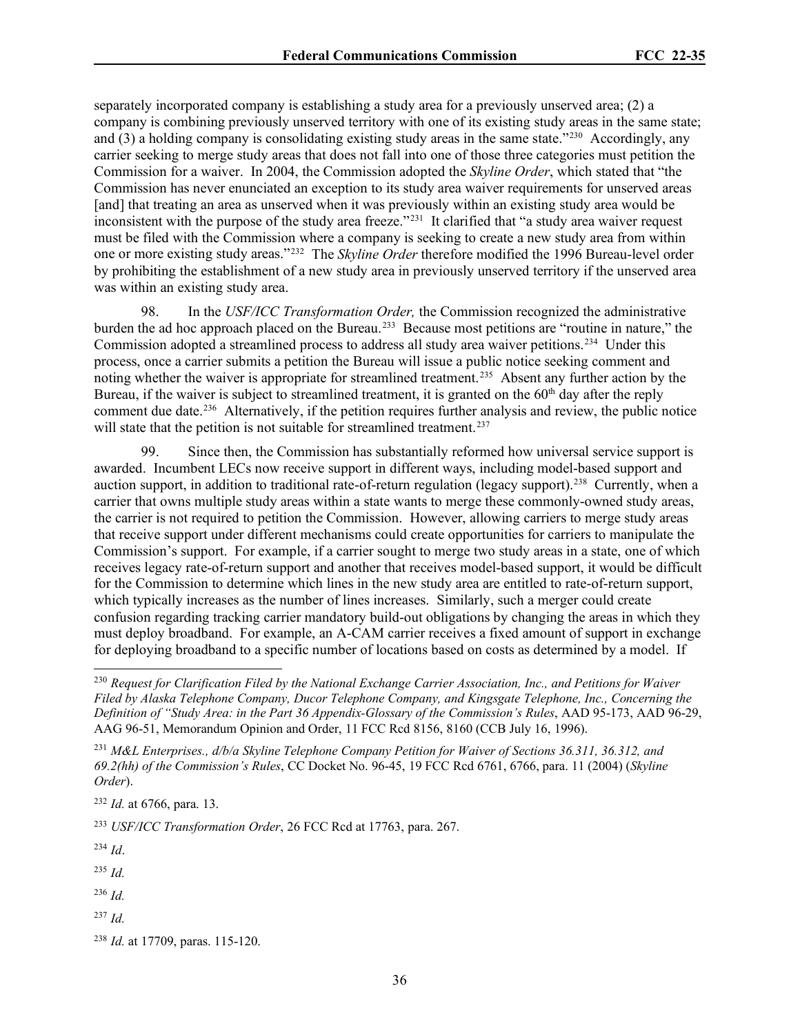separately incorporated company is establishing a study area for a previously unserved area; (2) a company is combining previously unserved territory with one of its existing study areas in the same state; and (3) a holding company is consolidating existing study areas in the same state."[230] Accordingly, any carrier seeking to merge study areas that does not fall into one of those three categories must petition the Commission for a waiver. In 2004, the Commission adopted the *Skyline Order*, which stated that "the Commission has never enunciated an exception to its study area waiver requirements for unserved areas [and] that treating an area as unserved when it was previously within an existing study area would be inconsistent with the purpose of the study area freeze."[231] It clarified that "a study area waiver request must be filed with the Commission where a company is seeking to create a new study area from within one or more existing study areas."[232] The *Skyline Order* therefore modified the 1996 Bureau-level order by prohibiting the establishment of a new study area in previously unserved territory if the unserved area was within an existing study area.

98. In the *USF/ICC Transformation Order,* the Commission recognized the administrative burden the ad hoc approach placed on the Bureau.[233] Because most petitions are "routine in nature," the Commission adopted a streamlined process to address all study area waiver petitions.[234] Under this process, once a carrier submits a petition the Bureau will issue a public notice seeking comment and noting whether the waiver is appropriate for streamlined treatment.[235] Absent any further action by the Bureau, if the waiver is subject to streamlined treatment, it is granted on the 60th day after the reply comment due date.[236] Alternatively, if the petition requires further analysis and review, the public notice will state that the petition is not suitable for streamlined treatment.[237]

99. Since then, the Commission has substantially reformed how universal service support is awarded. Incumbent LECs now receive support in different ways, including model-based support and auction support, in addition to traditional rate-of-return regulation (legacy support).[238] Currently, when a carrier that owns multiple study areas within a state wants to merge these commonly-owned study areas, the carrier is not required to petition the Commission. However, allowing carriers to merge study areas that receive support under different mechanisms could create opportunities for carriers to manipulate the Commission's support. For example, if a carrier sought to merge two study areas in a state, one of which receives legacy rate-of-return support and another that receives model-based support, it would be difficult for the Commission to determine which lines in the new study area are entitled to rate-of-return support, which typically increases as the number of lines increases. Similarly, such a merger could create confusion regarding tracking carrier mandatory build-out obligations by changing the areas in which they must deploy broadband. For example, an A-CAM carrier receives a fixed amount of support in exchange for deploying broadband to a specific number of locations based on costs as determined by a model. If

---

[230] *Request for Clarification Filed by the National Exchange Carrier Association, Inc., and Petitions for Waiver Filed by Alaska Telephone Company, Ducor Telephone Company, and Kingsgate Telephone, Inc., Concerning the Definition of "Study Area: in the Part 36 Appendix-Glossary of the Commission's Rules*, AAD 95-173, AAD 96-29, AAG 96-51, Memorandum Opinion and Order, 11 FCC Rcd 8156, 8160 (CCB July 16, 1996).

[231] *M&L Enterprises., d/b/a Skyline Telephone Company Petition for Waiver of Sections 36.311, 36.312, and 69.2(hh) of the Commission's Rules*, CC Docket No. 96-45, 19 FCC Rcd 6761, 6766, para. 11 (2004) (*Skyline Order*).

[232] *Id.* at 6766, para. 13.

[233] *USF/ICC Transformation Order*, 26 FCC Rcd at 17763, para. 267.

[234] *Id*.

[235] *Id.*

[236] *Id.*

[237] *Id.*

[238] *Id.* at 17709, paras. 115-120.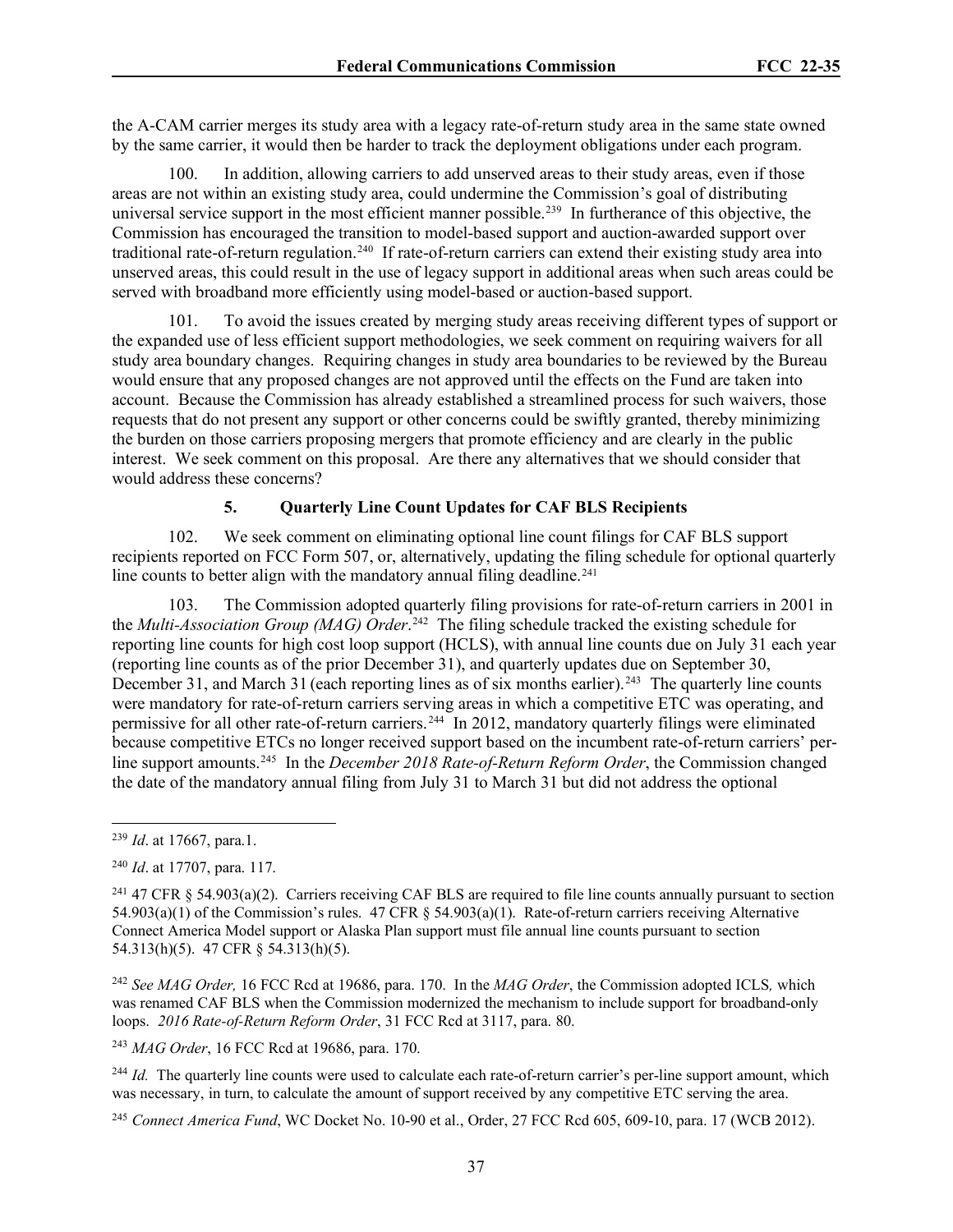the A-CAM carrier merges its study area with a legacy rate-of-return study area in the same state owned by the same carrier, it would then be harder to track the deployment obligations under each program.

100. In addition, allowing carriers to add unserved areas to their study areas, even if those areas are not within an existing study area, could undermine the Commission's goal of distributing universal service support in the most efficient manner possible.[239] In furtherance of this objective, the Commission has encouraged the transition to model-based support and auction-awarded support over traditional rate-of-return regulation.[240] If rate-of-return carriers can extend their existing study area into unserved areas, this could result in the use of legacy support in additional areas when such areas could be served with broadband more efficiently using model-based or auction-based support.

101. To avoid the issues created by merging study areas receiving different types of support or the expanded use of less efficient support methodologies, we seek comment on requiring waivers for all study area boundary changes. Requiring changes in study area boundaries to be reviewed by the Bureau would ensure that any proposed changes are not approved until the effects on the Fund are taken into account. Because the Commission has already established a streamlined process for such waivers, those requests that do not present any support or other concerns could be swiftly granted, thereby minimizing the burden on those carriers proposing mergers that promote efficiency and are clearly in the public interest. We seek comment on this proposal. Are there any alternatives that we should consider that would address these concerns?

### 5. Quarterly Line Count Updates for CAF BLS Recipients

102. We seek comment on eliminating optional line count filings for CAF BLS support recipients reported on FCC Form 507, or, alternatively, updating the filing schedule for optional quarterly line counts to better align with the mandatory annual filing deadline.[241]

103. The Commission adopted quarterly filing provisions for rate-of-return carriers in 2001 in the *Multi-Association Group (MAG) Order*.[242] The filing schedule tracked the existing schedule for reporting line counts for high cost loop support (HCLS), with annual line counts due on July 31 each year (reporting line counts as of the prior December 31), and quarterly updates due on September 30, December 31, and March 31 (each reporting lines as of six months earlier).[243] The quarterly line counts were mandatory for rate-of-return carriers serving areas in which a competitive ETC was operating, and permissive for all other rate-of-return carriers.[244] In 2012, mandatory quarterly filings were eliminated because competitive ETCs no longer received support based on the incumbent rate-of-return carriers' per-line support amounts.[245] In the *December 2018 Rate-of-Return Reform Order*, the Commission changed the date of the mandatory annual filing from July 31 to March 31 but did not address the optional

---

[239] *Id*. at 17667, para.1.

[240] *Id*. at 17707, para. 117.

[241] 47 CFR § 54.903(a)(2). Carriers receiving CAF BLS are required to file line counts annually pursuant to section 54.903(a)(1) of the Commission's rules. 47 CFR § 54.903(a)(1). Rate-of-return carriers receiving Alternative Connect America Model support or Alaska Plan support must file annual line counts pursuant to section 54.313(h)(5). 47 CFR § 54.313(h)(5).

[242] *See MAG Order,* 16 FCC Rcd at 19686, para. 170. In the *MAG Order*, the Commission adopted ICLS*,* which was renamed CAF BLS when the Commission modernized the mechanism to include support for broadband-only loops. *2016 Rate-of-Return Reform Order*, 31 FCC Rcd at 3117, para. 80.

[243] *MAG Order*, 16 FCC Rcd at 19686, para. 170.

[244] *Id.* The quarterly line counts were used to calculate each rate-of-return carrier's per-line support amount, which was necessary, in turn, to calculate the amount of support received by any competitive ETC serving the area.

[245] *Connect America Fund*, WC Docket No. 10-90 et al., Order, 27 FCC Rcd 605, 609-10, para. 17 (WCB 2012).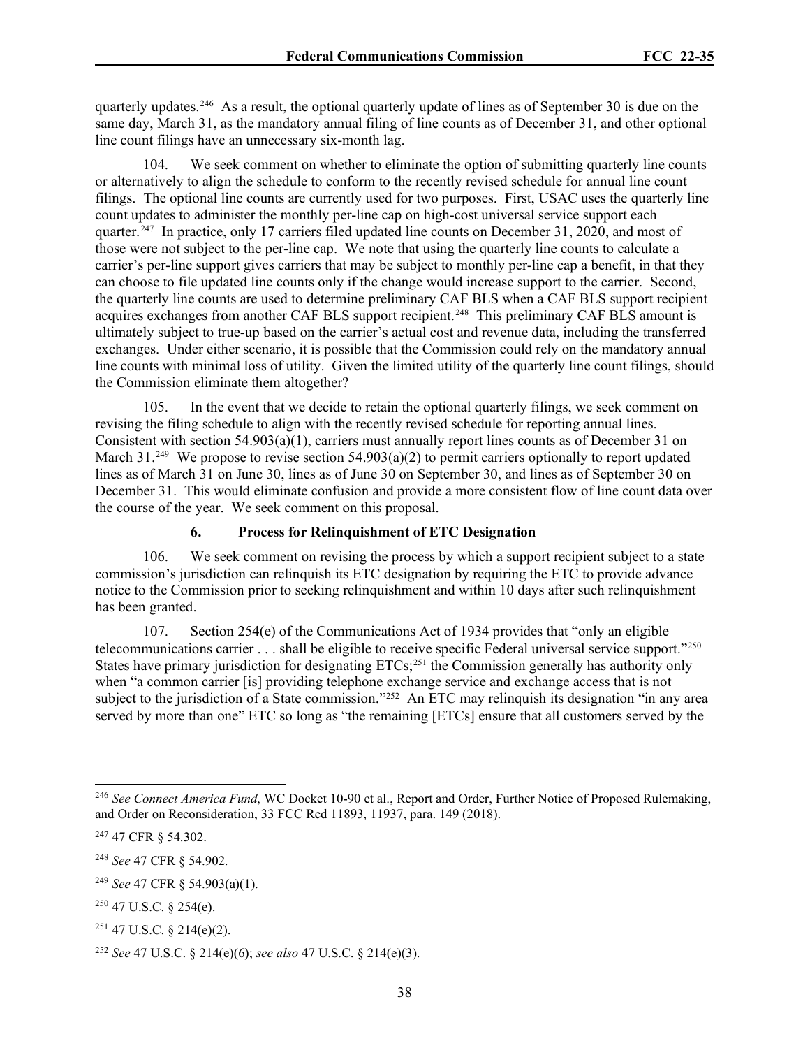quarterly updates.[246] As a result, the optional quarterly update of lines as of September 30 is due on the same day, March 31, as the mandatory annual filing of line counts as of December 31, and other optional line count filings have an unnecessary six-month lag.

104. We seek comment on whether to eliminate the option of submitting quarterly line counts or alternatively to align the schedule to conform to the recently revised schedule for annual line count filings. The optional line counts are currently used for two purposes. First, USAC uses the quarterly line count updates to administer the monthly per-line cap on high-cost universal service support each quarter.[247] In practice, only 17 carriers filed updated line counts on December 31, 2020, and most of those were not subject to the per-line cap. We note that using the quarterly line counts to calculate a carrier's per-line support gives carriers that may be subject to monthly per-line cap a benefit, in that they can choose to file updated line counts only if the change would increase support to the carrier. Second, the quarterly line counts are used to determine preliminary CAF BLS when a CAF BLS support recipient acquires exchanges from another CAF BLS support recipient.[248] This preliminary CAF BLS amount is ultimately subject to true-up based on the carrier's actual cost and revenue data, including the transferred exchanges. Under either scenario, it is possible that the Commission could rely on the mandatory annual line counts with minimal loss of utility. Given the limited utility of the quarterly line count filings, should the Commission eliminate them altogether?

105. In the event that we decide to retain the optional quarterly filings, we seek comment on revising the filing schedule to align with the recently revised schedule for reporting annual lines. Consistent with section 54.903(a)(1), carriers must annually report lines counts as of December 31 on March 31.[249] We propose to revise section 54.903(a)(2) to permit carriers optionally to report updated lines as of March 31 on June 30, lines as of June 30 on September 30, and lines as of September 30 on December 31. This would eliminate confusion and provide a more consistent flow of line count data over the course of the year. We seek comment on this proposal.

#### 6. Process for Relinquishment of ETC Designation

106. We seek comment on revising the process by which a support recipient subject to a state commission's jurisdiction can relinquish its ETC designation by requiring the ETC to provide advance notice to the Commission prior to seeking relinquishment and within 10 days after such relinquishment has been granted.

107. Section 254(e) of the Communications Act of 1934 provides that "only an eligible telecommunications carrier . . . shall be eligible to receive specific Federal universal service support."[250] States have primary jurisdiction for designating ETCs;[251] the Commission generally has authority only when "a common carrier [is] providing telephone exchange service and exchange access that is not subject to the jurisdiction of a State commission."[252] An ETC may relinquish its designation "in any area served by more than one" ETC so long as "the remaining [ETCs] ensure that all customers served by the

---

[246] *See Connect America Fund*, WC Docket 10-90 et al., Report and Order, Further Notice of Proposed Rulemaking, and Order on Reconsideration, 33 FCC Rcd 11893, 11937, para. 149 (2018).

[247] 47 CFR § 54.302.

[248] *See* 47 CFR § 54.902.

[249] *See* 47 CFR § 54.903(a)(1).

[250] 47 U.S.C. § 254(e).

[251] 47 U.S.C. § 214(e)(2).

[252] *See* 47 U.S.C. § 214(e)(6); *see also* 47 U.S.C. § 214(e)(3).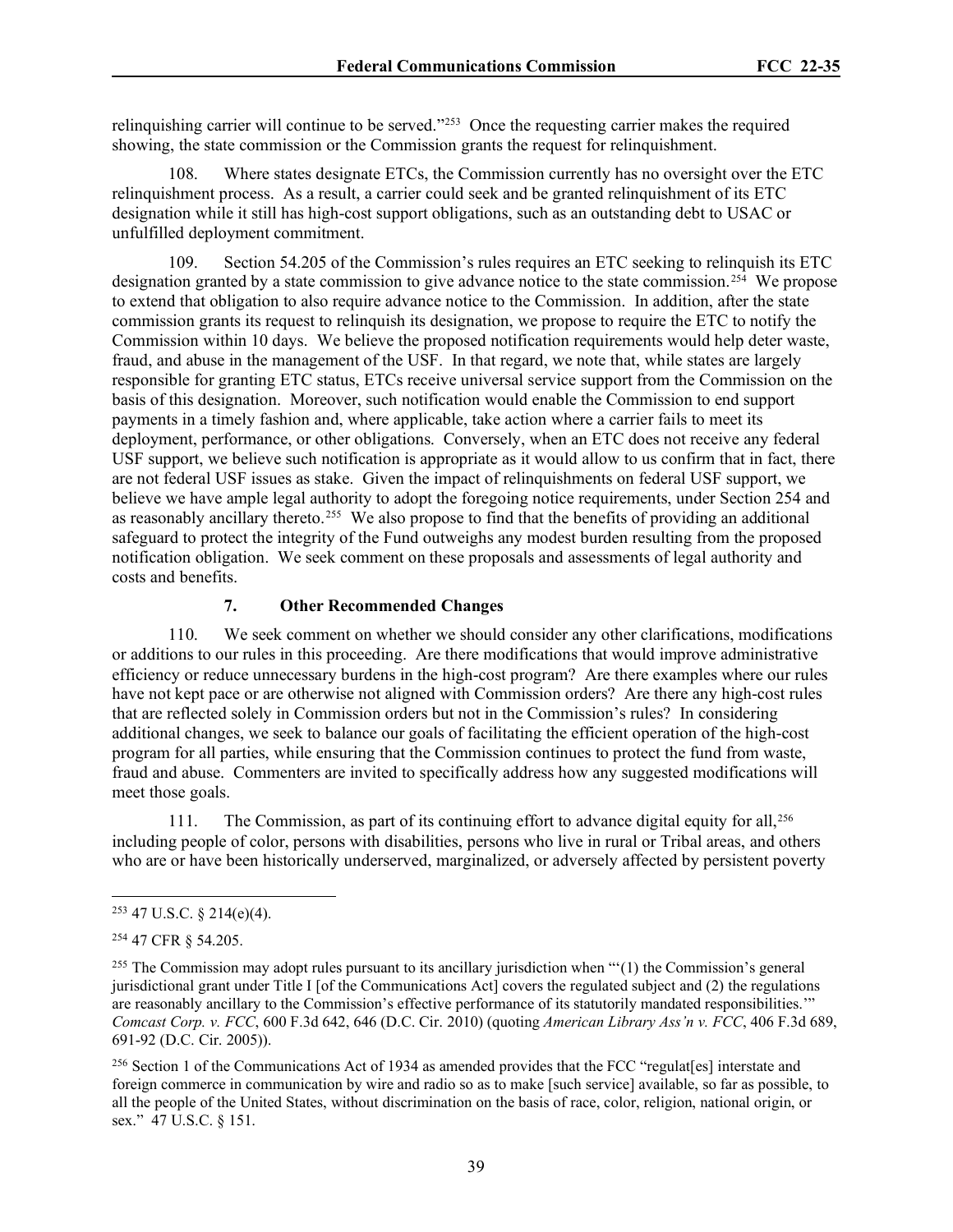relinquishing carrier will continue to be served."[253] Once the requesting carrier makes the required showing, the state commission or the Commission grants the request for relinquishment.

108. Where states designate ETCs, the Commission currently has no oversight over the ETC relinquishment process. As a result, a carrier could seek and be granted relinquishment of its ETC designation while it still has high-cost support obligations, such as an outstanding debt to USAC or unfulfilled deployment commitment.

109. Section 54.205 of the Commission's rules requires an ETC seeking to relinquish its ETC designation granted by a state commission to give advance notice to the state commission.[254] We propose to extend that obligation to also require advance notice to the Commission. In addition, after the state commission grants its request to relinquish its designation, we propose to require the ETC to notify the Commission within 10 days. We believe the proposed notification requirements would help deter waste, fraud, and abuse in the management of the USF. In that regard, we note that, while states are largely responsible for granting ETC status, ETCs receive universal service support from the Commission on the basis of this designation. Moreover, such notification would enable the Commission to end support payments in a timely fashion and, where applicable, take action where a carrier fails to meet its deployment, performance, or other obligations. Conversely, when an ETC does not receive any federal USF support, we believe such notification is appropriate as it would allow to us confirm that in fact, there are not federal USF issues as stake. Given the impact of relinquishments on federal USF support, we believe we have ample legal authority to adopt the foregoing notice requirements, under Section 254 and as reasonably ancillary thereto.[255] We also propose to find that the benefits of providing an additional safeguard to protect the integrity of the Fund outweighs any modest burden resulting from the proposed notification obligation. We seek comment on these proposals and assessments of legal authority and costs and benefits.

#### 7. Other Recommended Changes

110. We seek comment on whether we should consider any other clarifications, modifications or additions to our rules in this proceeding. Are there modifications that would improve administrative efficiency or reduce unnecessary burdens in the high-cost program? Are there examples where our rules have not kept pace or are otherwise not aligned with Commission orders? Are there any high-cost rules that are reflected solely in Commission orders but not in the Commission's rules? In considering additional changes, we seek to balance our goals of facilitating the efficient operation of the high-cost program for all parties, while ensuring that the Commission continues to protect the fund from waste, fraud and abuse. Commenters are invited to specifically address how any suggested modifications will meet those goals.

111. The Commission, as part of its continuing effort to advance digital equity for all,[256] including people of color, persons with disabilities, persons who live in rural or Tribal areas, and others who are or have been historically underserved, marginalized, or adversely affected by persistent poverty

---

[253] 47 U.S.C. § 214(e)(4).

[254] 47 CFR § 54.205.

[255] The Commission may adopt rules pursuant to its ancillary jurisdiction when "'(1) the Commission's general jurisdictional grant under Title I [of the Communications Act] covers the regulated subject and (2) the regulations are reasonably ancillary to the Commission's effective performance of its statutorily mandated responsibilities.'" *Comcast Corp. v. FCC*, 600 F.3d 642, 646 (D.C. Cir. 2010) (quoting *American Library Ass'n v. FCC*, 406 F.3d 689, 691-92 (D.C. Cir. 2005)).

[256] Section 1 of the Communications Act of 1934 as amended provides that the FCC "regulat[es] interstate and foreign commerce in communication by wire and radio so as to make [such service] available, so far as possible, to all the people of the United States, without discrimination on the basis of race, color, religion, national origin, or sex." 47 U.S.C. § 151.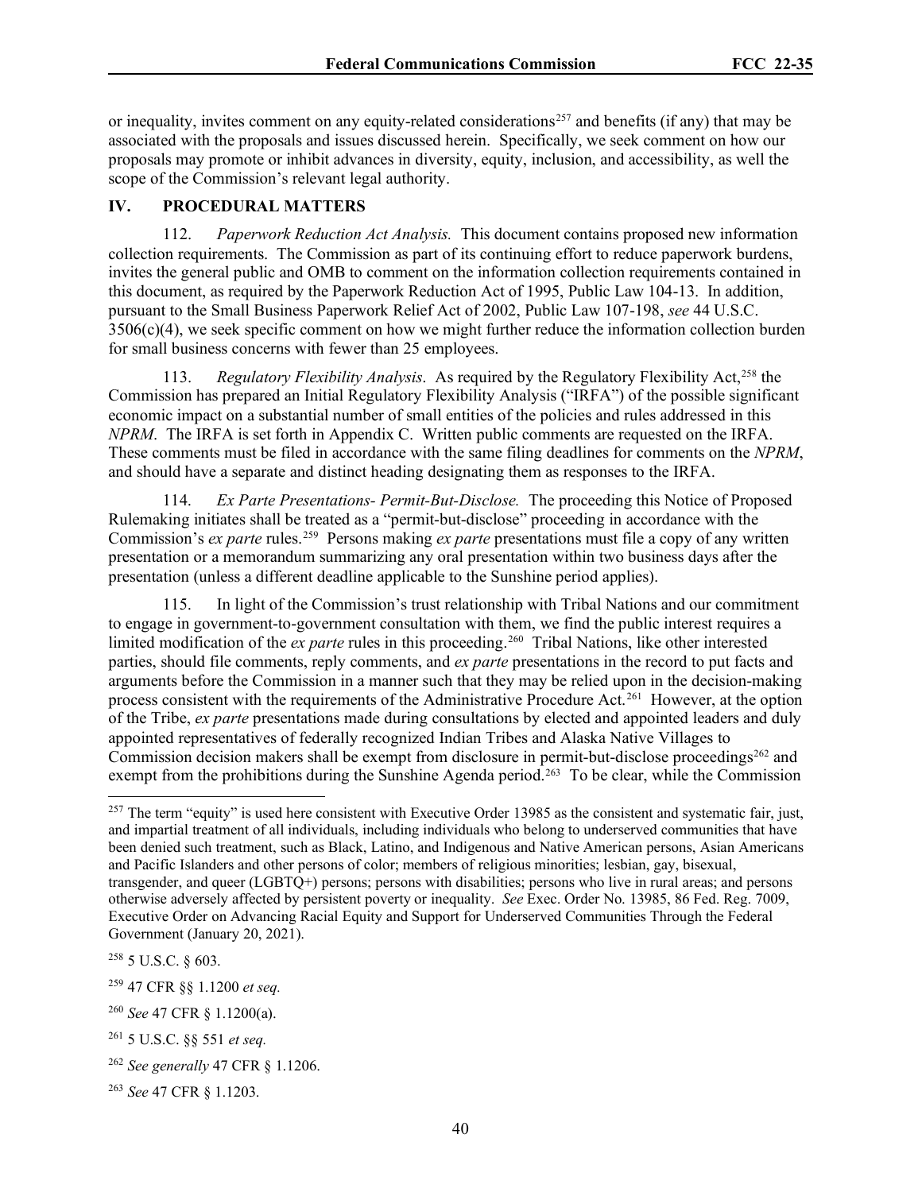or inequality, invites comment on any equity-related considerations[257] and benefits (if any) that may be associated with the proposals and issues discussed herein. Specifically, we seek comment on how our proposals may promote or inhibit advances in diversity, equity, inclusion, and accessibility, as well the scope of the Commission's relevant legal authority.

## IV. PROCEDURAL MATTERS

112. *Paperwork Reduction Act Analysis.* This document contains proposed new information collection requirements. The Commission as part of its continuing effort to reduce paperwork burdens, invites the general public and OMB to comment on the information collection requirements contained in this document, as required by the Paperwork Reduction Act of 1995, Public Law 104-13. In addition, pursuant to the Small Business Paperwork Relief Act of 2002, Public Law 107-198, *see* 44 U.S.C. 3506(c)(4), we seek specific comment on how we might further reduce the information collection burden for small business concerns with fewer than 25 employees.

113. *Regulatory Flexibility Analysis*. As required by the Regulatory Flexibility Act,[258] the Commission has prepared an Initial Regulatory Flexibility Analysis ("IRFA") of the possible significant economic impact on a substantial number of small entities of the policies and rules addressed in this *NPRM*. The IRFA is set forth in Appendix C. Written public comments are requested on the IRFA. These comments must be filed in accordance with the same filing deadlines for comments on the *NPRM*, and should have a separate and distinct heading designating them as responses to the IRFA.

114. *Ex Parte Presentations- Permit-But-Disclose.* The proceeding this Notice of Proposed Rulemaking initiates shall be treated as a "permit-but-disclose" proceeding in accordance with the Commission's *ex parte* rules.[259] Persons making *ex parte* presentations must file a copy of any written presentation or a memorandum summarizing any oral presentation within two business days after the presentation (unless a different deadline applicable to the Sunshine period applies).

115. In light of the Commission's trust relationship with Tribal Nations and our commitment to engage in government-to-government consultation with them, we find the public interest requires a limited modification of the *ex parte* rules in this proceeding.[260] Tribal Nations, like other interested parties, should file comments, reply comments, and *ex parte* presentations in the record to put facts and arguments before the Commission in a manner such that they may be relied upon in the decision-making process consistent with the requirements of the Administrative Procedure Act.[261] However, at the option of the Tribe, *ex parte* presentations made during consultations by elected and appointed leaders and duly appointed representatives of federally recognized Indian Tribes and Alaska Native Villages to Commission decision makers shall be exempt from disclosure in permit-but-disclose proceedings[262] and exempt from the prohibitions during the Sunshine Agenda period.[263] To be clear, while the Commission

---

[257] The term "equity" is used here consistent with Executive Order 13985 as the consistent and systematic fair, just, and impartial treatment of all individuals, including individuals who belong to underserved communities that have been denied such treatment, such as Black, Latino, and Indigenous and Native American persons, Asian Americans and Pacific Islanders and other persons of color; members of religious minorities; lesbian, gay, bisexual, transgender, and queer (LGBTQ+) persons; persons with disabilities; persons who live in rural areas; and persons otherwise adversely affected by persistent poverty or inequality. *See* Exec. Order No. 13985, 86 Fed. Reg. 7009, Executive Order on Advancing Racial Equity and Support for Underserved Communities Through the Federal Government (January 20, 2021).

[258] 5 U.S.C. § 603.

[259] 47 CFR §§ 1.1200 *et seq.*

[260] *See* 47 CFR § 1.1200(a).

[261] 5 U.S.C. §§ 551 *et seq.*

[262] *See generally* 47 CFR § 1.1206.

[263] *See* 47 CFR § 1.1203.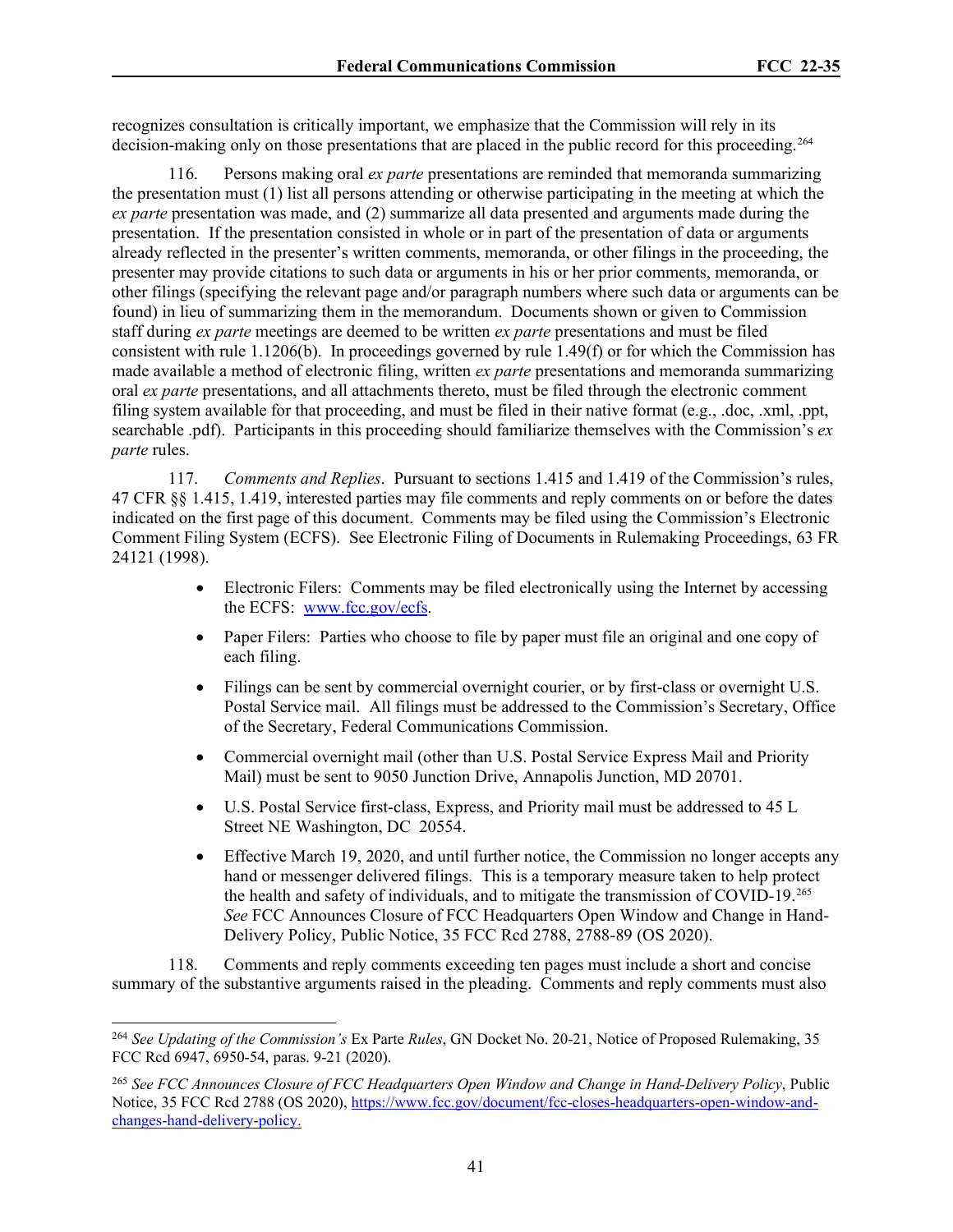recognizes consultation is critically important, we emphasize that the Commission will rely in its decision-making only on those presentations that are placed in the public record for this proceeding.[264]

116. Persons making oral *ex parte* presentations are reminded that memoranda summarizing the presentation must (1) list all persons attending or otherwise participating in the meeting at which the *ex parte* presentation was made, and (2) summarize all data presented and arguments made during the presentation. If the presentation consisted in whole or in part of the presentation of data or arguments already reflected in the presenter's written comments, memoranda, or other filings in the proceeding, the presenter may provide citations to such data or arguments in his or her prior comments, memoranda, or other filings (specifying the relevant page and/or paragraph numbers where such data or arguments can be found) in lieu of summarizing them in the memorandum. Documents shown or given to Commission staff during *ex parte* meetings are deemed to be written *ex parte* presentations and must be filed consistent with rule 1.1206(b). In proceedings governed by rule 1.49(f) or for which the Commission has made available a method of electronic filing, written *ex parte* presentations and memoranda summarizing oral *ex parte* presentations, and all attachments thereto, must be filed through the electronic comment filing system available for that proceeding, and must be filed in their native format (e.g., .doc, .xml, .ppt, searchable .pdf). Participants in this proceeding should familiarize themselves with the Commission's *ex parte* rules.

117. *Comments and Replies*. Pursuant to sections 1.415 and 1.419 of the Commission's rules, 47 CFR §§ 1.415, 1.419, interested parties may file comments and reply comments on or before the dates indicated on the first page of this document. Comments may be filed using the Commission's Electronic Comment Filing System (ECFS). See Electronic Filing of Documents in Rulemaking Proceedings, 63 FR 24121 (1998).

- Electronic Filers: Comments may be filed electronically using the Internet by accessing the ECFS: www.fcc.gov/ecfs.
- Paper Filers: Parties who choose to file by paper must file an original and one copy of each filing.
- Filings can be sent by commercial overnight courier, or by first-class or overnight U.S. Postal Service mail. All filings must be addressed to the Commission's Secretary, Office of the Secretary, Federal Communications Commission.
- Commercial overnight mail (other than U.S. Postal Service Express Mail and Priority Mail) must be sent to 9050 Junction Drive, Annapolis Junction, MD 20701.
- U.S. Postal Service first-class, Express, and Priority mail must be addressed to 45 L Street NE Washington, DC 20554.
- Effective March 19, 2020, and until further notice, the Commission no longer accepts any hand or messenger delivered filings. This is a temporary measure taken to help protect the health and safety of individuals, and to mitigate the transmission of COVID-19.[265] *See* FCC Announces Closure of FCC Headquarters Open Window and Change in Hand-Delivery Policy, Public Notice, 35 FCC Rcd 2788, 2788-89 (OS 2020).

118. Comments and reply comments exceeding ten pages must include a short and concise summary of the substantive arguments raised in the pleading. Comments and reply comments must also

---

[264] *See Updating of the Commission's* Ex Parte *Rules*, GN Docket No. 20-21, Notice of Proposed Rulemaking, 35 FCC Rcd 6947, 6950-54, paras. 9-21 (2020).

[265] *See FCC Announces Closure of FCC Headquarters Open Window and Change in Hand-Delivery Policy*, Public Notice, 35 FCC Rcd 2788 (OS 2020), https://www.fcc.gov/document/fcc-closes-headquarters-open-window-and-changes-hand-delivery-policy.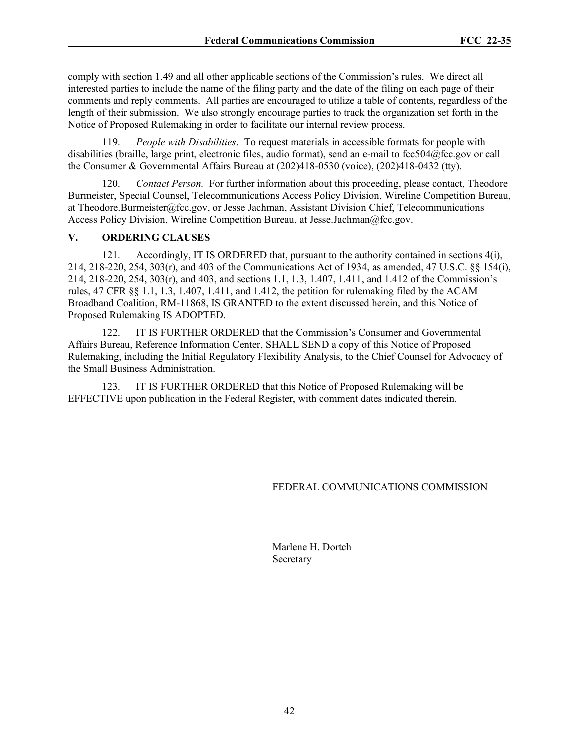comply with section 1.49 and all other applicable sections of the Commission's rules. We direct all interested parties to include the name of the filing party and the date of the filing on each page of their comments and reply comments. All parties are encouraged to utilize a table of contents, regardless of the length of their submission. We also strongly encourage parties to track the organization set forth in the Notice of Proposed Rulemaking in order to facilitate our internal review process.

119. *People with Disabilities*. To request materials in accessible formats for people with disabilities (braille, large print, electronic files, audio format), send an e-mail to fcc504@fcc.gov or call the Consumer & Governmental Affairs Bureau at (202)418-0530 (voice), (202)418-0432 (tty).

120. *Contact Person.* For further information about this proceeding, please contact, Theodore Burmeister, Special Counsel, Telecommunications Access Policy Division, Wireline Competition Bureau, at Theodore.Burmeister@fcc.gov, or Jesse Jachman, Assistant Division Chief, Telecommunications Access Policy Division, Wireline Competition Bureau, at Jesse.Jachman@fcc.gov.

## V. ORDERING CLAUSES

121. Accordingly, IT IS ORDERED that, pursuant to the authority contained in sections 4(i), 214, 218-220, 254, 303(r), and 403 of the Communications Act of 1934, as amended, 47 U.S.C. §§ 154(i), 214, 218-220, 254, 303(r), and 403, and sections 1.1, 1.3, 1.407, 1.411, and 1.412 of the Commission's rules, 47 CFR §§ 1.1, 1.3, 1.407, 1.411, and 1.412, the petition for rulemaking filed by the ACAM Broadband Coalition, RM-11868, IS GRANTED to the extent discussed herein, and this Notice of Proposed Rulemaking IS ADOPTED.

122. IT IS FURTHER ORDERED that the Commission's Consumer and Governmental Affairs Bureau, Reference Information Center, SHALL SEND a copy of this Notice of Proposed Rulemaking, including the Initial Regulatory Flexibility Analysis, to the Chief Counsel for Advocacy of the Small Business Administration.

123. IT IS FURTHER ORDERED that this Notice of Proposed Rulemaking will be EFFECTIVE upon publication in the Federal Register, with comment dates indicated therein.

FEDERAL COMMUNICATIONS COMMISSION

Marlene H. Dortch
Secretary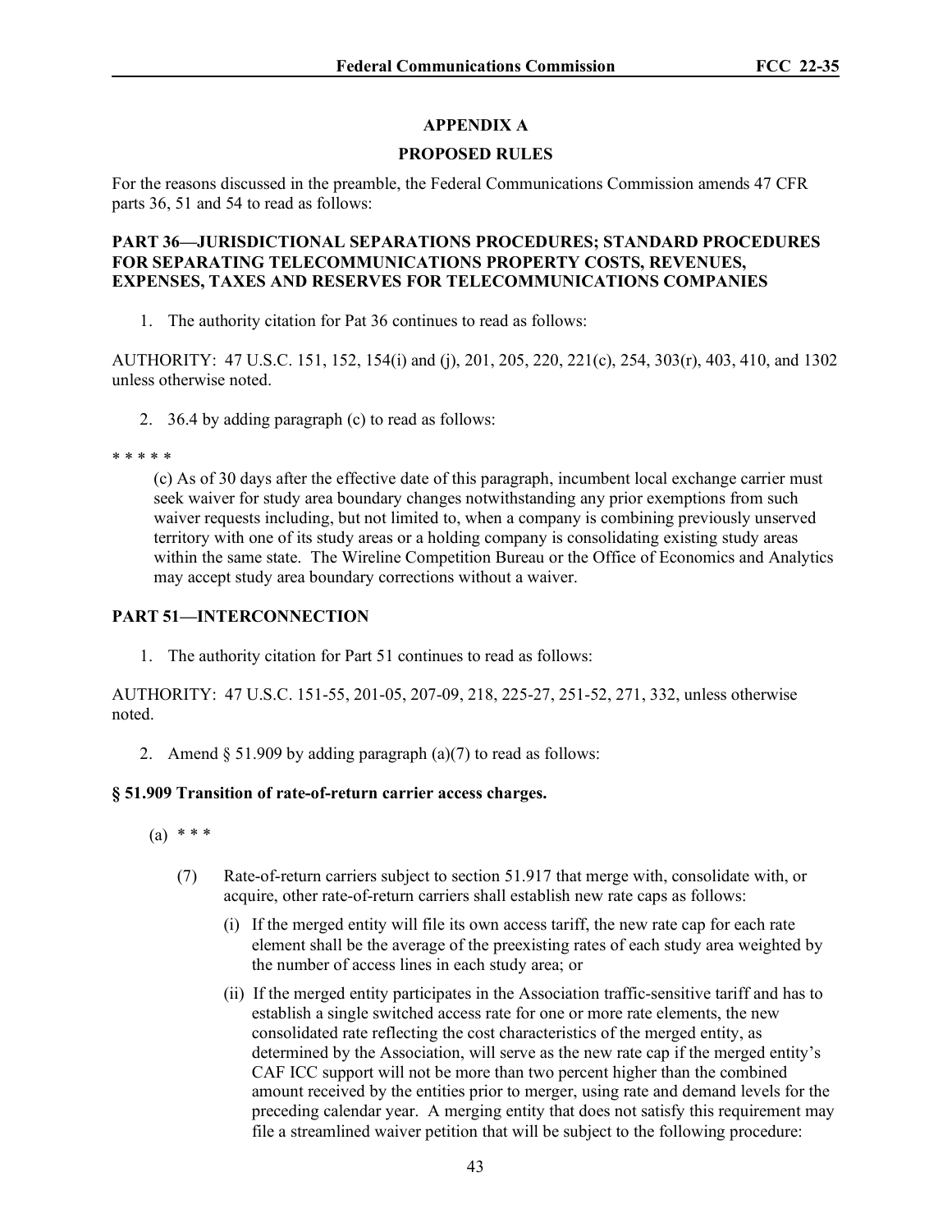## APPENDIX A

## PROPOSED RULES

For the reasons discussed in the preamble, the Federal Communications Commission amends 47 CFR parts 36, 51 and 54 to read as follows:

**PART 36—JURISDICTIONAL SEPARATIONS PROCEDURES; STANDARD PROCEDURES FOR SEPARATING TELECOMMUNICATIONS PROPERTY COSTS, REVENUES, EXPENSES, TAXES AND RESERVES FOR TELECOMMUNICATIONS COMPANIES**

1. The authority citation for Pat 36 continues to read as follows:

AUTHORITY: 47 U.S.C. 151, 152, 154(i) and (j), 201, 205, 220, 221(c), 254, 303(r), 403, 410, and 1302 unless otherwise noted.

2. 36.4 by adding paragraph (c) to read as follows:

\* \* \* \* \*

(c) As of 30 days after the effective date of this paragraph, incumbent local exchange carrier must seek waiver for study area boundary changes notwithstanding any prior exemptions from such waiver requests including, but not limited to, when a company is combining previously unserved territory with one of its study areas or a holding company is consolidating existing study areas within the same state. The Wireline Competition Bureau or the Office of Economics and Analytics may accept study area boundary corrections without a waiver.

**PART 51—INTERCONNECTION**

1. The authority citation for Part 51 continues to read as follows:

AUTHORITY: 47 U.S.C. 151-55, 201-05, 207-09, 218, 225-27, 251-52, 271, 332, unless otherwise noted.

2. Amend § 51.909 by adding paragraph (a)(7) to read as follows:

**§ 51.909 Transition of rate-of-return carrier access charges.**

(a) \* \* \*

(7) Rate-of-return carriers subject to section 51.917 that merge with, consolidate with, or acquire, other rate-of-return carriers shall establish new rate caps as follows:

(i) If the merged entity will file its own access tariff, the new rate cap for each rate element shall be the average of the preexisting rates of each study area weighted by the number of access lines in each study area; or

(ii) If the merged entity participates in the Association traffic-sensitive tariff and has to establish a single switched access rate for one or more rate elements, the new consolidated rate reflecting the cost characteristics of the merged entity, as determined by the Association, will serve as the new rate cap if the merged entity's CAF ICC support will not be more than two percent higher than the combined amount received by the entities prior to merger, using rate and demand levels for the preceding calendar year. A merging entity that does not satisfy this requirement may file a streamlined waiver petition that will be subject to the following procedure: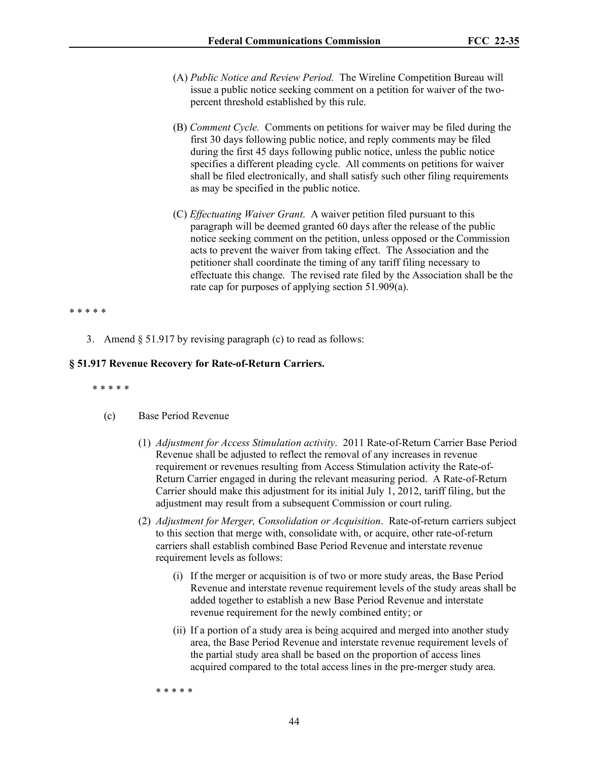(A) *Public Notice and Review Period.* The Wireline Competition Bureau will issue a public notice seeking comment on a petition for waiver of the two-percent threshold established by this rule.

(B) *Comment Cycle.* Comments on petitions for waiver may be filed during the first 30 days following public notice, and reply comments may be filed during the first 45 days following public notice, unless the public notice specifies a different pleading cycle. All comments on petitions for waiver shall be filed electronically, and shall satisfy such other filing requirements as may be specified in the public notice.

(C) *Effectuating Waiver Grant*. A waiver petition filed pursuant to this paragraph will be deemed granted 60 days after the release of the public notice seeking comment on the petition, unless opposed or the Commission acts to prevent the waiver from taking effect. The Association and the petitioner shall coordinate the timing of any tariff filing necessary to effectuate this change. The revised rate filed by the Association shall be the rate cap for purposes of applying section 51.909(a).

\* \* \* \* \*

3. Amend § 51.917 by revising paragraph (c) to read as follows:

**§ 51.917 Revenue Recovery for Rate-of-Return Carriers.**

\* \* \* \* \*

(c) Base Period Revenue

(1) *Adjustment for Access Stimulation activity*. 2011 Rate-of-Return Carrier Base Period Revenue shall be adjusted to reflect the removal of any increases in revenue requirement or revenues resulting from Access Stimulation activity the Rate-of-Return Carrier engaged in during the relevant measuring period. A Rate-of-Return Carrier should make this adjustment for its initial July 1, 2012, tariff filing, but the adjustment may result from a subsequent Commission or court ruling.

(2) *Adjustment for Merger, Consolidation or Acquisition*. Rate-of-return carriers subject to this section that merge with, consolidate with, or acquire, other rate-of-return carriers shall establish combined Base Period Revenue and interstate revenue requirement levels as follows:

(i) If the merger or acquisition is of two or more study areas, the Base Period Revenue and interstate revenue requirement levels of the study areas shall be added together to establish a new Base Period Revenue and interstate revenue requirement for the newly combined entity; or

(ii) If a portion of a study area is being acquired and merged into another study area, the Base Period Revenue and interstate revenue requirement levels of the partial study area shall be based on the proportion of access lines acquired compared to the total access lines in the pre-merger study area.

\* \* \* \* \*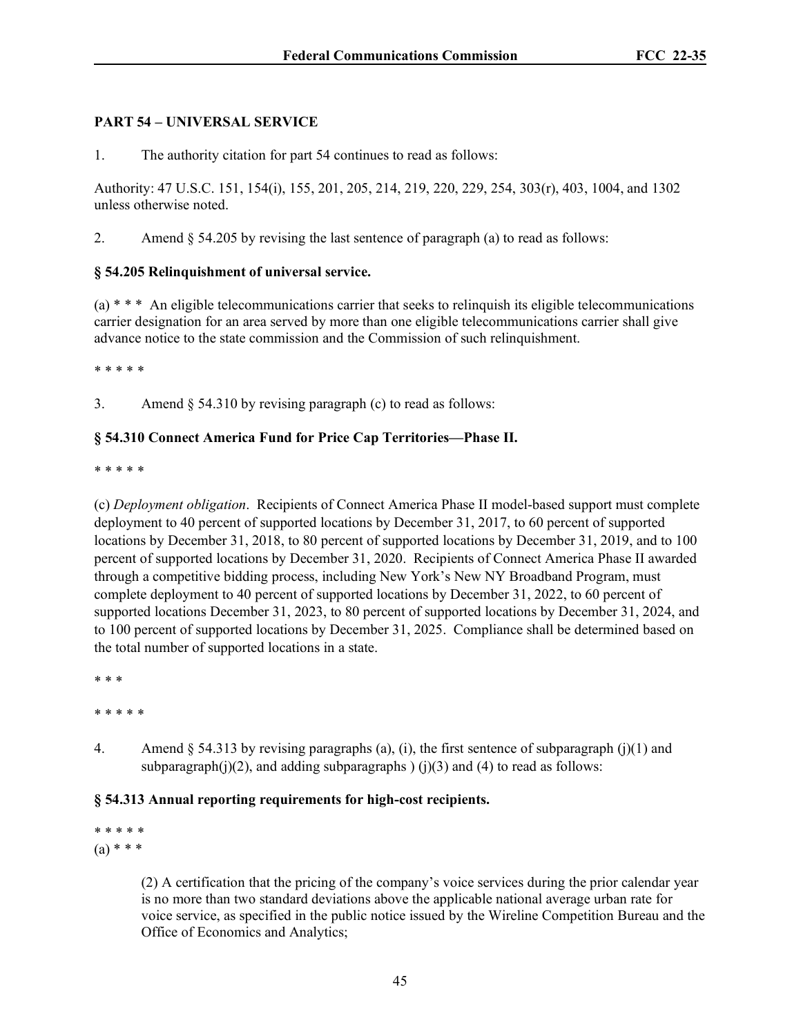**PART 54 – UNIVERSAL SERVICE**

1. The authority citation for part 54 continues to read as follows:

Authority: 47 U.S.C. 151, 154(i), 155, 201, 205, 214, 219, 220, 229, 254, 303(r), 403, 1004, and 1302 unless otherwise noted.

2. Amend § 54.205 by revising the last sentence of paragraph (a) to read as follows:

**§ 54.205 Relinquishment of universal service.**

(a) * * * An eligible telecommunications carrier that seeks to relinquish its eligible telecommunications carrier designation for an area served by more than one eligible telecommunications carrier shall give advance notice to the state commission and the Commission of such relinquishment.

* * * * *

3. Amend § 54.310 by revising paragraph (c) to read as follows:

**§ 54.310 Connect America Fund for Price Cap Territories—Phase II.**

* * * * *

(c) *Deployment obligation*. Recipients of Connect America Phase II model-based support must complete deployment to 40 percent of supported locations by December 31, 2017, to 60 percent of supported locations by December 31, 2018, to 80 percent of supported locations by December 31, 2019, and to 100 percent of supported locations by December 31, 2020. Recipients of Connect America Phase II awarded through a competitive bidding process, including New York's New NY Broadband Program, must complete deployment to 40 percent of supported locations by December 31, 2022, to 60 percent of supported locations December 31, 2023, to 80 percent of supported locations by December 31, 2024, and to 100 percent of supported locations by December 31, 2025. Compliance shall be determined based on the total number of supported locations in a state.

* * *

* * * * *

4. Amend § 54.313 by revising paragraphs (a), (i), the first sentence of subparagraph (j)(1) and subparagraph(j)(2), and adding subparagraphs ) (j)(3) and (4) to read as follows:

**§ 54.313 Annual reporting requirements for high-cost recipients.**

* * * * *

(a) * * *

(2) A certification that the pricing of the company's voice services during the prior calendar year is no more than two standard deviations above the applicable national average urban rate for voice service, as specified in the public notice issued by the Wireline Competition Bureau and the Office of Economics and Analytics;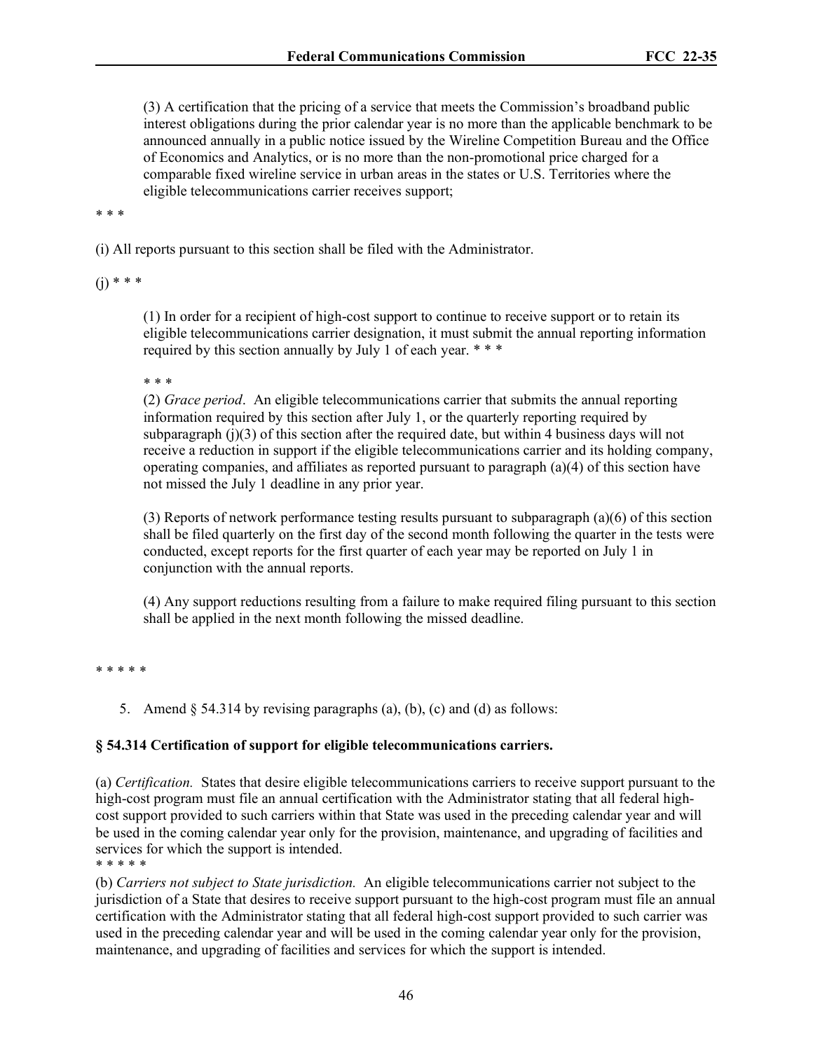(3) A certification that the pricing of a service that meets the Commission's broadband public interest obligations during the prior calendar year is no more than the applicable benchmark to be announced annually in a public notice issued by the Wireline Competition Bureau and the Office of Economics and Analytics, or is no more than the non-promotional price charged for a comparable fixed wireline service in urban areas in the states or U.S. Territories where the eligible telecommunications carrier receives support;

\* \* \*

(i) All reports pursuant to this section shall be filed with the Administrator.

(j) \* \* \*

(1) In order for a recipient of high-cost support to continue to receive support or to retain its eligible telecommunications carrier designation, it must submit the annual reporting information required by this section annually by July 1 of each year. \* \* \*

\* \* \*

(2) *Grace period*. An eligible telecommunications carrier that submits the annual reporting information required by this section after July 1, or the quarterly reporting required by subparagraph (j)(3) of this section after the required date, but within 4 business days will not receive a reduction in support if the eligible telecommunications carrier and its holding company, operating companies, and affiliates as reported pursuant to paragraph (a)(4) of this section have not missed the July 1 deadline in any prior year.

(3) Reports of network performance testing results pursuant to subparagraph (a)(6) of this section shall be filed quarterly on the first day of the second month following the quarter in the tests were conducted, except reports for the first quarter of each year may be reported on July 1 in conjunction with the annual reports.

(4) Any support reductions resulting from a failure to make required filing pursuant to this section shall be applied in the next month following the missed deadline.

\* \* \* \* \*

5. Amend § 54.314 by revising paragraphs (a), (b), (c) and (d) as follows:

**§ 54.314 Certification of support for eligible telecommunications carriers.**

(a) *Certification.* States that desire eligible telecommunications carriers to receive support pursuant to the high-cost program must file an annual certification with the Administrator stating that all federal high-cost support provided to such carriers within that State was used in the preceding calendar year and will be used in the coming calendar year only for the provision, maintenance, and upgrading of facilities and services for which the support is intended.
\* \* \* \* \*

(b) *Carriers not subject to State jurisdiction.* An eligible telecommunications carrier not subject to the jurisdiction of a State that desires to receive support pursuant to the high-cost program must file an annual certification with the Administrator stating that all federal high-cost support provided to such carrier was used in the preceding calendar year and will be used in the coming calendar year only for the provision, maintenance, and upgrading of facilities and services for which the support is intended.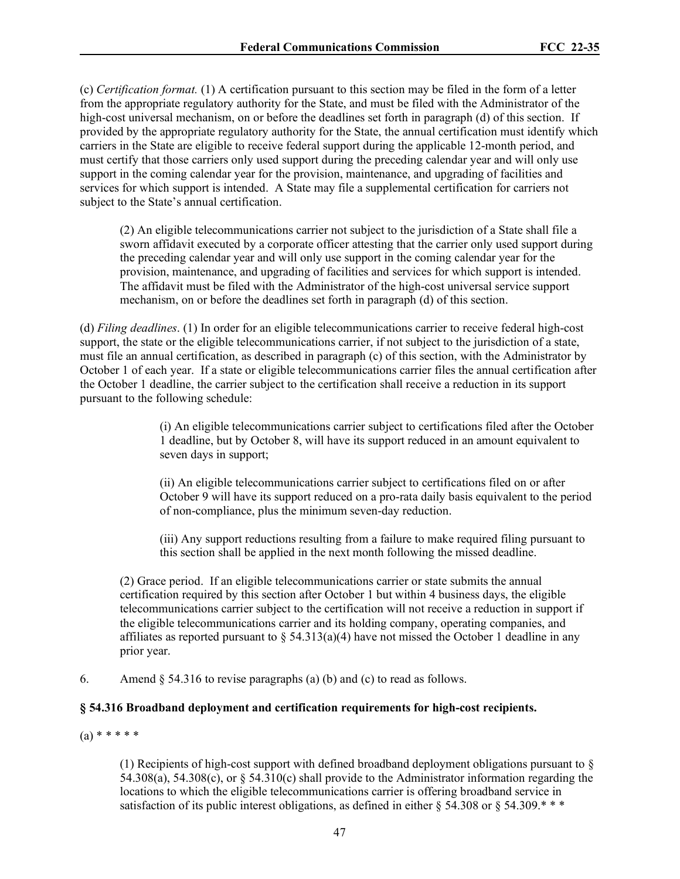(c) *Certification format.* (1) A certification pursuant to this section may be filed in the form of a letter from the appropriate regulatory authority for the State, and must be filed with the Administrator of the high-cost universal mechanism, on or before the deadlines set forth in paragraph (d) of this section. If provided by the appropriate regulatory authority for the State, the annual certification must identify which carriers in the State are eligible to receive federal support during the applicable 12-month period, and must certify that those carriers only used support during the preceding calendar year and will only use support in the coming calendar year for the provision, maintenance, and upgrading of facilities and services for which support is intended. A State may file a supplemental certification for carriers not subject to the State's annual certification.

> (2) An eligible telecommunications carrier not subject to the jurisdiction of a State shall file a sworn affidavit executed by a corporate officer attesting that the carrier only used support during the preceding calendar year and will only use support in the coming calendar year for the provision, maintenance, and upgrading of facilities and services for which support is intended. The affidavit must be filed with the Administrator of the high-cost universal service support mechanism, on or before the deadlines set forth in paragraph (d) of this section.

(d) *Filing deadlines*. (1) In order for an eligible telecommunications carrier to receive federal high-cost support, the state or the eligible telecommunications carrier, if not subject to the jurisdiction of a state, must file an annual certification, as described in paragraph (c) of this section, with the Administrator by October 1 of each year. If a state or eligible telecommunications carrier files the annual certification after the October 1 deadline, the carrier subject to the certification shall receive a reduction in its support pursuant to the following schedule:

> (i) An eligible telecommunications carrier subject to certifications filed after the October 1 deadline, but by October 8, will have its support reduced in an amount equivalent to seven days in support;
>
> (ii) An eligible telecommunications carrier subject to certifications filed on or after October 9 will have its support reduced on a pro-rata daily basis equivalent to the period of non-compliance, plus the minimum seven-day reduction.
>
> (iii) Any support reductions resulting from a failure to make required filing pursuant to this section shall be applied in the next month following the missed deadline.

> (2) Grace period. If an eligible telecommunications carrier or state submits the annual certification required by this section after October 1 but within 4 business days, the eligible telecommunications carrier subject to the certification will not receive a reduction in support if the eligible telecommunications carrier and its holding company, operating companies, and affiliates as reported pursuant to § 54.313(a)(4) have not missed the October 1 deadline in any prior year.

6. Amend § 54.316 to revise paragraphs (a) (b) and (c) to read as follows.

**§ 54.316 Broadband deployment and certification requirements for high-cost recipients.**

(a) * * * * *

> (1) Recipients of high-cost support with defined broadband deployment obligations pursuant to § 54.308(a), 54.308(c), or § 54.310(c) shall provide to the Administrator information regarding the locations to which the eligible telecommunications carrier is offering broadband service in satisfaction of its public interest obligations, as defined in either § 54.308 or § 54.309.* * *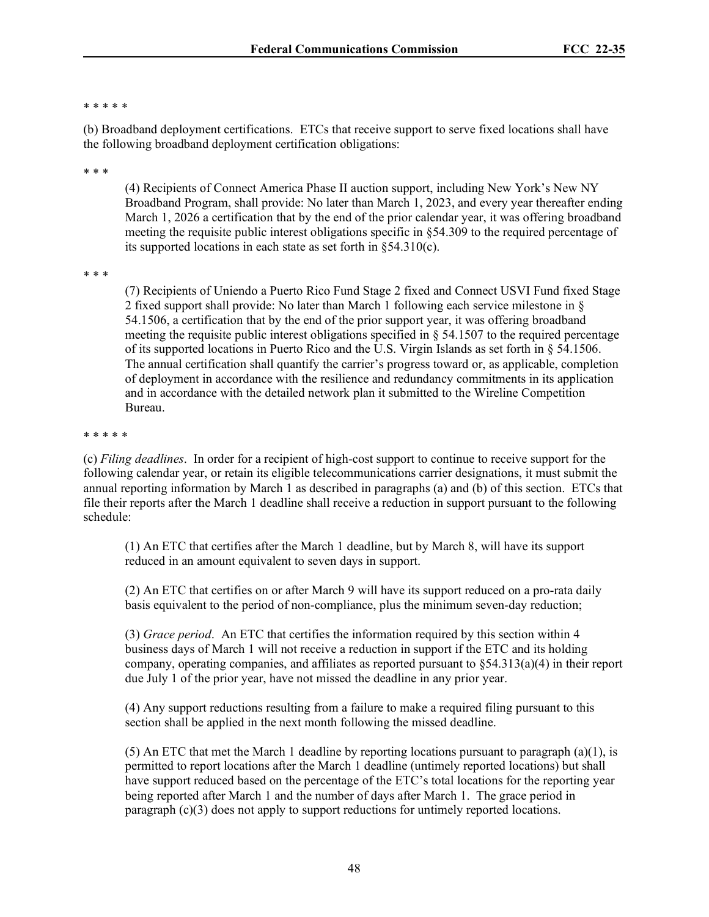* * * * *

(b) Broadband deployment certifications. ETCs that receive support to serve fixed locations shall have the following broadband deployment certification obligations:

* * *

> (4) Recipients of Connect America Phase II auction support, including New York's New NY Broadband Program, shall provide: No later than March 1, 2023, and every year thereafter ending March 1, 2026 a certification that by the end of the prior calendar year, it was offering broadband meeting the requisite public interest obligations specific in §54.309 to the required percentage of its supported locations in each state as set forth in §54.310(c).

* * *

> (7) Recipients of Uniendo a Puerto Rico Fund Stage 2 fixed and Connect USVI Fund fixed Stage 2 fixed support shall provide: No later than March 1 following each service milestone in § 54.1506, a certification that by the end of the prior support year, it was offering broadband meeting the requisite public interest obligations specified in § 54.1507 to the required percentage of its supported locations in Puerto Rico and the U.S. Virgin Islands as set forth in § 54.1506. The annual certification shall quantify the carrier's progress toward or, as applicable, completion of deployment in accordance with the resilience and redundancy commitments in its application and in accordance with the detailed network plan it submitted to the Wireline Competition Bureau.

* * * * *

(c) *Filing deadlines*. In order for a recipient of high-cost support to continue to receive support for the following calendar year, or retain its eligible telecommunications carrier designations, it must submit the annual reporting information by March 1 as described in paragraphs (a) and (b) of this section. ETCs that file their reports after the March 1 deadline shall receive a reduction in support pursuant to the following schedule:

> (1) An ETC that certifies after the March 1 deadline, but by March 8, will have its support reduced in an amount equivalent to seven days in support.
>
> (2) An ETC that certifies on or after March 9 will have its support reduced on a pro-rata daily basis equivalent to the period of non-compliance, plus the minimum seven-day reduction;
>
> (3) *Grace period*. An ETC that certifies the information required by this section within 4 business days of March 1 will not receive a reduction in support if the ETC and its holding company, operating companies, and affiliates as reported pursuant to §54.313(a)(4) in their report due July 1 of the prior year, have not missed the deadline in any prior year.
>
> (4) Any support reductions resulting from a failure to make a required filing pursuant to this section shall be applied in the next month following the missed deadline.
>
> (5) An ETC that met the March 1 deadline by reporting locations pursuant to paragraph (a)(1), is permitted to report locations after the March 1 deadline (untimely reported locations) but shall have support reduced based on the percentage of the ETC's total locations for the reporting year being reported after March 1 and the number of days after March 1. The grace period in paragraph (c)(3) does not apply to support reductions for untimely reported locations.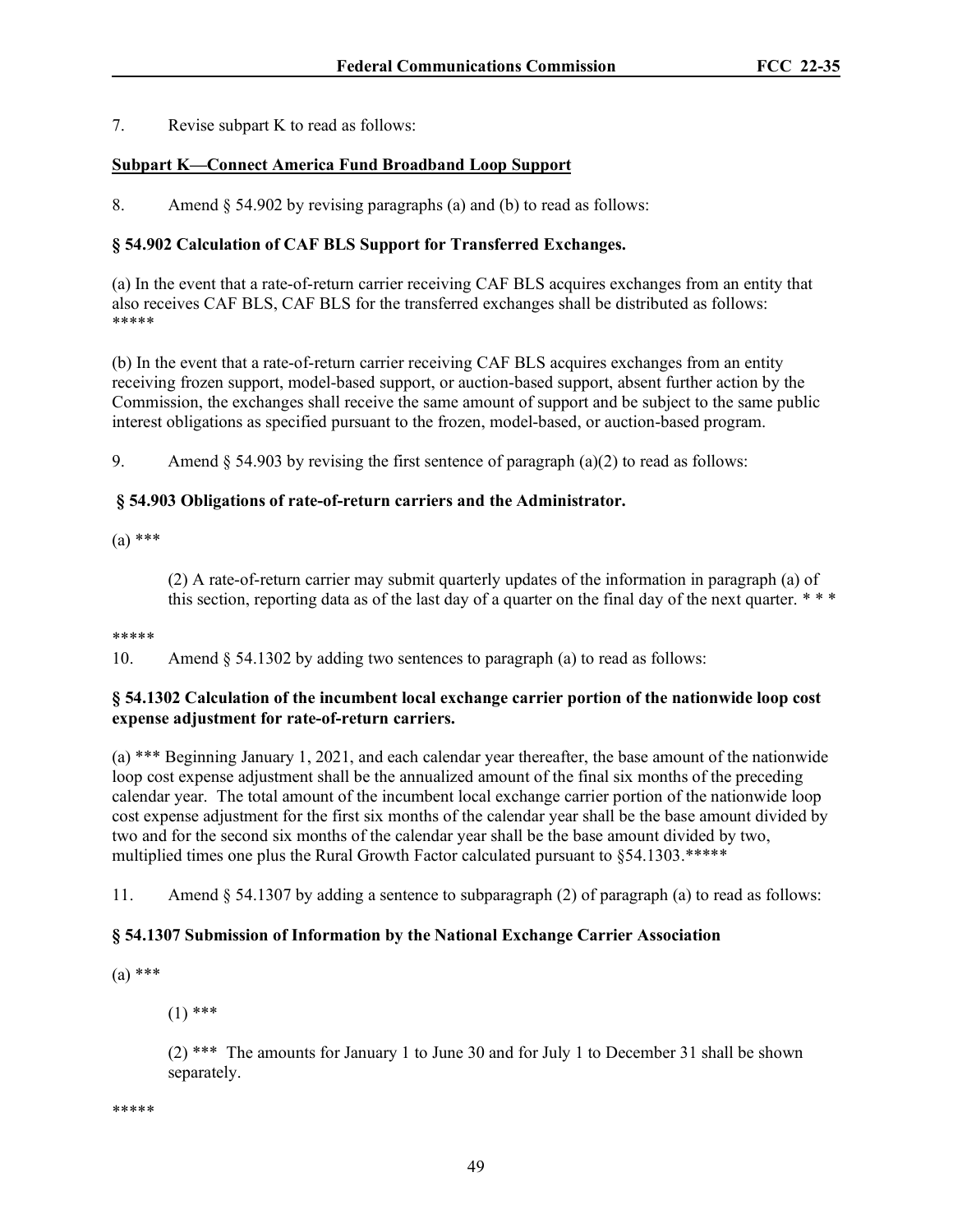7. Revise subpart K to read as follows:

**Subpart K—Connect America Fund Broadband Loop Support**

8. Amend § 54.902 by revising paragraphs (a) and (b) to read as follows:

**§ 54.902 Calculation of CAF BLS Support for Transferred Exchanges.**

(a) In the event that a rate-of-return carrier receiving CAF BLS acquires exchanges from an entity that also receives CAF BLS, CAF BLS for the transferred exchanges shall be distributed as follows:
*****

(b) In the event that a rate-of-return carrier receiving CAF BLS acquires exchanges from an entity receiving frozen support, model-based support, or auction-based support, absent further action by the Commission, the exchanges shall receive the same amount of support and be subject to the same public interest obligations as specified pursuant to the frozen, model-based, or auction-based program.

9. Amend § 54.903 by revising the first sentence of paragraph (a)(2) to read as follows:

**§ 54.903 Obligations of rate-of-return carriers and the Administrator.**

(a) ***

> (2) A rate-of-return carrier may submit quarterly updates of the information in paragraph (a) of this section, reporting data as of the last day of a quarter on the final day of the next quarter. * * *

*****

10. Amend § 54.1302 by adding two sentences to paragraph (a) to read as follows:

**§ 54.1302 Calculation of the incumbent local exchange carrier portion of the nationwide loop cost expense adjustment for rate-of-return carriers.**

(a) *** Beginning January 1, 2021, and each calendar year thereafter, the base amount of the nationwide loop cost expense adjustment shall be the annualized amount of the final six months of the preceding calendar year. The total amount of the incumbent local exchange carrier portion of the nationwide loop cost expense adjustment for the first six months of the calendar year shall be the base amount divided by two and for the second six months of the calendar year shall be the base amount divided by two, multiplied times one plus the Rural Growth Factor calculated pursuant to §54.1303.*****

11. Amend § 54.1307 by adding a sentence to subparagraph (2) of paragraph (a) to read as follows:

**§ 54.1307 Submission of Information by the National Exchange Carrier Association**

(a) ***

> (1) ***
>
> (2) *** The amounts for January 1 to June 30 and for July 1 to December 31 shall be shown separately.

*****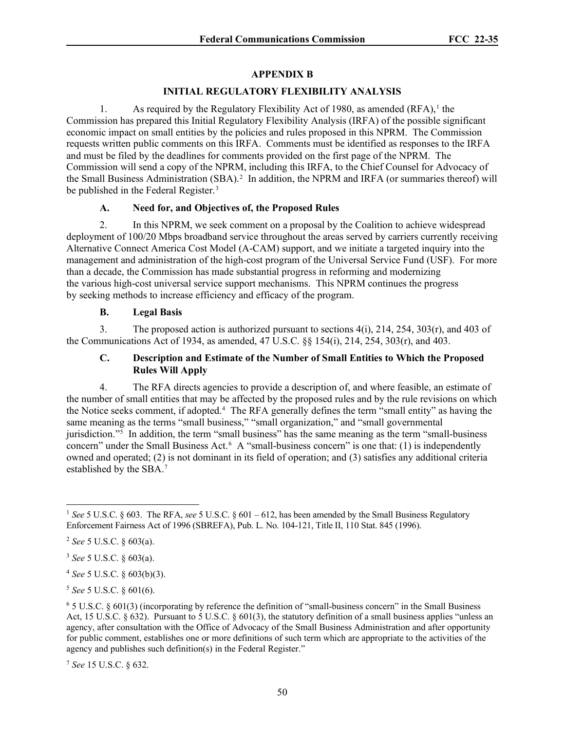## APPENDIX B

## INITIAL REGULATORY FLEXIBILITY ANALYSIS

1. As required by the Regulatory Flexibility Act of 1980, as amended (RFA),[1] the Commission has prepared this Initial Regulatory Flexibility Analysis (IRFA) of the possible significant economic impact on small entities by the policies and rules proposed in this NPRM. The Commission requests written public comments on this IRFA. Comments must be identified as responses to the IRFA and must be filed by the deadlines for comments provided on the first page of the NPRM. The Commission will send a copy of the NPRM, including this IRFA, to the Chief Counsel for Advocacy of the Small Business Administration (SBA).[2] In addition, the NPRM and IRFA (or summaries thereof) will be published in the Federal Register.[3]

### A. Need for, and Objectives of, the Proposed Rules

2. In this NPRM, we seek comment on a proposal by the Coalition to achieve widespread deployment of 100/20 Mbps broadband service throughout the areas served by carriers currently receiving Alternative Connect America Cost Model (A-CAM) support, and we initiate a targeted inquiry into the management and administration of the high-cost program of the Universal Service Fund (USF). For more than a decade, the Commission has made substantial progress in reforming and modernizing the various high-cost universal service support mechanisms. This NPRM continues the progress by seeking methods to increase efficiency and efficacy of the program.

### B. Legal Basis

3. The proposed action is authorized pursuant to sections 4(i), 214, 254, 303(r), and 403 of the Communications Act of 1934, as amended, 47 U.S.C. §§ 154(i), 214, 254, 303(r), and 403.

### C. Description and Estimate of the Number of Small Entities to Which the Proposed Rules Will Apply

4. The RFA directs agencies to provide a description of, and where feasible, an estimate of the number of small entities that may be affected by the proposed rules and by the rule revisions on which the Notice seeks comment, if adopted.[4] The RFA generally defines the term "small entity" as having the same meaning as the terms "small business," "small organization," and "small governmental jurisdiction."[5] In addition, the term "small business" has the same meaning as the term "small-business concern" under the Small Business Act.[6] A "small-business concern" is one that: (1) is independently owned and operated; (2) is not dominant in its field of operation; and (3) satisfies any additional criteria established by the SBA.[7]

---

[1] *See* 5 U.S.C. § 603. The RFA, *see* 5 U.S.C. § 601 – 612, has been amended by the Small Business Regulatory Enforcement Fairness Act of 1996 (SBREFA), Pub. L. No. 104-121, Title II, 110 Stat. 845 (1996).

[2] *See* 5 U.S.C. § 603(a).

[3] *See* 5 U.S.C. § 603(a).

[4] *See* 5 U.S.C. § 603(b)(3).

[5] *See* 5 U.S.C. § 601(6).

[6] 5 U.S.C. § 601(3) (incorporating by reference the definition of "small-business concern" in the Small Business Act, 15 U.S.C. § 632). Pursuant to 5 U.S.C. § 601(3), the statutory definition of a small business applies "unless an agency, after consultation with the Office of Advocacy of the Small Business Administration and after opportunity for public comment, establishes one or more definitions of such term which are appropriate to the activities of the agency and publishes such definition(s) in the Federal Register."

[7] *See* 15 U.S.C. § 632.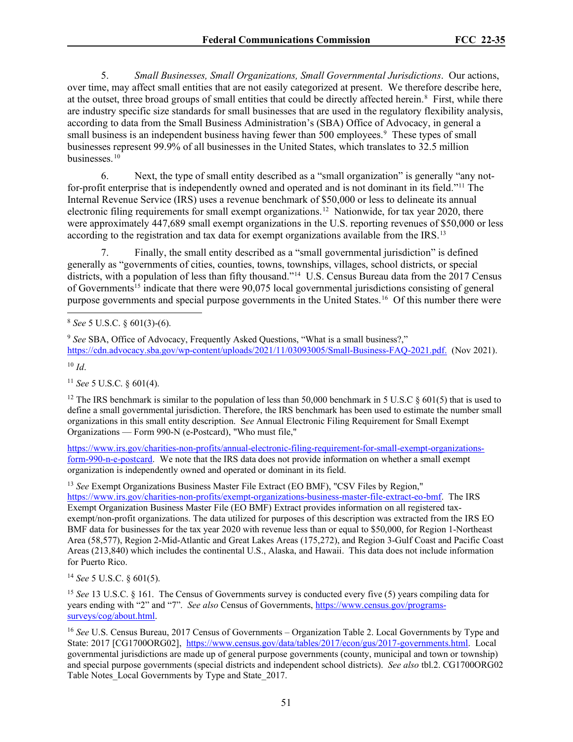5. *Small Businesses, Small Organizations, Small Governmental Jurisdictions*. Our actions, over time, may affect small entities that are not easily categorized at present. We therefore describe here, at the outset, three broad groups of small entities that could be directly affected herein.[8] First, while there are industry specific size standards for small businesses that are used in the regulatory flexibility analysis, according to data from the Small Business Administration's (SBA) Office of Advocacy, in general a small business is an independent business having fewer than 500 employees.[9] These types of small businesses represent 99.9% of all businesses in the United States, which translates to 32.5 million businesses.[10]

6. Next, the type of small entity described as a "small organization" is generally "any not-for-profit enterprise that is independently owned and operated and is not dominant in its field."[11] The Internal Revenue Service (IRS) uses a revenue benchmark of $50,000 or less to delineate its annual electronic filing requirements for small exempt organizations.[12] Nationwide, for tax year 2020, there were approximately 447,689 small exempt organizations in the U.S. reporting revenues of $50,000 or less according to the registration and tax data for exempt organizations available from the IRS.[13]

7. Finally, the small entity described as a "small governmental jurisdiction" is defined generally as "governments of cities, counties, towns, townships, villages, school districts, or special districts, with a population of less than fifty thousand."[14] U.S. Census Bureau data from the 2017 Census of Governments[15] indicate that there were 90,075 local governmental jurisdictions consisting of general purpose governments and special purpose governments in the United States.[16] Of this number there were

---

[8] *See* 5 U.S.C. § 601(3)-(6).

[9] *See* SBA, Office of Advocacy, Frequently Asked Questions, "What is a small business?," https://cdn.advocacy.sba.gov/wp-content/uploads/2021/11/03093005/Small-Business-FAQ-2021.pdf. (Nov 2021).

[10] *Id*.

[11] *See* 5 U.S.C. § 601(4).

[12] The IRS benchmark is similar to the population of less than 50,000 benchmark in 5 U.S.C § 601(5) that is used to define a small governmental jurisdiction. Therefore, the IRS benchmark has been used to estimate the number small organizations in this small entity description. S*ee* Annual Electronic Filing Requirement for Small Exempt Organizations — Form 990-N (e-Postcard), "Who must file,"

https://www.irs.gov/charities-non-profits/annual-electronic-filing-requirement-for-small-exempt-organizations-form-990-n-e-postcard. We note that the IRS data does not provide information on whether a small exempt organization is independently owned and operated or dominant in its field.

[13] *See* Exempt Organizations Business Master File Extract (EO BMF), "CSV Files by Region," https://www.irs.gov/charities-non-profits/exempt-organizations-business-master-file-extract-eo-bmf. The IRS Exempt Organization Business Master File (EO BMF) Extract provides information on all registered tax-exempt/non-profit organizations. The data utilized for purposes of this description was extracted from the IRS EO BMF data for businesses for the tax year 2020 with revenue less than or equal to $50,000, for Region 1-Northeast Area (58,577), Region 2-Mid-Atlantic and Great Lakes Areas (175,272), and Region 3-Gulf Coast and Pacific Coast Areas (213,840) which includes the continental U.S., Alaska, and Hawaii. This data does not include information for Puerto Rico.

[14] *See* 5 U.S.C. § 601(5).

[15] *See* 13 U.S.C. § 161. The Census of Governments survey is conducted every five (5) years compiling data for years ending with "2" and "7". *See also* Census of Governments, https://www.census.gov/programs-surveys/cog/about.html.

[16] *See* U.S. Census Bureau, 2017 Census of Governments – Organization Table 2. Local Governments by Type and State: 2017 [CG1700ORG02], https://www.census.gov/data/tables/2017/econ/gus/2017-governments.html. Local governmental jurisdictions are made up of general purpose governments (county, municipal and town or township) and special purpose governments (special districts and independent school districts). *See also* tbl.2. CG1700ORG02 Table Notes_Local Governments by Type and State_2017.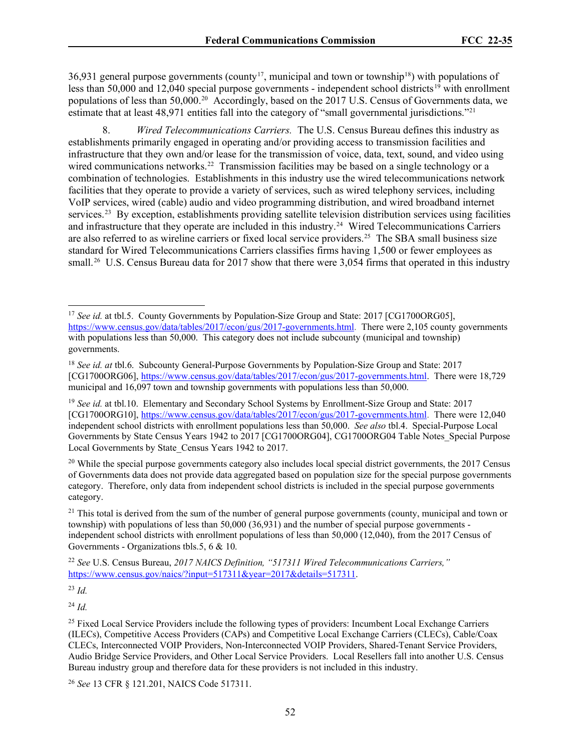36,931 general purpose governments (county[17], municipal and town or township[18]) with populations of less than 50,000 and 12,040 special purpose governments - independent school districts[19] with enrollment populations of less than 50,000.[20] Accordingly, based on the 2017 U.S. Census of Governments data, we estimate that at least 48,971 entities fall into the category of "small governmental jurisdictions."[21]

8. *Wired Telecommunications Carriers.* The U.S. Census Bureau defines this industry as establishments primarily engaged in operating and/or providing access to transmission facilities and infrastructure that they own and/or lease for the transmission of voice, data, text, sound, and video using wired communications networks.[22] Transmission facilities may be based on a single technology or a combination of technologies. Establishments in this industry use the wired telecommunications network facilities that they operate to provide a variety of services, such as wired telephony services, including VoIP services, wired (cable) audio and video programming distribution, and wired broadband internet services.[23] By exception, establishments providing satellite television distribution services using facilities and infrastructure that they operate are included in this industry.[24] Wired Telecommunications Carriers are also referred to as wireline carriers or fixed local service providers.[25] The SBA small business size standard for Wired Telecommunications Carriers classifies firms having 1,500 or fewer employees as small.[26] U.S. Census Bureau data for 2017 show that there were 3,054 firms that operated in this industry

---

[17] *See id.* at tbl.5. County Governments by Population-Size Group and State: 2017 [CG1700ORG05], https://www.census.gov/data/tables/2017/econ/gus/2017-governments.html. There were 2,105 county governments with populations less than 50,000. This category does not include subcounty (municipal and township) governments.

[18] *See id. at* tbl.6. Subcounty General-Purpose Governments by Population-Size Group and State: 2017 [CG1700ORG06], https://www.census.gov/data/tables/2017/econ/gus/2017-governments.html. There were 18,729 municipal and 16,097 town and township governments with populations less than 50,000.

[19] *See id.* at tbl.10. Elementary and Secondary School Systems by Enrollment-Size Group and State: 2017 [CG1700ORG10], https://www.census.gov/data/tables/2017/econ/gus/2017-governments.html. There were 12,040 independent school districts with enrollment populations less than 50,000. *See also* tbl.4. Special-Purpose Local Governments by State Census Years 1942 to 2017 [CG1700ORG04], CG1700ORG04 Table Notes_Special Purpose Local Governments by State_Census Years 1942 to 2017.

[20] While the special purpose governments category also includes local special district governments, the 2017 Census of Governments data does not provide data aggregated based on population size for the special purpose governments category. Therefore, only data from independent school districts is included in the special purpose governments category.

[21] This total is derived from the sum of the number of general purpose governments (county, municipal and town or township) with populations of less than 50,000 (36,931) and the number of special purpose governments - independent school districts with enrollment populations of less than 50,000 (12,040), from the 2017 Census of Governments - Organizations tbls.5, 6 & 10.

[22] *See* U.S. Census Bureau, *2017 NAICS Definition, "517311 Wired Telecommunications Carriers,"* https://www.census.gov/naics/?input=517311&year=2017&details=517311.

[23] *Id.*

[24] *Id.*

[25] Fixed Local Service Providers include the following types of providers: Incumbent Local Exchange Carriers (ILECs), Competitive Access Providers (CAPs) and Competitive Local Exchange Carriers (CLECs), Cable/Coax CLECs, Interconnected VOIP Providers, Non-Interconnected VOIP Providers, Shared-Tenant Service Providers, Audio Bridge Service Providers, and Other Local Service Providers. Local Resellers fall into another U.S. Census Bureau industry group and therefore data for these providers is not included in this industry.

[26] *See* 13 CFR § 121.201, NAICS Code 517311.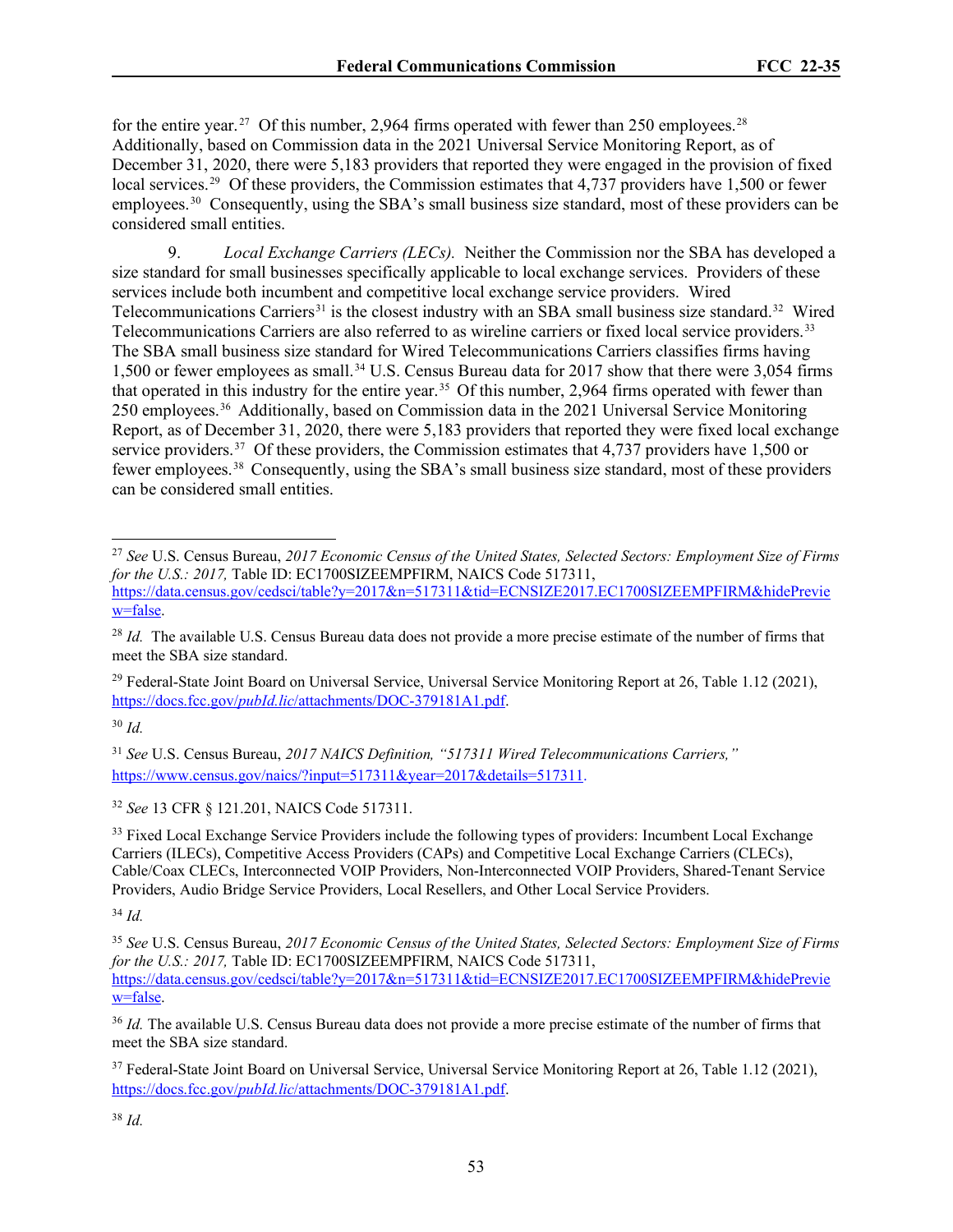for the entire year.[27] Of this number, 2,964 firms operated with fewer than 250 employees.[28] Additionally, based on Commission data in the 2021 Universal Service Monitoring Report, as of December 31, 2020, there were 5,183 providers that reported they were engaged in the provision of fixed local services.[29] Of these providers, the Commission estimates that 4,737 providers have 1,500 or fewer employees.[30] Consequently, using the SBA's small business size standard, most of these providers can be considered small entities.

9. *Local Exchange Carriers (LECs).* Neither the Commission nor the SBA has developed a size standard for small businesses specifically applicable to local exchange services. Providers of these services include both incumbent and competitive local exchange service providers. Wired Telecommunications Carriers[31] is the closest industry with an SBA small business size standard.[32] Wired Telecommunications Carriers are also referred to as wireline carriers or fixed local service providers.[33] The SBA small business size standard for Wired Telecommunications Carriers classifies firms having 1,500 or fewer employees as small.[34] U.S. Census Bureau data for 2017 show that there were 3,054 firms that operated in this industry for the entire year.[35] Of this number, 2,964 firms operated with fewer than 250 employees.[36] Additionally, based on Commission data in the 2021 Universal Service Monitoring Report, as of December 31, 2020, there were 5,183 providers that reported they were fixed local exchange service providers.[37] Of these providers, the Commission estimates that 4,737 providers have 1,500 or fewer employees.[38] Consequently, using the SBA's small business size standard, most of these providers can be considered small entities.

---

[27] *See* U.S. Census Bureau, *2017 Economic Census of the United States, Selected Sectors: Employment Size of Firms for the U.S.: 2017,* Table ID: EC1700SIZEEMPFIRM, NAICS Code 517311, https://data.census.gov/cedsci/table?y=2017&n=517311&tid=ECNSIZE2017.EC1700SIZEEMPFIRM&hidePreview=false.

[28] *Id.* The available U.S. Census Bureau data does not provide a more precise estimate of the number of firms that meet the SBA size standard.

[29] Federal-State Joint Board on Universal Service, Universal Service Monitoring Report at 26, Table 1.12 (2021), https://docs.fcc.gov/*publd.lic*/attachments/DOC-379181A1.pdf.

[30] *Id.*

[31] *See* U.S. Census Bureau, *2017 NAICS Definition, "517311 Wired Telecommunications Carriers,"* https://www.census.gov/naics/?input=517311&year=2017&details=517311.

[32] *See* 13 CFR § 121.201, NAICS Code 517311.

[33] Fixed Local Exchange Service Providers include the following types of providers: Incumbent Local Exchange Carriers (ILECs), Competitive Access Providers (CAPs) and Competitive Local Exchange Carriers (CLECs), Cable/Coax CLECs, Interconnected VOIP Providers, Non-Interconnected VOIP Providers, Shared-Tenant Service Providers, Audio Bridge Service Providers, Local Resellers, and Other Local Service Providers.

[34] *Id.*

[35] *See* U.S. Census Bureau, *2017 Economic Census of the United States, Selected Sectors: Employment Size of Firms for the U.S.: 2017,* Table ID: EC1700SIZEEMPFIRM, NAICS Code 517311, https://data.census.gov/cedsci/table?y=2017&n=517311&tid=ECNSIZE2017.EC1700SIZEEMPFIRM&hidePreview=false.

[36] *Id.* The available U.S. Census Bureau data does not provide a more precise estimate of the number of firms that meet the SBA size standard.

[37] Federal-State Joint Board on Universal Service, Universal Service Monitoring Report at 26, Table 1.12 (2021), https://docs.fcc.gov/*publd.lic*/attachments/DOC-379181A1.pdf.

[38] *Id.*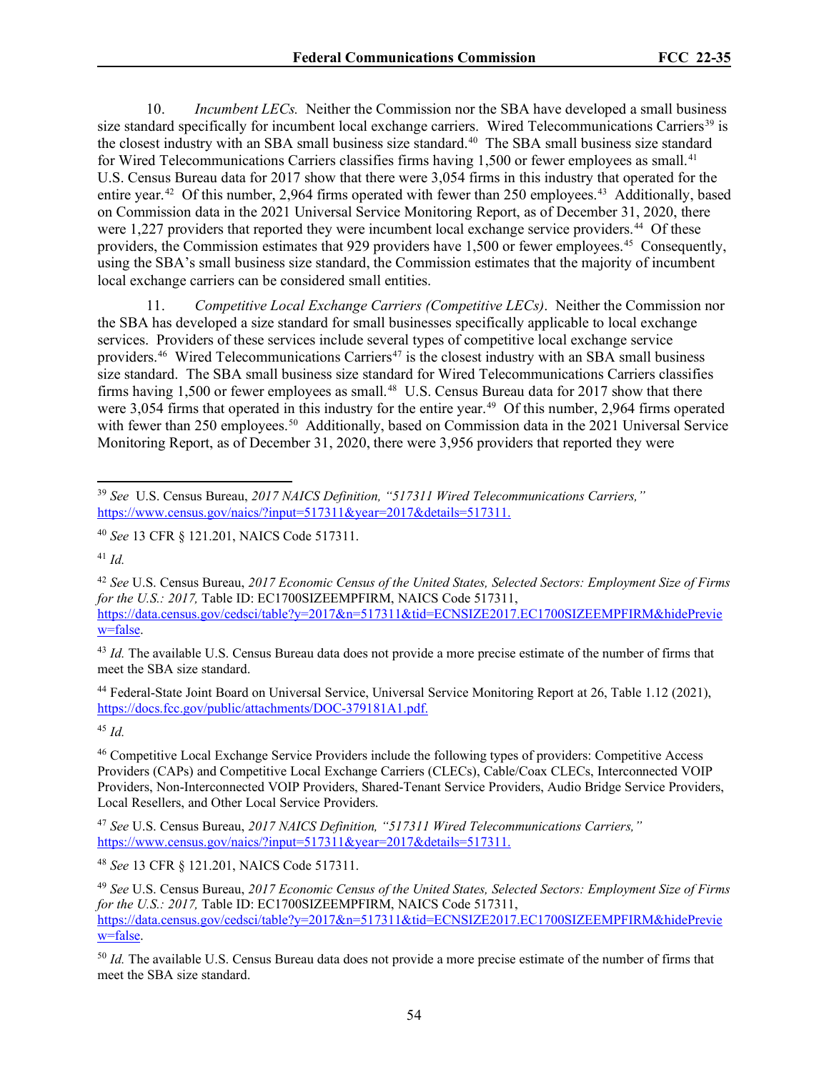10. *Incumbent LECs.* Neither the Commission nor the SBA have developed a small business size standard specifically for incumbent local exchange carriers. Wired Telecommunications Carriers[39] is the closest industry with an SBA small business size standard.[40] The SBA small business size standard for Wired Telecommunications Carriers classifies firms having 1,500 or fewer employees as small.[41] U.S. Census Bureau data for 2017 show that there were 3,054 firms in this industry that operated for the entire year.[42] Of this number, 2,964 firms operated with fewer than 250 employees.[43] Additionally, based on Commission data in the 2021 Universal Service Monitoring Report, as of December 31, 2020, there were 1,227 providers that reported they were incumbent local exchange service providers.[44] Of these providers, the Commission estimates that 929 providers have 1,500 or fewer employees.[45] Consequently, using the SBA's small business size standard, the Commission estimates that the majority of incumbent local exchange carriers can be considered small entities.

11. *Competitive Local Exchange Carriers (Competitive LECs)*. Neither the Commission nor the SBA has developed a size standard for small businesses specifically applicable to local exchange services. Providers of these services include several types of competitive local exchange service providers.[46] Wired Telecommunications Carriers[47] is the closest industry with an SBA small business size standard. The SBA small business size standard for Wired Telecommunications Carriers classifies firms having 1,500 or fewer employees as small.[48] U.S. Census Bureau data for 2017 show that there were 3,054 firms that operated in this industry for the entire year.[49] Of this number, 2,964 firms operated with fewer than 250 employees.[50] Additionally, based on Commission data in the 2021 Universal Service Monitoring Report, as of December 31, 2020, there were 3,956 providers that reported they were

---

[39] *See* U.S. Census Bureau, *2017 NAICS Definition, "517311 Wired Telecommunications Carriers,"* https://www.census.gov/naics/?input=517311&year=2017&details=517311.

[40] *See* 13 CFR § 121.201, NAICS Code 517311.

[41] *Id.*

[42] *See* U.S. Census Bureau, *2017 Economic Census of the United States, Selected Sectors: Employment Size of Firms for the U.S.: 2017,* Table ID: EC1700SIZEEMPFIRM, NAICS Code 517311, https://data.census.gov/cedsci/table?y=2017&n=517311&tid=ECNSIZE2017.EC1700SIZEEMPFIRM&hidePreview=false.

[43] *Id.* The available U.S. Census Bureau data does not provide a more precise estimate of the number of firms that meet the SBA size standard.

[44] Federal-State Joint Board on Universal Service, Universal Service Monitoring Report at 26, Table 1.12 (2021), https://docs.fcc.gov/public/attachments/DOC-379181A1.pdf.

[45] *Id.*

[46] Competitive Local Exchange Service Providers include the following types of providers: Competitive Access Providers (CAPs) and Competitive Local Exchange Carriers (CLECs), Cable/Coax CLECs, Interconnected VOIP Providers, Non-Interconnected VOIP Providers, Shared-Tenant Service Providers, Audio Bridge Service Providers, Local Resellers, and Other Local Service Providers.

[47] *See* U.S. Census Bureau, *2017 NAICS Definition, "517311 Wired Telecommunications Carriers,"* https://www.census.gov/naics/?input=517311&year=2017&details=517311.

[48] *See* 13 CFR § 121.201, NAICS Code 517311.

[49] *See* U.S. Census Bureau, *2017 Economic Census of the United States, Selected Sectors: Employment Size of Firms for the U.S.: 2017,* Table ID: EC1700SIZEEMPFIRM, NAICS Code 517311, https://data.census.gov/cedsci/table?y=2017&n=517311&tid=ECNSIZE2017.EC1700SIZEEMPFIRM&hidePreview=false.

[50] *Id.* The available U.S. Census Bureau data does not provide a more precise estimate of the number of firms that meet the SBA size standard.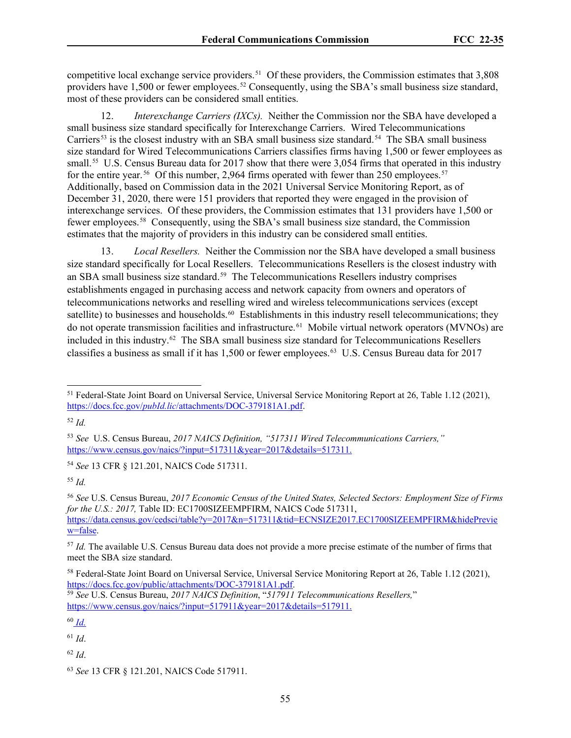competitive local exchange service providers.[51] Of these providers, the Commission estimates that 3,808 providers have 1,500 or fewer employees.[52] Consequently, using the SBA's small business size standard, most of these providers can be considered small entities.

12. *Interexchange Carriers (IXCs).* Neither the Commission nor the SBA have developed a small business size standard specifically for Interexchange Carriers. Wired Telecommunications Carriers[53] is the closest industry with an SBA small business size standard.[54] The SBA small business size standard for Wired Telecommunications Carriers classifies firms having 1,500 or fewer employees as small.[55] U.S. Census Bureau data for 2017 show that there were 3,054 firms that operated in this industry for the entire year.[56] Of this number, 2,964 firms operated with fewer than 250 employees.[57] Additionally, based on Commission data in the 2021 Universal Service Monitoring Report, as of December 31, 2020, there were 151 providers that reported they were engaged in the provision of interexchange services. Of these providers, the Commission estimates that 131 providers have 1,500 or fewer employees.[58] Consequently, using the SBA's small business size standard, the Commission estimates that the majority of providers in this industry can be considered small entities.

13. *Local Resellers.* Neither the Commission nor the SBA have developed a small business size standard specifically for Local Resellers. Telecommunications Resellers is the closest industry with an SBA small business size standard.[59] The Telecommunications Resellers industry comprises establishments engaged in purchasing access and network capacity from owners and operators of telecommunications networks and reselling wired and wireless telecommunications services (except satellite) to businesses and households.[60] Establishments in this industry resell telecommunications; they do not operate transmission facilities and infrastructure.[61] Mobile virtual network operators (MVNOs) are included in this industry.[62] The SBA small business size standard for Telecommunications Resellers classifies a business as small if it has 1,500 or fewer employees.[63] U.S. Census Bureau data for 2017

---

[51] Federal-State Joint Board on Universal Service, Universal Service Monitoring Report at 26, Table 1.12 (2021), https://docs.fcc.gov/*pubId.lic*/attachments/DOC-379181A1.pdf.

[52] *Id.*

[53] *See* U.S. Census Bureau, *2017 NAICS Definition, "517311 Wired Telecommunications Carriers,"* https://www.census.gov/naics/?input=517311&year=2017&details=517311.

[54] *See* 13 CFR § 121.201, NAICS Code 517311.

[55] *Id.*

[56] *See* U.S. Census Bureau, *2017 Economic Census of the United States, Selected Sectors: Employment Size of Firms for the U.S.: 2017,* Table ID: EC1700SIZEEMPFIRM, NAICS Code 517311, https://data.census.gov/cedsci/table?y=2017&n=517311&tid=ECNSIZE2017.EC1700SIZEEMPFIRM&hidePreview=false.

[57] *Id.* The available U.S. Census Bureau data does not provide a more precise estimate of the number of firms that meet the SBA size standard.

[58] Federal-State Joint Board on Universal Service, Universal Service Monitoring Report at 26, Table 1.12 (2021), https://docs.fcc.gov/public/attachments/DOC-379181A1.pdf.

[59] *See* U.S. Census Bureau, *2017 NAICS Definition*, "*517911 Telecommunications Resellers,*" https://www.census.gov/naics/?input=517911&year=2017&details=517911.

[60] *Id.*

[61] *Id*.

[62] *Id*.

[63] *See* 13 CFR § 121.201, NAICS Code 517911.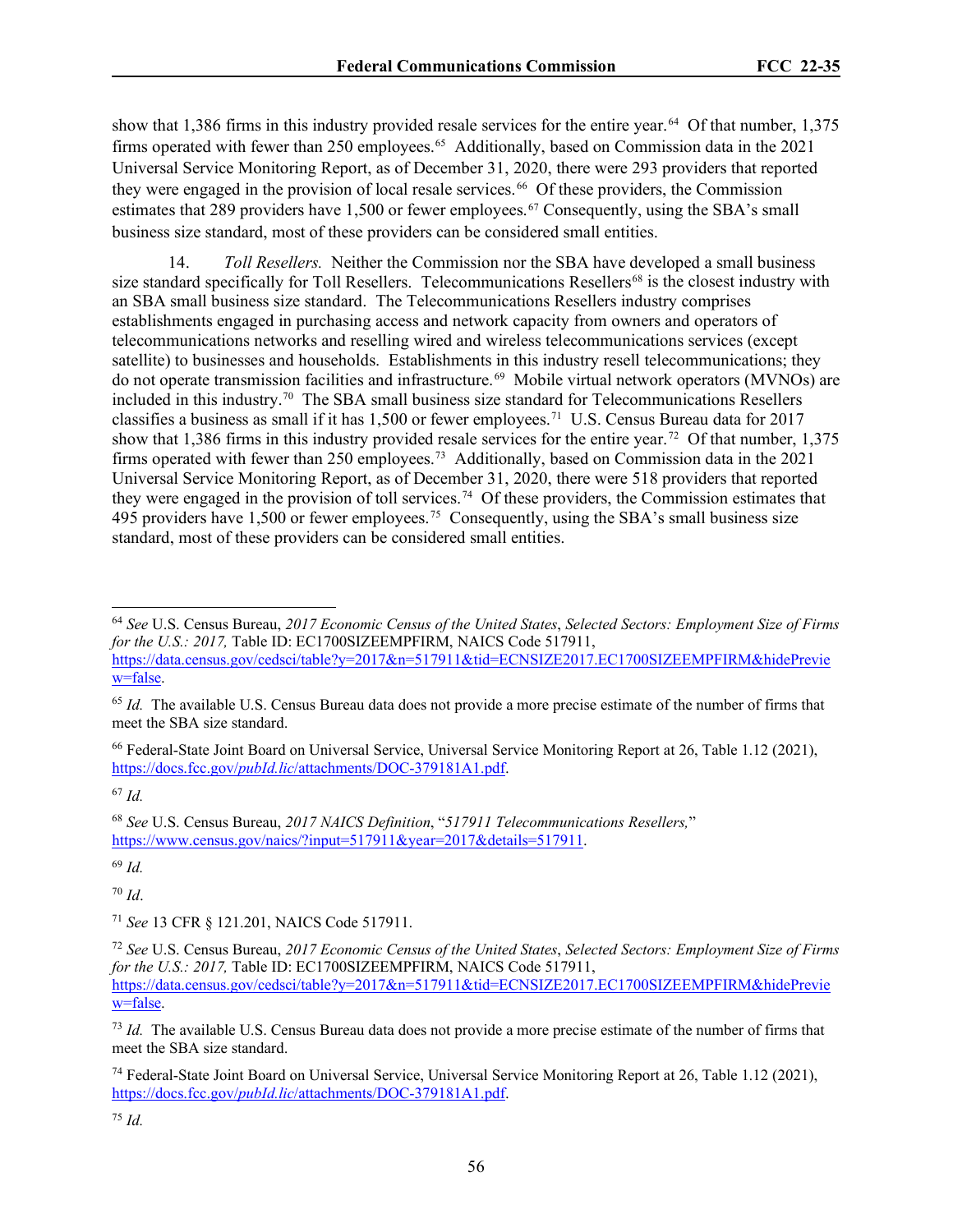show that 1,386 firms in this industry provided resale services for the entire year.[64] Of that number, 1,375 firms operated with fewer than 250 employees.[65] Additionally, based on Commission data in the 2021 Universal Service Monitoring Report, as of December 31, 2020, there were 293 providers that reported they were engaged in the provision of local resale services.[66] Of these providers, the Commission estimates that 289 providers have 1,500 or fewer employees.[67] Consequently, using the SBA's small business size standard, most of these providers can be considered small entities.

14. *Toll Resellers.* Neither the Commission nor the SBA have developed a small business size standard specifically for Toll Resellers. Telecommunications Resellers[68] is the closest industry with an SBA small business size standard. The Telecommunications Resellers industry comprises establishments engaged in purchasing access and network capacity from owners and operators of telecommunications networks and reselling wired and wireless telecommunications services (except satellite) to businesses and households. Establishments in this industry resell telecommunications; they do not operate transmission facilities and infrastructure.[69] Mobile virtual network operators (MVNOs) are included in this industry.[70] The SBA small business size standard for Telecommunications Resellers classifies a business as small if it has 1,500 or fewer employees.[71] U.S. Census Bureau data for 2017 show that 1,386 firms in this industry provided resale services for the entire year.[72] Of that number, 1,375 firms operated with fewer than 250 employees.[73] Additionally, based on Commission data in the 2021 Universal Service Monitoring Report, as of December 31, 2020, there were 518 providers that reported they were engaged in the provision of toll services.[74] Of these providers, the Commission estimates that 495 providers have 1,500 or fewer employees.[75] Consequently, using the SBA's small business size standard, most of these providers can be considered small entities.

---

[64] *See* U.S. Census Bureau, *2017 Economic Census of the United States*, *Selected Sectors: Employment Size of Firms for the U.S.: 2017,* Table ID: EC1700SIZEEMPFIRM, NAICS Code 517911, https://data.census.gov/cedsci/table?y=2017&n=517911&tid=ECNSIZE2017.EC1700SIZEEMPFIRM&hidePreview=false.

[65] *Id.* The available U.S. Census Bureau data does not provide a more precise estimate of the number of firms that meet the SBA size standard.

[66] Federal-State Joint Board on Universal Service, Universal Service Monitoring Report at 26, Table 1.12 (2021), https://docs.fcc.gov/*pubId.lic*/attachments/DOC-379181A1.pdf.

[67] *Id.*

[68] *See* U.S. Census Bureau, *2017 NAICS Definition*, "*517911 Telecommunications Resellers,*" https://www.census.gov/naics/?input=517911&year=2017&details=517911.

[69] *Id.*

[70] *Id*.

[71] *See* 13 CFR § 121.201, NAICS Code 517911.

[72] *See* U.S. Census Bureau, *2017 Economic Census of the United States*, *Selected Sectors: Employment Size of Firms for the U.S.: 2017,* Table ID: EC1700SIZEEMPFIRM, NAICS Code 517911, https://data.census.gov/cedsci/table?y=2017&n=517911&tid=ECNSIZE2017.EC1700SIZEEMPFIRM&hidePreview=false.

[73] *Id.* The available U.S. Census Bureau data does not provide a more precise estimate of the number of firms that meet the SBA size standard.

[74] Federal-State Joint Board on Universal Service, Universal Service Monitoring Report at 26, Table 1.12 (2021), https://docs.fcc.gov/*pubId.lic*/attachments/DOC-379181A1.pdf.

[75] *Id.*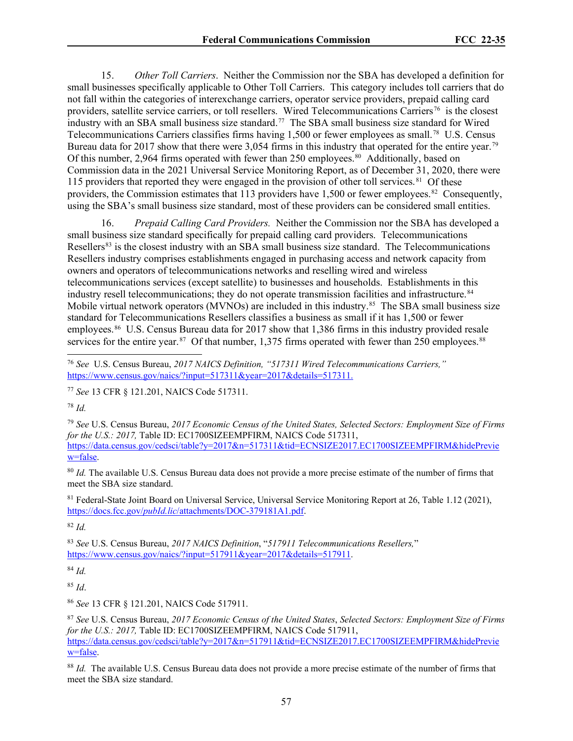15. *Other Toll Carriers*. Neither the Commission nor the SBA has developed a definition for small businesses specifically applicable to Other Toll Carriers. This category includes toll carriers that do not fall within the categories of interexchange carriers, operator service providers, prepaid calling card providers, satellite service carriers, or toll resellers. Wired Telecommunications Carriers[76] is the closest industry with an SBA small business size standard.[77] The SBA small business size standard for Wired Telecommunications Carriers classifies firms having 1,500 or fewer employees as small.[78] U.S. Census Bureau data for 2017 show that there were 3,054 firms in this industry that operated for the entire year.[79] Of this number, 2,964 firms operated with fewer than 250 employees.[80] Additionally, based on Commission data in the 2021 Universal Service Monitoring Report, as of December 31, 2020, there were 115 providers that reported they were engaged in the provision of other toll services.[81] Of these providers, the Commission estimates that 113 providers have 1,500 or fewer employees.[82] Consequently, using the SBA's small business size standard, most of these providers can be considered small entities.

16. *Prepaid Calling Card Providers.* Neither the Commission nor the SBA has developed a small business size standard specifically for prepaid calling card providers. Telecommunications Resellers[83] is the closest industry with an SBA small business size standard. The Telecommunications Resellers industry comprises establishments engaged in purchasing access and network capacity from owners and operators of telecommunications networks and reselling wired and wireless telecommunications services (except satellite) to businesses and households. Establishments in this industry resell telecommunications; they do not operate transmission facilities and infrastructure.[84] Mobile virtual network operators (MVNOs) are included in this industry.[85] The SBA small business size standard for Telecommunications Resellers classifies a business as small if it has 1,500 or fewer employees.[86] U.S. Census Bureau data for 2017 show that 1,386 firms in this industry provided resale services for the entire year.[87] Of that number, 1,375 firms operated with fewer than 250 employees.[88]

---

[76] *See* U.S. Census Bureau, *2017 NAICS Definition, "517311 Wired Telecommunications Carriers,"* https://www.census.gov/naics/?input=517311&year=2017&details=517311.

[77] *See* 13 CFR § 121.201, NAICS Code 517311.

[78] *Id.*

[79] *See* U.S. Census Bureau, *2017 Economic Census of the United States, Selected Sectors: Employment Size of Firms for the U.S.: 2017,* Table ID: EC1700SIZEEMPFIRM, NAICS Code 517311, https://data.census.gov/cedsci/table?y=2017&n=517311&tid=ECNSIZE2017.EC1700SIZEEMPFIRM&hidePreview=false.

[80] *Id.* The available U.S. Census Bureau data does not provide a more precise estimate of the number of firms that meet the SBA size standard.

[81] Federal-State Joint Board on Universal Service, Universal Service Monitoring Report at 26, Table 1.12 (2021), https://docs.fcc.gov/*pubId.lic*/attachments/DOC-379181A1.pdf.

[82] *Id.*

[83] *See* U.S. Census Bureau, *2017 NAICS Definition*, "*517911 Telecommunications Resellers,*" https://www.census.gov/naics/?input=517911&year=2017&details=517911.

[84] *Id.*

[85] *Id*.

[86] *See* 13 CFR § 121.201, NAICS Code 517911.

[87] *See* U.S. Census Bureau, *2017 Economic Census of the United States*, *Selected Sectors: Employment Size of Firms for the U.S.: 2017,* Table ID: EC1700SIZEEMPFIRM, NAICS Code 517911, https://data.census.gov/cedsci/table?y=2017&n=517911&tid=ECNSIZE2017.EC1700SIZEEMPFIRM&hidePreview=false.

[88] *Id.* The available U.S. Census Bureau data does not provide a more precise estimate of the number of firms that meet the SBA size standard.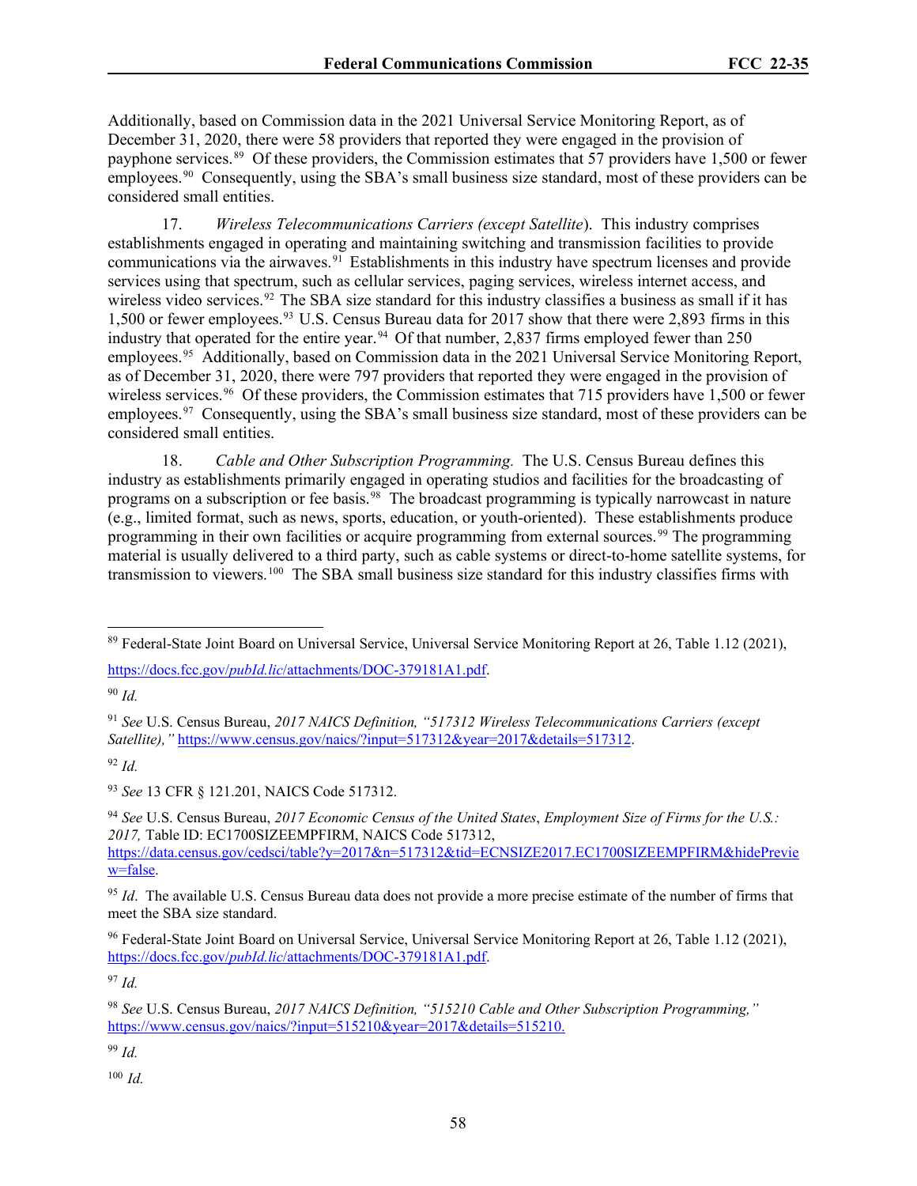Additionally, based on Commission data in the 2021 Universal Service Monitoring Report, as of December 31, 2020, there were 58 providers that reported they were engaged in the provision of payphone services.[89] Of these providers, the Commission estimates that 57 providers have 1,500 or fewer employees.[90] Consequently, using the SBA's small business size standard, most of these providers can be considered small entities.

17. *Wireless Telecommunications Carriers (except Satellite*). This industry comprises establishments engaged in operating and maintaining switching and transmission facilities to provide communications via the airwaves.[91] Establishments in this industry have spectrum licenses and provide services using that spectrum, such as cellular services, paging services, wireless internet access, and wireless video services.[92] The SBA size standard for this industry classifies a business as small if it has 1,500 or fewer employees.[93] U.S. Census Bureau data for 2017 show that there were 2,893 firms in this industry that operated for the entire year.[94] Of that number, 2,837 firms employed fewer than 250 employees.[95] Additionally, based on Commission data in the 2021 Universal Service Monitoring Report, as of December 31, 2020, there were 797 providers that reported they were engaged in the provision of wireless services.[96] Of these providers, the Commission estimates that 715 providers have 1,500 or fewer employees.[97] Consequently, using the SBA's small business size standard, most of these providers can be considered small entities.

18. *Cable and Other Subscription Programming.* The U.S. Census Bureau defines this industry as establishments primarily engaged in operating studios and facilities for the broadcasting of programs on a subscription or fee basis.[98] The broadcast programming is typically narrowcast in nature (e.g., limited format, such as news, sports, education, or youth-oriented). These establishments produce programming in their own facilities or acquire programming from external sources.[99] The programming material is usually delivered to a third party, such as cable systems or direct-to-home satellite systems, for transmission to viewers.[100] The SBA small business size standard for this industry classifies firms with

---

[89] Federal-State Joint Board on Universal Service, Universal Service Monitoring Report at 26, Table 1.12 (2021), https://docs.fcc.gov/*pubId.lic*/attachments/DOC-379181A1.pdf.

[90] *Id.*

[91] *See* U.S. Census Bureau, *2017 NAICS Definition, "517312 Wireless Telecommunications Carriers (except Satellite),"* https://www.census.gov/naics/?input=517312&year=2017&details=517312.

[92] *Id.*

[93] *See* 13 CFR § 121.201, NAICS Code 517312.

[94] *See* U.S. Census Bureau, *2017 Economic Census of the United States*, *Employment Size of Firms for the U.S.: 2017,* Table ID: EC1700SIZEEMPFIRM, NAICS Code 517312, https://data.census.gov/cedsci/table?y=2017&n=517312&tid=ECNSIZE2017.EC1700SIZEEMPFIRM&hidePreview=false.

[95] *Id*. The available U.S. Census Bureau data does not provide a more precise estimate of the number of firms that meet the SBA size standard.

[96] Federal-State Joint Board on Universal Service, Universal Service Monitoring Report at 26, Table 1.12 (2021), https://docs.fcc.gov/*pubId.lic*/attachments/DOC-379181A1.pdf.

[97] *Id.*

[98] *See* U.S. Census Bureau, *2017 NAICS Definition, "515210 Cable and Other Subscription Programming,"* https://www.census.gov/naics/?input=515210&year=2017&details=515210.

[99] *Id.*

[100] *Id.*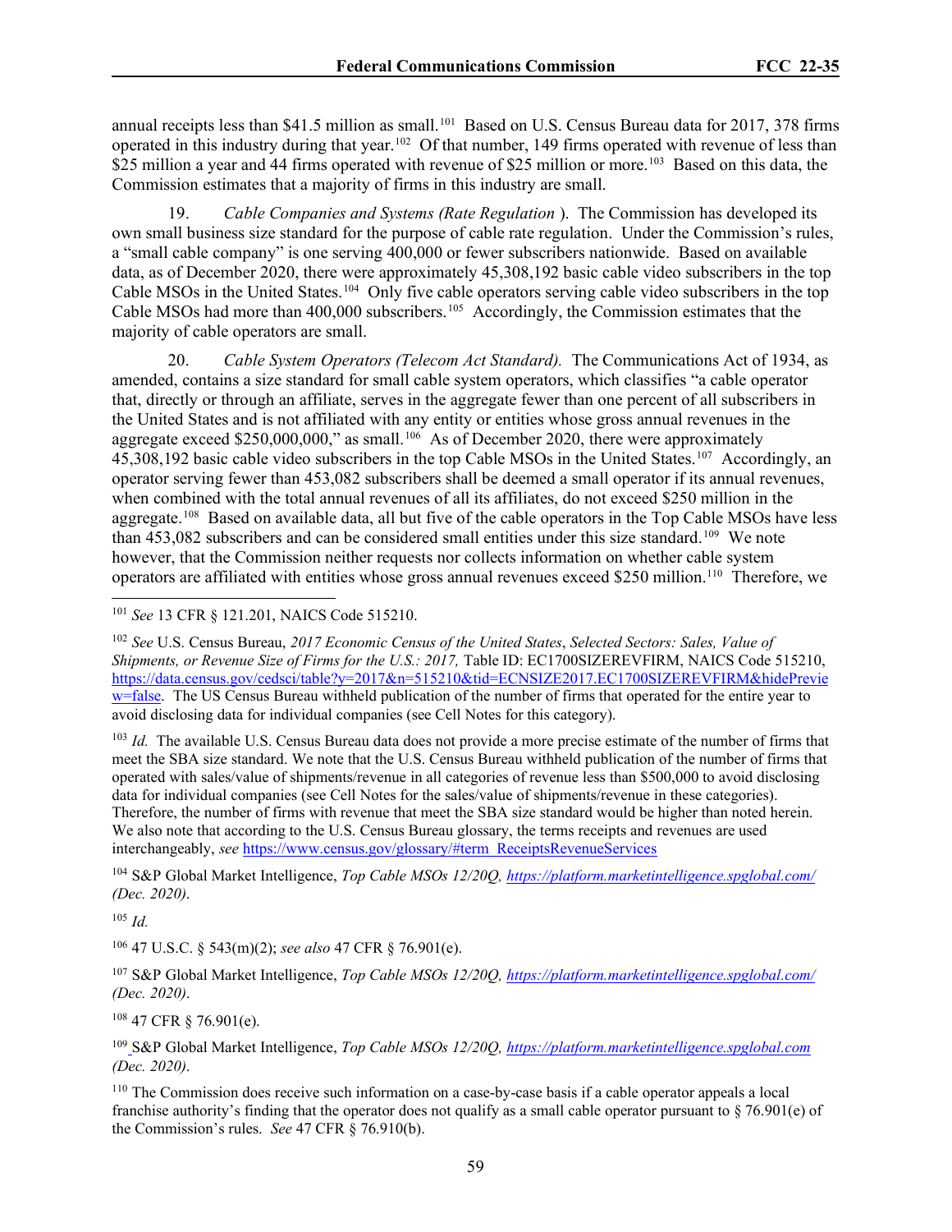annual receipts less than $41.5 million as small.[101] Based on U.S. Census Bureau data for 2017, 378 firms operated in this industry during that year.[102] Of that number, 149 firms operated with revenue of less than $25 million a year and 44 firms operated with revenue of $25 million or more.[103] Based on this data, the Commission estimates that a majority of firms in this industry are small.

19. *Cable Companies and Systems (Rate Regulation* ). The Commission has developed its own small business size standard for the purpose of cable rate regulation. Under the Commission's rules, a "small cable company" is one serving 400,000 or fewer subscribers nationwide. Based on available data, as of December 2020, there were approximately 45,308,192 basic cable video subscribers in the top Cable MSOs in the United States.[104] Only five cable operators serving cable video subscribers in the top Cable MSOs had more than 400,000 subscribers.[105] Accordingly, the Commission estimates that the majority of cable operators are small.

20. *Cable System Operators (Telecom Act Standard).* The Communications Act of 1934, as amended, contains a size standard for small cable system operators, which classifies "a cable operator that, directly or through an affiliate, serves in the aggregate fewer than one percent of all subscribers in the United States and is not affiliated with any entity or entities whose gross annual revenues in the aggregate exceed $250,000,000," as small.[106] As of December 2020, there were approximately 45,308,192 basic cable video subscribers in the top Cable MSOs in the United States.[107] Accordingly, an operator serving fewer than 453,082 subscribers shall be deemed a small operator if its annual revenues, when combined with the total annual revenues of all its affiliates, do not exceed $250 million in the aggregate.[108] Based on available data, all but five of the cable operators in the Top Cable MSOs have less than 453,082 subscribers and can be considered small entities under this size standard.[109] We note however, that the Commission neither requests nor collects information on whether cable system operators are affiliated with entities whose gross annual revenues exceed $250 million.[110] Therefore, we

---

[101] *See* 13 CFR § 121.201, NAICS Code 515210.

[102] *See* U.S. Census Bureau, *2017 Economic Census of the United States*, *Selected Sectors: Sales, Value of Shipments, or Revenue Size of Firms for the U.S.: 2017,* Table ID: EC1700SIZEREVFIRM, NAICS Code 515210, https://data.census.gov/cedsci/table?y=2017&n=515210&tid=ECNSIZE2017.EC1700SIZEREVFIRM&hidePreview=false. The US Census Bureau withheld publication of the number of firms that operated for the entire year to avoid disclosing data for individual companies (see Cell Notes for this category).

[103] *Id.* The available U.S. Census Bureau data does not provide a more precise estimate of the number of firms that meet the SBA size standard. We note that the U.S. Census Bureau withheld publication of the number of firms that operated with sales/value of shipments/revenue in all categories of revenue less than $500,000 to avoid disclosing data for individual companies (see Cell Notes for the sales/value of shipments/revenue in these categories). Therefore, the number of firms with revenue that meet the SBA size standard would be higher than noted herein. We also note that according to the U.S. Census Bureau glossary, the terms receipts and revenues are used interchangeably, *see* https://www.census.gov/glossary/#term_ReceiptsRevenueServices

[104] S&P Global Market Intelligence, *Top Cable MSOs 12/20Q, https://platform.marketintelligence.spglobal.com/ (Dec. 2020)*.

[105] *Id.*

[106] 47 U.S.C. § 543(m)(2); *see also* 47 CFR § 76.901(e).

[107] S&P Global Market Intelligence, *Top Cable MSOs 12/20Q, https://platform.marketintelligence.spglobal.com/ (Dec. 2020)*.

[108] 47 CFR § 76.901(e).

[109] S&P Global Market Intelligence, *Top Cable MSOs 12/20Q, https://platform.marketintelligence.spglobal.com (Dec. 2020)*.

[110] The Commission does receive such information on a case-by-case basis if a cable operator appeals a local franchise authority's finding that the operator does not qualify as a small cable operator pursuant to § 76.901(e) of the Commission's rules. *See* 47 CFR § 76.910(b).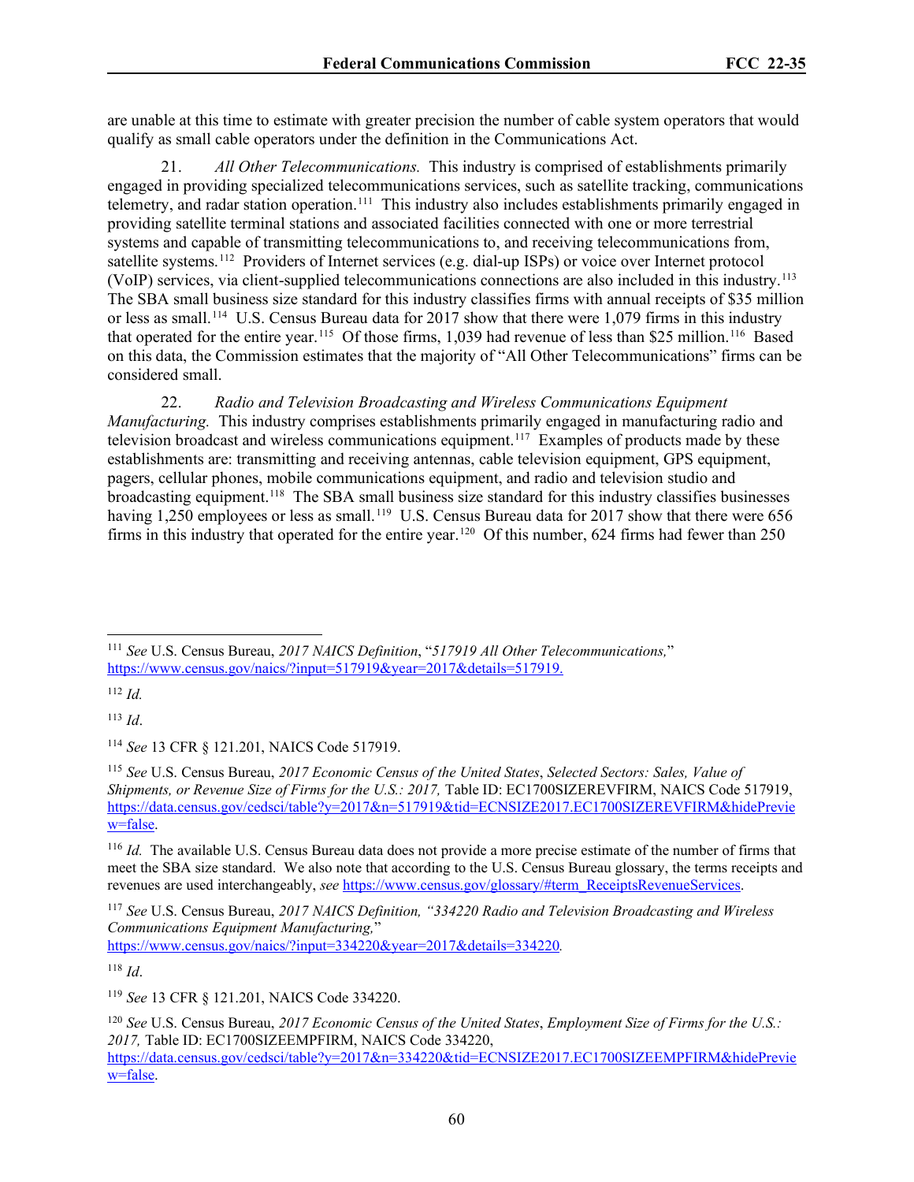are unable at this time to estimate with greater precision the number of cable system operators that would qualify as small cable operators under the definition in the Communications Act.

21. *All Other Telecommunications.* This industry is comprised of establishments primarily engaged in providing specialized telecommunications services, such as satellite tracking, communications telemetry, and radar station operation.[111] This industry also includes establishments primarily engaged in providing satellite terminal stations and associated facilities connected with one or more terrestrial systems and capable of transmitting telecommunications to, and receiving telecommunications from, satellite systems.[112] Providers of Internet services (e.g. dial-up ISPs) or voice over Internet protocol (VoIP) services, via client-supplied telecommunications connections are also included in this industry.[113] The SBA small business size standard for this industry classifies firms with annual receipts of $35 million or less as small.[114] U.S. Census Bureau data for 2017 show that there were 1,079 firms in this industry that operated for the entire year.[115] Of those firms, 1,039 had revenue of less than $25 million.[116] Based on this data, the Commission estimates that the majority of "All Other Telecommunications" firms can be considered small.

22. *Radio and Television Broadcasting and Wireless Communications Equipment Manufacturing.* This industry comprises establishments primarily engaged in manufacturing radio and television broadcast and wireless communications equipment.[117] Examples of products made by these establishments are: transmitting and receiving antennas, cable television equipment, GPS equipment, pagers, cellular phones, mobile communications equipment, and radio and television studio and broadcasting equipment.[118] The SBA small business size standard for this industry classifies businesses having 1,250 employees or less as small.[119] U.S. Census Bureau data for 2017 show that there were 656 firms in this industry that operated for the entire year.[120] Of this number, 624 firms had fewer than 250

---

[111] *See* U.S. Census Bureau, *2017 NAICS Definition*, "*517919 All Other Telecommunications,*" https://www.census.gov/naics/?input=517919&year=2017&details=517919.

[112] *Id.*

[113] *Id*.

[114] *See* 13 CFR § 121.201, NAICS Code 517919.

[115] *See* U.S. Census Bureau, *2017 Economic Census of the United States*, *Selected Sectors: Sales, Value of Shipments, or Revenue Size of Firms for the U.S.: 2017,* Table ID: EC1700SIZEREVFIRM, NAICS Code 517919, https://data.census.gov/cedsci/table?y=2017&n=517919&tid=ECNSIZE2017.EC1700SIZEREVFIRM&hidePreview=false.

[116] *Id.* The available U.S. Census Bureau data does not provide a more precise estimate of the number of firms that meet the SBA size standard. We also note that according to the U.S. Census Bureau glossary, the terms receipts and revenues are used interchangeably, *see* https://www.census.gov/glossary/#term_ReceiptsRevenueServices.

[117] *See* U.S. Census Bureau, *2017 NAICS Definition, "334220 Radio and Television Broadcasting and Wireless Communications Equipment Manufacturing,*" https://www.census.gov/naics/?input=334220&year=2017&details=334220.

[118] *Id*.

[119] *See* 13 CFR § 121.201, NAICS Code 334220.

[120] *See* U.S. Census Bureau, *2017 Economic Census of the United States*, *Employment Size of Firms for the U.S.: 2017,* Table ID: EC1700SIZEEMPFIRM, NAICS Code 334220, https://data.census.gov/cedsci/table?y=2017&n=334220&tid=ECNSIZE2017.EC1700SIZEEMPFIRM&hidePreview=false.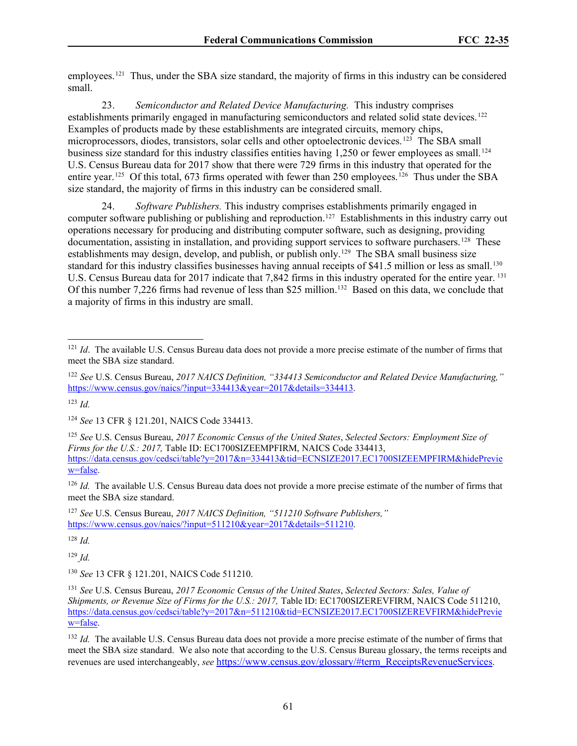employees.[121] Thus, under the SBA size standard, the majority of firms in this industry can be considered small.

23. *Semiconductor and Related Device Manufacturing.* This industry comprises establishments primarily engaged in manufacturing semiconductors and related solid state devices.[122] Examples of products made by these establishments are integrated circuits, memory chips, microprocessors, diodes, transistors, solar cells and other optoelectronic devices.[123] The SBA small business size standard for this industry classifies entities having 1,250 or fewer employees as small.[124] U.S. Census Bureau data for 2017 show that there were 729 firms in this industry that operated for the entire year.[125] Of this total, 673 firms operated with fewer than 250 employees.[126] Thus under the SBA size standard, the majority of firms in this industry can be considered small.

24. *Software Publishers.* This industry comprises establishments primarily engaged in computer software publishing or publishing and reproduction.[127] Establishments in this industry carry out operations necessary for producing and distributing computer software, such as designing, providing documentation, assisting in installation, and providing support services to software purchasers.[128] These establishments may design, develop, and publish, or publish only.[129] The SBA small business size standard for this industry classifies businesses having annual receipts of $41.5 million or less as small.[130] U.S. Census Bureau data for 2017 indicate that 7,842 firms in this industry operated for the entire year.[131] Of this number 7,226 firms had revenue of less than $25 million.[132] Based on this data, we conclude that a majority of firms in this industry are small.

---

[121] *Id*. The available U.S. Census Bureau data does not provide a more precise estimate of the number of firms that meet the SBA size standard.

[122] *See* U.S. Census Bureau, *2017 NAICS Definition, "334413 Semiconductor and Related Device Manufacturing,"* https://www.census.gov/naics/?input=334413&year=2017&details=334413.

[123] *Id.*

[124] *See* 13 CFR § 121.201, NAICS Code 334413.

[125] *See* U.S. Census Bureau, *2017 Economic Census of the United States*, *Selected Sectors: Employment Size of Firms for the U.S.: 2017,* Table ID: EC1700SIZEEMPFIRM, NAICS Code 334413, https://data.census.gov/cedsci/table?y=2017&n=334413&tid=ECNSIZE2017.EC1700SIZEEMPFIRM&hidePreview=false.

[126] *Id.* The available U.S. Census Bureau data does not provide a more precise estimate of the number of firms that meet the SBA size standard.

[127] *See* U.S. Census Bureau, *2017 NAICS Definition, "511210 Software Publishers,"* https://www.census.gov/naics/?input=511210&year=2017&details=511210.

[128] *Id.*

[129] *Id.*

[130] *See* 13 CFR § 121.201, NAICS Code 511210.

[131] *See* U.S. Census Bureau, *2017 Economic Census of the United States*, *Selected Sectors: Sales, Value of Shipments, or Revenue Size of Firms for the U.S.: 2017,* Table ID: EC1700SIZEREVFIRM, NAICS Code 511210, https://data.census.gov/cedsci/table?y=2017&n=511210&tid=ECNSIZE2017.EC1700SIZEREVFIRM&hidePreview=false.

[132] *Id.* The available U.S. Census Bureau data does not provide a more precise estimate of the number of firms that meet the SBA size standard. We also note that according to the U.S. Census Bureau glossary, the terms receipts and revenues are used interchangeably, *see* https://www.census.gov/glossary/#term_ReceiptsRevenueServices.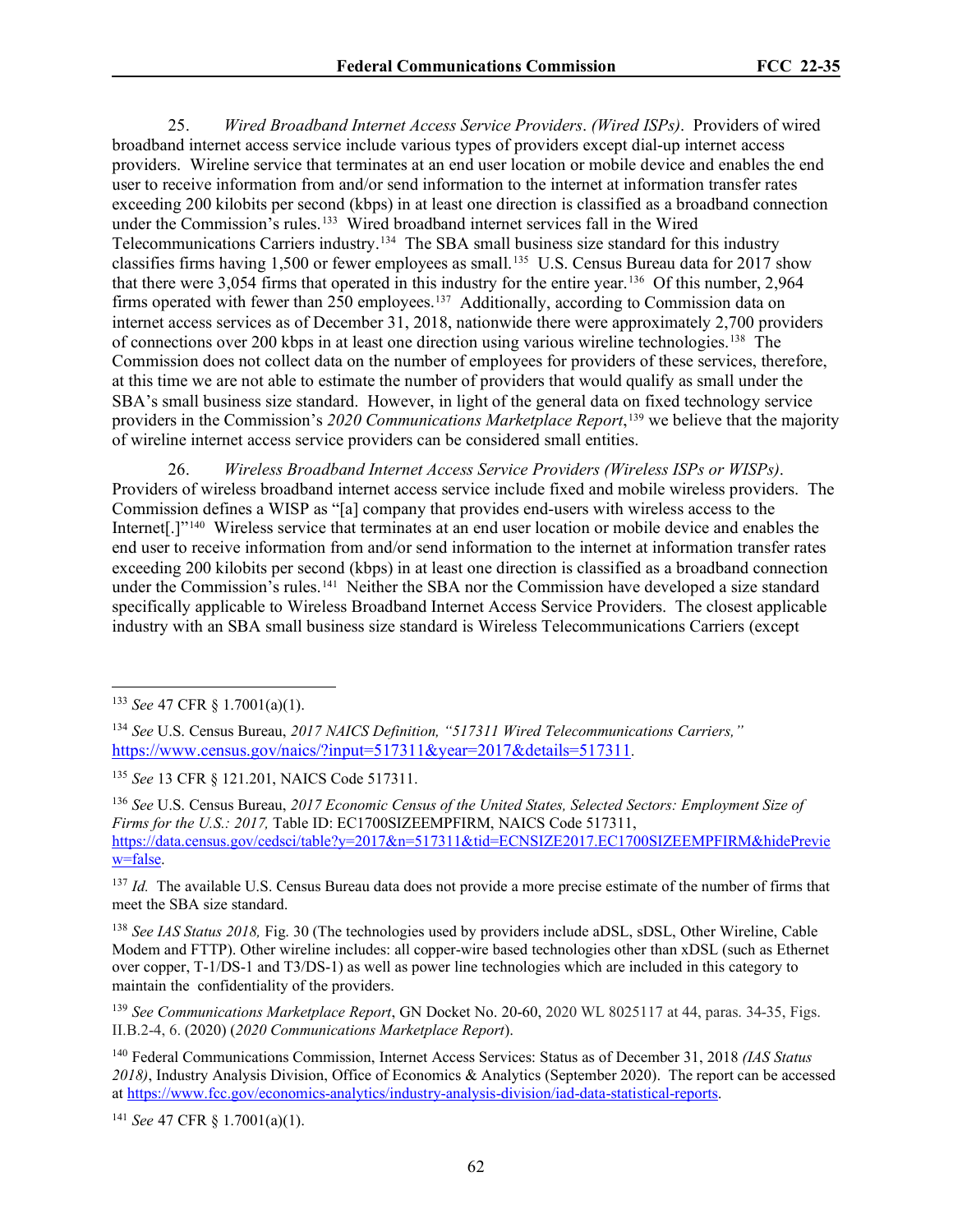25. *Wired Broadband Internet Access Service Providers*. *(Wired ISPs)*. Providers of wired broadband internet access service include various types of providers except dial-up internet access providers. Wireline service that terminates at an end user location or mobile device and enables the end user to receive information from and/or send information to the internet at information transfer rates exceeding 200 kilobits per second (kbps) in at least one direction is classified as a broadband connection under the Commission's rules.[133] Wired broadband internet services fall in the Wired Telecommunications Carriers industry.[134] The SBA small business size standard for this industry classifies firms having 1,500 or fewer employees as small.[135] U.S. Census Bureau data for 2017 show that there were 3,054 firms that operated in this industry for the entire year.[136] Of this number, 2,964 firms operated with fewer than 250 employees.[137] Additionally, according to Commission data on internet access services as of December 31, 2018, nationwide there were approximately 2,700 providers of connections over 200 kbps in at least one direction using various wireline technologies.[138] The Commission does not collect data on the number of employees for providers of these services, therefore, at this time we are not able to estimate the number of providers that would qualify as small under the SBA's small business size standard. However, in light of the general data on fixed technology service providers in the Commission's *2020 Communications Marketplace Report*,[139] we believe that the majority of wireline internet access service providers can be considered small entities.

26. *Wireless Broadband Internet Access Service Providers (Wireless ISPs or WISPs)*. Providers of wireless broadband internet access service include fixed and mobile wireless providers. The Commission defines a WISP as "[a] company that provides end-users with wireless access to the Internet[.]"[140] Wireless service that terminates at an end user location or mobile device and enables the end user to receive information from and/or send information to the internet at information transfer rates exceeding 200 kilobits per second (kbps) in at least one direction is classified as a broadband connection under the Commission's rules.[141] Neither the SBA nor the Commission have developed a size standard specifically applicable to Wireless Broadband Internet Access Service Providers. The closest applicable industry with an SBA small business size standard is Wireless Telecommunications Carriers (except

---

[133] *See* 47 CFR § 1.7001(a)(1).

[134] *See* U.S. Census Bureau, *2017 NAICS Definition, "517311 Wired Telecommunications Carriers,"* https://www.census.gov/naics/?input=517311&year=2017&details=517311.

[135] *See* 13 CFR § 121.201, NAICS Code 517311.

[136] *See* U.S. Census Bureau, *2017 Economic Census of the United States, Selected Sectors: Employment Size of Firms for the U.S.: 2017,* Table ID: EC1700SIZEEMPFIRM, NAICS Code 517311, https://data.census.gov/cedsci/table?y=2017&n=517311&tid=ECNSIZE2017.EC1700SIZEEMPFIRM&hidePreview=false.

[137] *Id.* The available U.S. Census Bureau data does not provide a more precise estimate of the number of firms that meet the SBA size standard.

[138] *See IAS Status 2018,* Fig. 30 (The technologies used by providers include aDSL, sDSL, Other Wireline, Cable Modem and FTTP). Other wireline includes: all copper-wire based technologies other than xDSL (such as Ethernet over copper, T-1/DS-1 and T3/DS-1) as well as power line technologies which are included in this category to maintain the confidentiality of the providers.

[139] *See Communications Marketplace Report*, GN Docket No. 20-60, 2020 WL 8025117 at 44, paras. 34-35, Figs. II.B.2-4, 6. (2020) (*2020 Communications Marketplace Report*).

[140] Federal Communications Commission, Internet Access Services: Status as of December 31, 2018 *(IAS Status 2018)*, Industry Analysis Division, Office of Economics & Analytics (September 2020). The report can be accessed at https://www.fcc.gov/economics-analytics/industry-analysis-division/iad-data-statistical-reports.

[141] *See* 47 CFR § 1.7001(a)(1).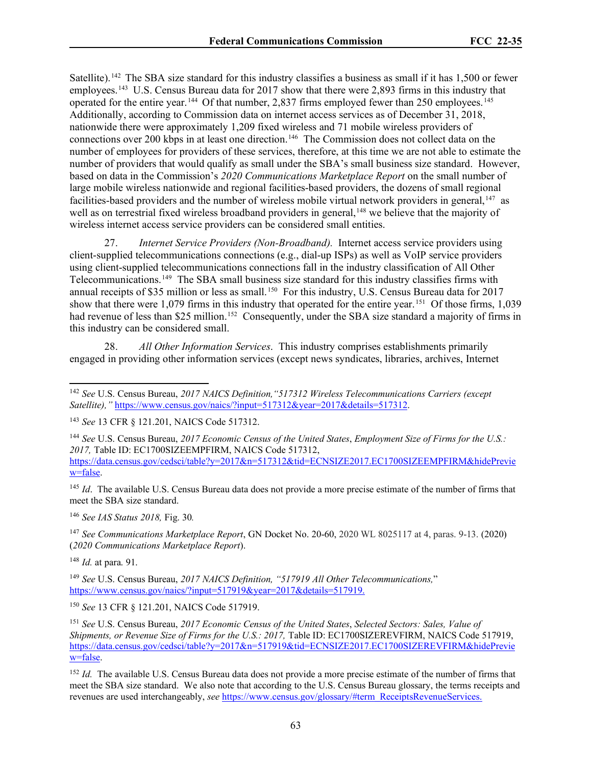Satellite).[142] The SBA size standard for this industry classifies a business as small if it has 1,500 or fewer employees.[143] U.S. Census Bureau data for 2017 show that there were 2,893 firms in this industry that operated for the entire year.[144] Of that number, 2,837 firms employed fewer than 250 employees.[145] Additionally, according to Commission data on internet access services as of December 31, 2018, nationwide there were approximately 1,209 fixed wireless and 71 mobile wireless providers of connections over 200 kbps in at least one direction.[146] The Commission does not collect data on the number of employees for providers of these services, therefore, at this time we are not able to estimate the number of providers that would qualify as small under the SBA's small business size standard. However, based on data in the Commission's *2020 Communications Marketplace Report* on the small number of large mobile wireless nationwide and regional facilities-based providers, the dozens of small regional facilities-based providers and the number of wireless mobile virtual network providers in general,[147] as well as on terrestrial fixed wireless broadband providers in general,[148] we believe that the majority of wireless internet access service providers can be considered small entities.

27. *Internet Service Providers (Non-Broadband).* Internet access service providers using client-supplied telecommunications connections (e.g., dial-up ISPs) as well as VoIP service providers using client-supplied telecommunications connections fall in the industry classification of All Other Telecommunications.[149] The SBA small business size standard for this industry classifies firms with annual receipts of $35 million or less as small.[150] For this industry, U.S. Census Bureau data for 2017 show that there were 1,079 firms in this industry that operated for the entire year.[151] Of those firms, 1,039 had revenue of less than $25 million.[152] Consequently, under the SBA size standard a majority of firms in this industry can be considered small.

28. *All Other Information Services*. This industry comprises establishments primarily engaged in providing other information services (except news syndicates, libraries, archives, Internet

---

[142] *See* U.S. Census Bureau, *2017 NAICS Definition,"517312 Wireless Telecommunications Carriers (except Satellite),"* https://www.census.gov/naics/?input=517312&year=2017&details=517312.

[143] *See* 13 CFR § 121.201, NAICS Code 517312.

[144] *See* U.S. Census Bureau, *2017 Economic Census of the United States*, *Employment Size of Firms for the U.S.: 2017,* Table ID: EC1700SIZEEMPFIRM, NAICS Code 517312, https://data.census.gov/cedsci/table?y=2017&n=517312&tid=ECNSIZE2017.EC1700SIZEEMPFIRM&hidePreview=false.

[145] *Id*. The available U.S. Census Bureau data does not provide a more precise estimate of the number of firms that meet the SBA size standard.

[146] *See IAS Status 2018,* Fig. 30*.*

[147] *See Communications Marketplace Report*, GN Docket No. 20-60, 2020 WL 8025117 at 4, paras. 9-13. (2020) (*2020 Communications Marketplace Report*).

[148] *Id.* at para. 91.

[149] *See* U.S. Census Bureau, *2017 NAICS Definition, "517919 All Other Telecommunications,"* https://www.census.gov/naics/?input=517919&year=2017&details=517919.

[150] *See* 13 CFR § 121.201, NAICS Code 517919.

[151] *See* U.S. Census Bureau, *2017 Economic Census of the United States*, *Selected Sectors: Sales, Value of Shipments, or Revenue Size of Firms for the U.S.: 2017,* Table ID: EC1700SIZEREVFIRM, NAICS Code 517919, https://data.census.gov/cedsci/table?y=2017&n=517919&tid=ECNSIZE2017.EC1700SIZEREVFIRM&hidePreview=false.

[152] *Id.* The available U.S. Census Bureau data does not provide a more precise estimate of the number of firms that meet the SBA size standard. We also note that according to the U.S. Census Bureau glossary, the terms receipts and revenues are used interchangeably, *see* https://www.census.gov/glossary/#term_ReceiptsRevenueServices.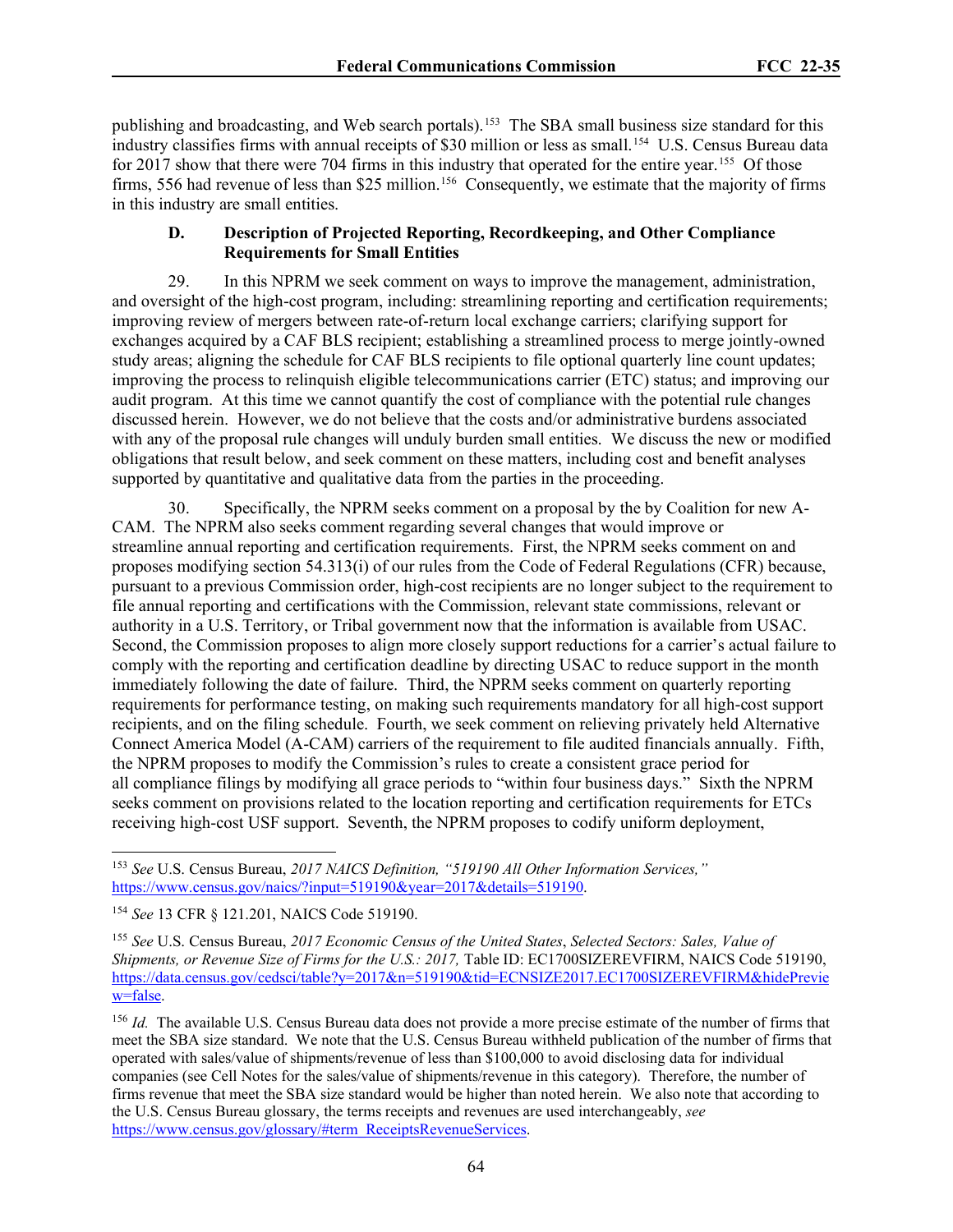publishing and broadcasting, and Web search portals).[153] The SBA small business size standard for this industry classifies firms with annual receipts of $30 million or less as small.[154] U.S. Census Bureau data for 2017 show that there were 704 firms in this industry that operated for the entire year.[155] Of those firms, 556 had revenue of less than $25 million.[156] Consequently, we estimate that the majority of firms in this industry are small entities.

### D. Description of Projected Reporting, Recordkeeping, and Other Compliance Requirements for Small Entities

29. In this NPRM we seek comment on ways to improve the management, administration, and oversight of the high-cost program, including: streamlining reporting and certification requirements; improving review of mergers between rate-of-return local exchange carriers; clarifying support for exchanges acquired by a CAF BLS recipient; establishing a streamlined process to merge jointly-owned study areas; aligning the schedule for CAF BLS recipients to file optional quarterly line count updates; improving the process to relinquish eligible telecommunications carrier (ETC) status; and improving our audit program. At this time we cannot quantify the cost of compliance with the potential rule changes discussed herein. However, we do not believe that the costs and/or administrative burdens associated with any of the proposal rule changes will unduly burden small entities. We discuss the new or modified obligations that result below, and seek comment on these matters, including cost and benefit analyses supported by quantitative and qualitative data from the parties in the proceeding.

30. Specifically, the NPRM seeks comment on a proposal by the by Coalition for new A-CAM. The NPRM also seeks comment regarding several changes that would improve or streamline annual reporting and certification requirements. First, the NPRM seeks comment on and proposes modifying section 54.313(i) of our rules from the Code of Federal Regulations (CFR) because, pursuant to a previous Commission order, high-cost recipients are no longer subject to the requirement to file annual reporting and certifications with the Commission, relevant state commissions, relevant or authority in a U.S. Territory, or Tribal government now that the information is available from USAC. Second, the Commission proposes to align more closely support reductions for a carrier's actual failure to comply with the reporting and certification deadline by directing USAC to reduce support in the month immediately following the date of failure. Third, the NPRM seeks comment on quarterly reporting requirements for performance testing, on making such requirements mandatory for all high-cost support recipients, and on the filing schedule. Fourth, we seek comment on relieving privately held Alternative Connect America Model (A-CAM) carriers of the requirement to file audited financials annually. Fifth, the NPRM proposes to modify the Commission's rules to create a consistent grace period for all compliance filings by modifying all grace periods to "within four business days." Sixth the NPRM seeks comment on provisions related to the location reporting and certification requirements for ETCs receiving high-cost USF support. Seventh, the NPRM proposes to codify uniform deployment,

---

[153] *See* U.S. Census Bureau, *2017 NAICS Definition, "519190 All Other Information Services,"* https://www.census.gov/naics/?input=519190&year=2017&details=519190.

[154] *See* 13 CFR § 121.201, NAICS Code 519190.

[155] *See* U.S. Census Bureau, *2017 Economic Census of the United States*, *Selected Sectors: Sales, Value of Shipments, or Revenue Size of Firms for the U.S.: 2017,* Table ID: EC1700SIZEREVFIRM, NAICS Code 519190, https://data.census.gov/cedsci/table?y=2017&n=519190&tid=ECNSIZE2017.EC1700SIZEREVFIRM&hidePreview=false.

[156] *Id.* The available U.S. Census Bureau data does not provide a more precise estimate of the number of firms that meet the SBA size standard. We note that the U.S. Census Bureau withheld publication of the number of firms that operated with sales/value of shipments/revenue of less than $100,000 to avoid disclosing data for individual companies (see Cell Notes for the sales/value of shipments/revenue in this category). Therefore, the number of firms revenue that meet the SBA size standard would be higher than noted herein. We also note that according to the U.S. Census Bureau glossary, the terms receipts and revenues are used interchangeably, *see* https://www.census.gov/glossary/#term_ReceiptsRevenueServices.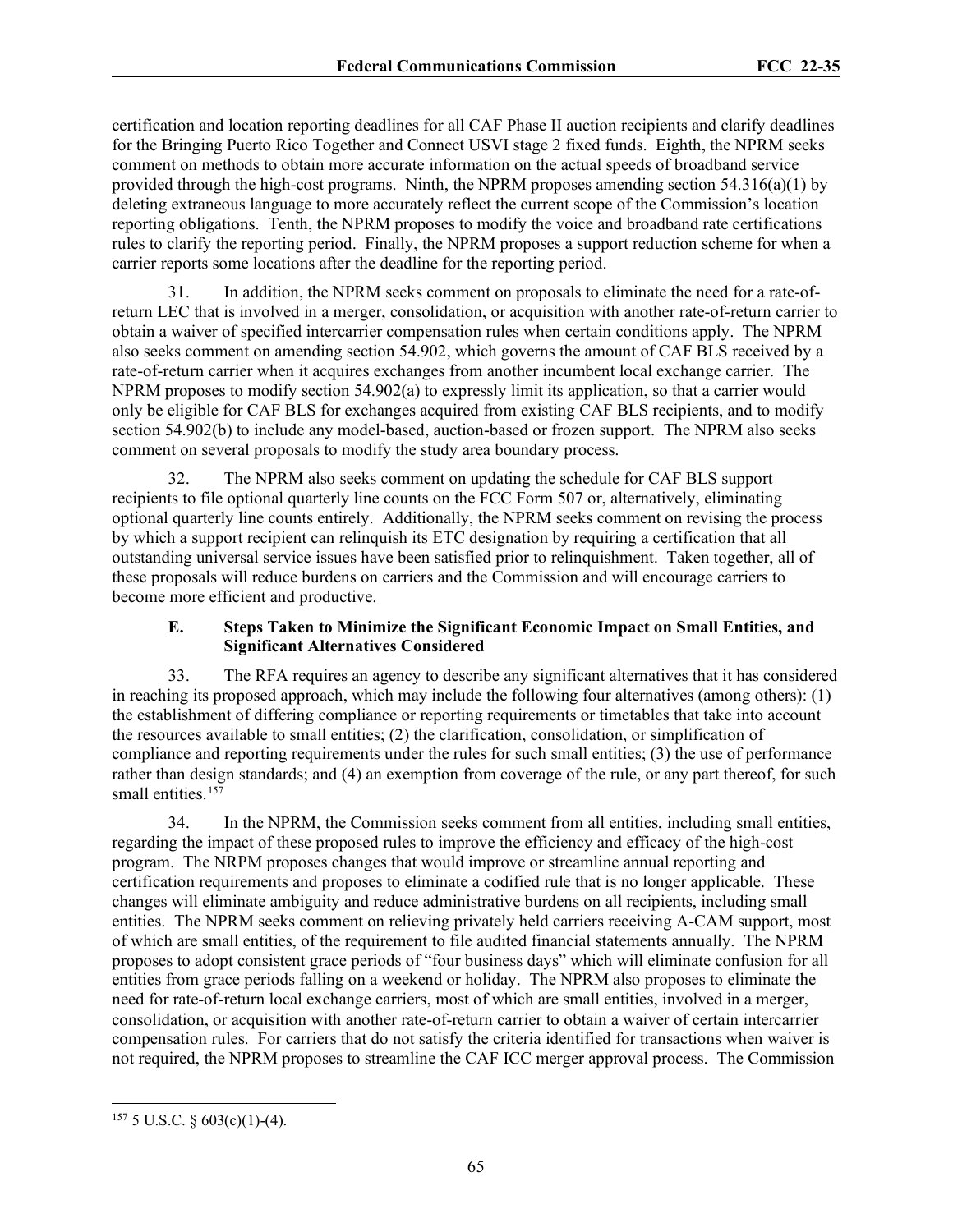certification and location reporting deadlines for all CAF Phase II auction recipients and clarify deadlines for the Bringing Puerto Rico Together and Connect USVI stage 2 fixed funds. Eighth, the NPRM seeks comment on methods to obtain more accurate information on the actual speeds of broadband service provided through the high-cost programs. Ninth, the NPRM proposes amending section 54.316(a)(1) by deleting extraneous language to more accurately reflect the current scope of the Commission's location reporting obligations. Tenth, the NPRM proposes to modify the voice and broadband rate certifications rules to clarify the reporting period. Finally, the NPRM proposes a support reduction scheme for when a carrier reports some locations after the deadline for the reporting period.

31. In addition, the NPRM seeks comment on proposals to eliminate the need for a rate-of-return LEC that is involved in a merger, consolidation, or acquisition with another rate-of-return carrier to obtain a waiver of specified intercarrier compensation rules when certain conditions apply. The NPRM also seeks comment on amending section 54.902, which governs the amount of CAF BLS received by a rate-of-return carrier when it acquires exchanges from another incumbent local exchange carrier. The NPRM proposes to modify section 54.902(a) to expressly limit its application, so that a carrier would only be eligible for CAF BLS for exchanges acquired from existing CAF BLS recipients, and to modify section 54.902(b) to include any model-based, auction-based or frozen support. The NPRM also seeks comment on several proposals to modify the study area boundary process.

32. The NPRM also seeks comment on updating the schedule for CAF BLS support recipients to file optional quarterly line counts on the FCC Form 507 or, alternatively, eliminating optional quarterly line counts entirely. Additionally, the NPRM seeks comment on revising the process by which a support recipient can relinquish its ETC designation by requiring a certification that all outstanding universal service issues have been satisfied prior to relinquishment. Taken together, all of these proposals will reduce burdens on carriers and the Commission and will encourage carriers to become more efficient and productive.

### E. Steps Taken to Minimize the Significant Economic Impact on Small Entities, and Significant Alternatives Considered

33. The RFA requires an agency to describe any significant alternatives that it has considered in reaching its proposed approach, which may include the following four alternatives (among others): (1) the establishment of differing compliance or reporting requirements or timetables that take into account the resources available to small entities; (2) the clarification, consolidation, or simplification of compliance and reporting requirements under the rules for such small entities; (3) the use of performance rather than design standards; and (4) an exemption from coverage of the rule, or any part thereof, for such small entities.[157]

34. In the NPRM, the Commission seeks comment from all entities, including small entities, regarding the impact of these proposed rules to improve the efficiency and efficacy of the high-cost program. The NRPM proposes changes that would improve or streamline annual reporting and certification requirements and proposes to eliminate a codified rule that is no longer applicable. These changes will eliminate ambiguity and reduce administrative burdens on all recipients, including small entities. The NPRM seeks comment on relieving privately held carriers receiving A-CAM support, most of which are small entities, of the requirement to file audited financial statements annually. The NPRM proposes to adopt consistent grace periods of "four business days" which will eliminate confusion for all entities from grace periods falling on a weekend or holiday. The NPRM also proposes to eliminate the need for rate-of-return local exchange carriers, most of which are small entities, involved in a merger, consolidation, or acquisition with another rate-of-return carrier to obtain a waiver of certain intercarrier compensation rules. For carriers that do not satisfy the criteria identified for transactions when waiver is not required, the NPRM proposes to streamline the CAF ICC merger approval process. The Commission

[157] 5 U.S.C. § 603(c)(1)-(4).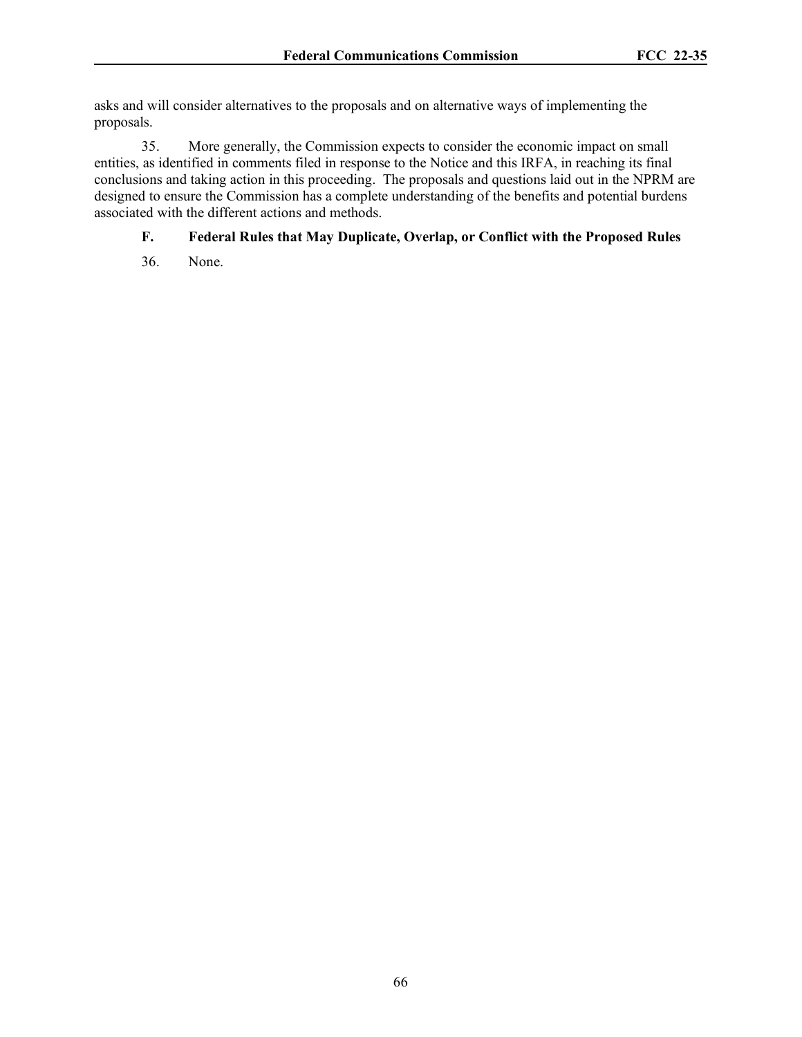asks and will consider alternatives to the proposals and on alternative ways of implementing the proposals.

35. More generally, the Commission expects to consider the economic impact on small entities, as identified in comments filed in response to the Notice and this IRFA, in reaching its final conclusions and taking action in this proceeding. The proposals and questions laid out in the NPRM are designed to ensure the Commission has a complete understanding of the benefits and potential burdens associated with the different actions and methods.

### F. Federal Rules that May Duplicate, Overlap, or Conflict with the Proposed Rules

36. None.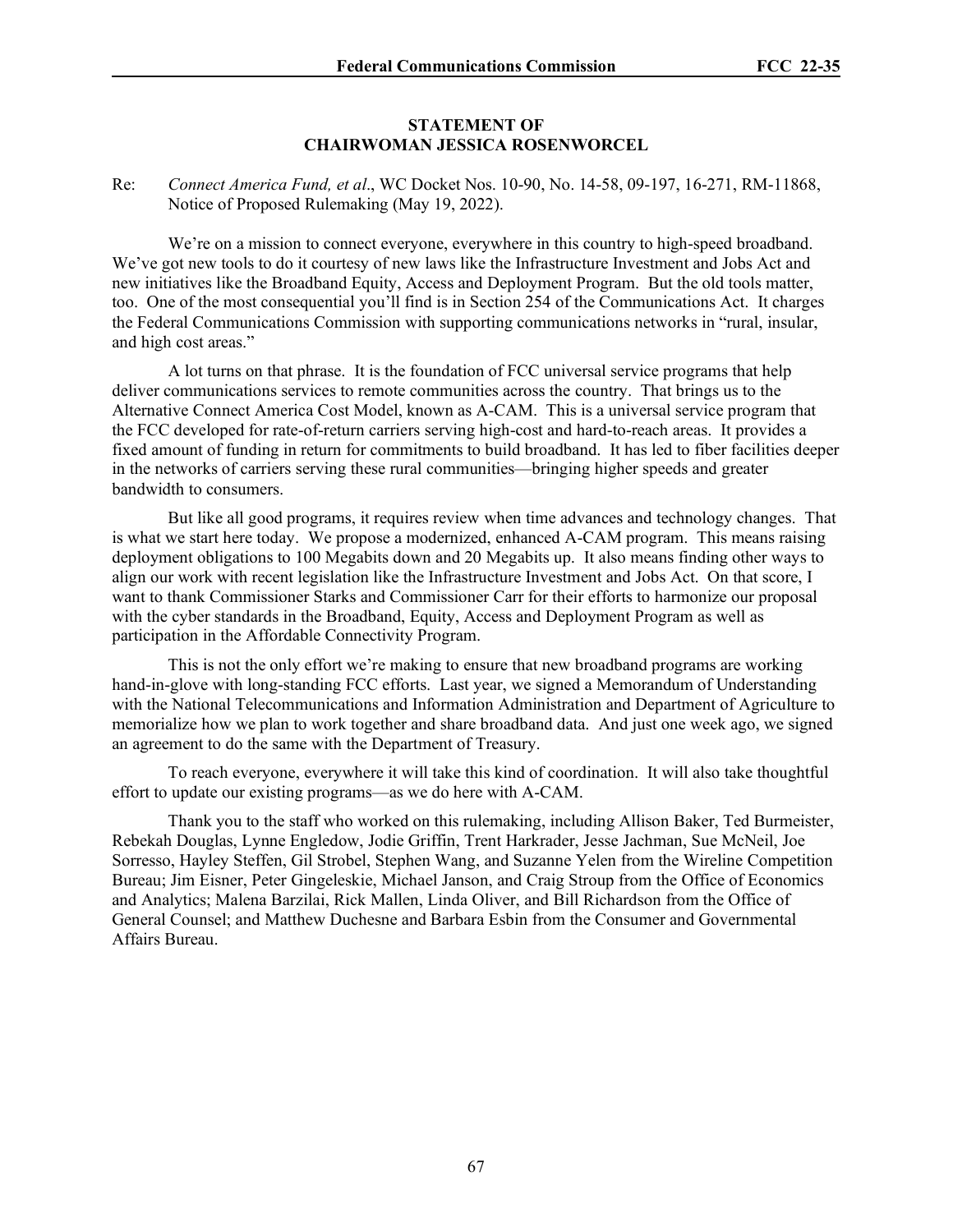## STATEMENT OF CHAIRWOMAN JESSICA ROSENWORCEL

Re: *Connect America Fund, et al*., WC Docket Nos. 10-90, No. 14-58, 09-197, 16-271, RM-11868, Notice of Proposed Rulemaking (May 19, 2022).

We're on a mission to connect everyone, everywhere in this country to high-speed broadband. We've got new tools to do it courtesy of new laws like the Infrastructure Investment and Jobs Act and new initiatives like the Broadband Equity, Access and Deployment Program. But the old tools matter, too. One of the most consequential you'll find is in Section 254 of the Communications Act. It charges the Federal Communications Commission with supporting communications networks in "rural, insular, and high cost areas."

A lot turns on that phrase. It is the foundation of FCC universal service programs that help deliver communications services to remote communities across the country. That brings us to the Alternative Connect America Cost Model, known as A-CAM. This is a universal service program that the FCC developed for rate-of-return carriers serving high-cost and hard-to-reach areas. It provides a fixed amount of funding in return for commitments to build broadband. It has led to fiber facilities deeper in the networks of carriers serving these rural communities—bringing higher speeds and greater bandwidth to consumers.

But like all good programs, it requires review when time advances and technology changes. That is what we start here today. We propose a modernized, enhanced A-CAM program. This means raising deployment obligations to 100 Megabits down and 20 Megabits up. It also means finding other ways to align our work with recent legislation like the Infrastructure Investment and Jobs Act. On that score, I want to thank Commissioner Starks and Commissioner Carr for their efforts to harmonize our proposal with the cyber standards in the Broadband, Equity, Access and Deployment Program as well as participation in the Affordable Connectivity Program.

This is not the only effort we're making to ensure that new broadband programs are working hand-in-glove with long-standing FCC efforts. Last year, we signed a Memorandum of Understanding with the National Telecommunications and Information Administration and Department of Agriculture to memorialize how we plan to work together and share broadband data. And just one week ago, we signed an agreement to do the same with the Department of Treasury.

To reach everyone, everywhere it will take this kind of coordination. It will also take thoughtful effort to update our existing programs—as we do here with A-CAM.

Thank you to the staff who worked on this rulemaking, including Allison Baker, Ted Burmeister, Rebekah Douglas, Lynne Engledow, Jodie Griffin, Trent Harkrader, Jesse Jachman, Sue McNeil, Joe Sorresso, Hayley Steffen, Gil Strobel, Stephen Wang, and Suzanne Yelen from the Wireline Competition Bureau; Jim Eisner, Peter Gingeleskie, Michael Janson, and Craig Stroup from the Office of Economics and Analytics; Malena Barzilai, Rick Mallen, Linda Oliver, and Bill Richardson from the Office of General Counsel; and Matthew Duchesne and Barbara Esbin from the Consumer and Governmental Affairs Bureau.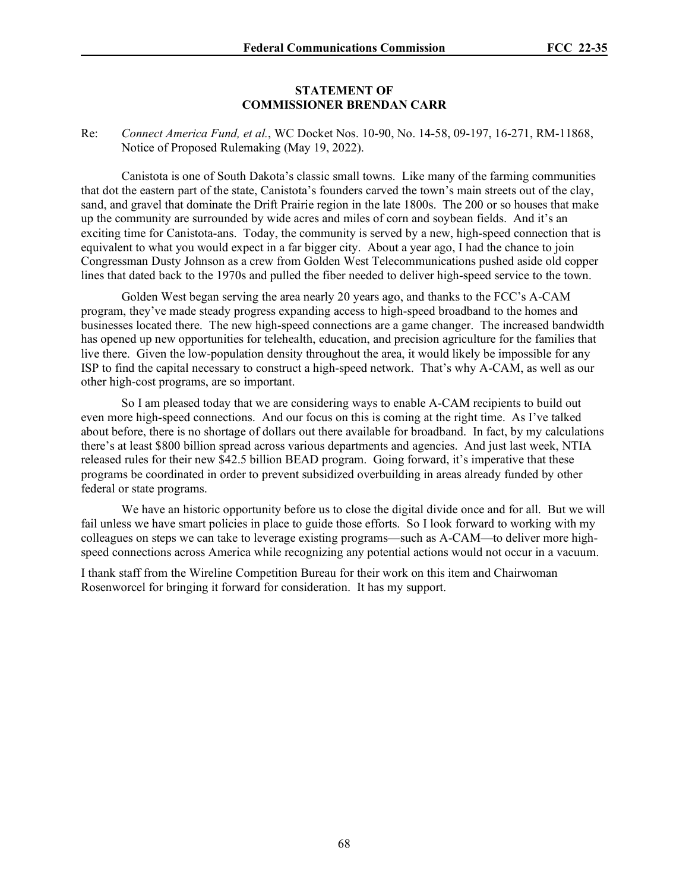**STATEMENT OF**
**COMMISSIONER BRENDAN CARR**

Re: *Connect America Fund, et al.*, WC Docket Nos. 10-90, No. 14-58, 09-197, 16-271, RM-11868, Notice of Proposed Rulemaking (May 19, 2022).

Canistota is one of South Dakota's classic small towns. Like many of the farming communities that dot the eastern part of the state, Canistota's founders carved the town's main streets out of the clay, sand, and gravel that dominate the Drift Prairie region in the late 1800s. The 200 or so houses that make up the community are surrounded by wide acres and miles of corn and soybean fields. And it's an exciting time for Canistota-ans. Today, the community is served by a new, high-speed connection that is equivalent to what you would expect in a far bigger city. About a year ago, I had the chance to join Congressman Dusty Johnson as a crew from Golden West Telecommunications pushed aside old copper lines that dated back to the 1970s and pulled the fiber needed to deliver high-speed service to the town.

Golden West began serving the area nearly 20 years ago, and thanks to the FCC's A-CAM program, they've made steady progress expanding access to high-speed broadband to the homes and businesses located there. The new high-speed connections are a game changer. The increased bandwidth has opened up new opportunities for telehealth, education, and precision agriculture for the families that live there. Given the low-population density throughout the area, it would likely be impossible for any ISP to find the capital necessary to construct a high-speed network. That's why A-CAM, as well as our other high-cost programs, are so important.

So I am pleased today that we are considering ways to enable A-CAM recipients to build out even more high-speed connections. And our focus on this is coming at the right time. As I've talked about before, there is no shortage of dollars out there available for broadband. In fact, by my calculations there's at least $800 billion spread across various departments and agencies. And just last week, NTIA released rules for their new $42.5 billion BEAD program. Going forward, it's imperative that these programs be coordinated in order to prevent subsidized overbuilding in areas already funded by other federal or state programs.

We have an historic opportunity before us to close the digital divide once and for all. But we will fail unless we have smart policies in place to guide those efforts. So I look forward to working with my colleagues on steps we can take to leverage existing programs—such as A-CAM—to deliver more high-speed connections across America while recognizing any potential actions would not occur in a vacuum.

I thank staff from the Wireline Competition Bureau for their work on this item and Chairwoman Rosenworcel for bringing it forward for consideration. It has my support.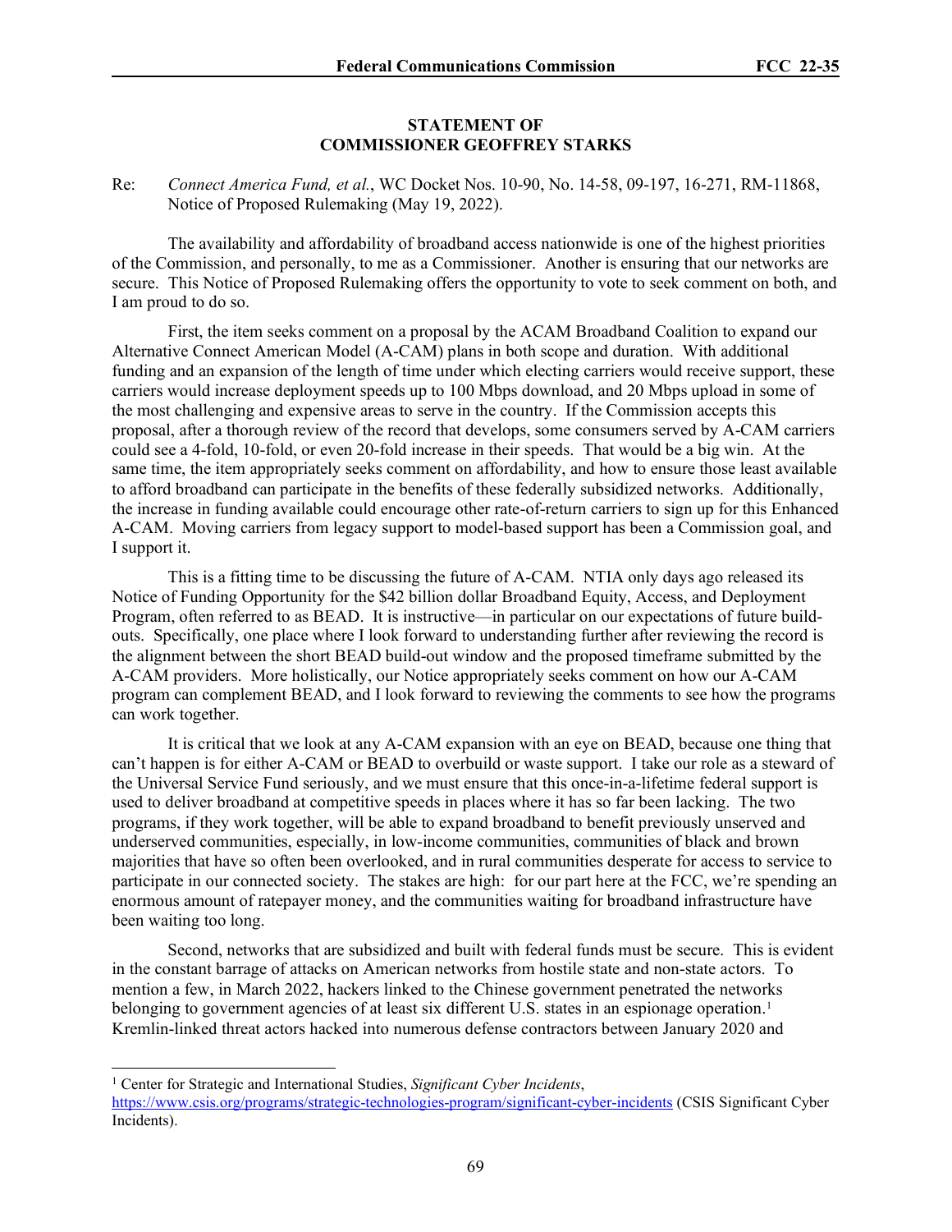## STATEMENT OF COMMISSIONER GEOFFREY STARKS

Re: *Connect America Fund, et al.*, WC Docket Nos. 10-90, No. 14-58, 09-197, 16-271, RM-11868, Notice of Proposed Rulemaking (May 19, 2022).

The availability and affordability of broadband access nationwide is one of the highest priorities of the Commission, and personally, to me as a Commissioner. Another is ensuring that our networks are secure. This Notice of Proposed Rulemaking offers the opportunity to vote to seek comment on both, and I am proud to do so.

First, the item seeks comment on a proposal by the ACAM Broadband Coalition to expand our Alternative Connect American Model (A-CAM) plans in both scope and duration. With additional funding and an expansion of the length of time under which electing carriers would receive support, these carriers would increase deployment speeds up to 100 Mbps download, and 20 Mbps upload in some of the most challenging and expensive areas to serve in the country. If the Commission accepts this proposal, after a thorough review of the record that develops, some consumers served by A-CAM carriers could see a 4-fold, 10-fold, or even 20-fold increase in their speeds. That would be a big win. At the same time, the item appropriately seeks comment on affordability, and how to ensure those least available to afford broadband can participate in the benefits of these federally subsidized networks. Additionally, the increase in funding available could encourage other rate-of-return carriers to sign up for this Enhanced A-CAM. Moving carriers from legacy support to model-based support has been a Commission goal, and I support it.

This is a fitting time to be discussing the future of A-CAM. NTIA only days ago released its Notice of Funding Opportunity for the $42 billion dollar Broadband Equity, Access, and Deployment Program, often referred to as BEAD. It is instructive—in particular on our expectations of future build-outs. Specifically, one place where I look forward to understanding further after reviewing the record is the alignment between the short BEAD build-out window and the proposed timeframe submitted by the A-CAM providers. More holistically, our Notice appropriately seeks comment on how our A-CAM program can complement BEAD, and I look forward to reviewing the comments to see how the programs can work together.

It is critical that we look at any A-CAM expansion with an eye on BEAD, because one thing that can't happen is for either A-CAM or BEAD to overbuild or waste support. I take our role as a steward of the Universal Service Fund seriously, and we must ensure that this once-in-a-lifetime federal support is used to deliver broadband at competitive speeds in places where it has so far been lacking. The two programs, if they work together, will be able to expand broadband to benefit previously unserved and underserved communities, especially, in low-income communities, communities of black and brown majorities that have so often been overlooked, and in rural communities desperate for access to service to participate in our connected society. The stakes are high: for our part here at the FCC, we're spending an enormous amount of ratepayer money, and the communities waiting for broadband infrastructure have been waiting too long.

Second, networks that are subsidized and built with federal funds must be secure. This is evident in the constant barrage of attacks on American networks from hostile state and non-state actors. To mention a few, in March 2022, hackers linked to the Chinese government penetrated the networks belonging to government agencies of at least six different U.S. states in an espionage operation.[1] Kremlin-linked threat actors hacked into numerous defense contractors between January 2020 and

---

[1] Center for Strategic and International Studies, *Significant Cyber Incidents*, https://www.csis.org/programs/strategic-technologies-program/significant-cyber-incidents (CSIS Significant Cyber Incidents).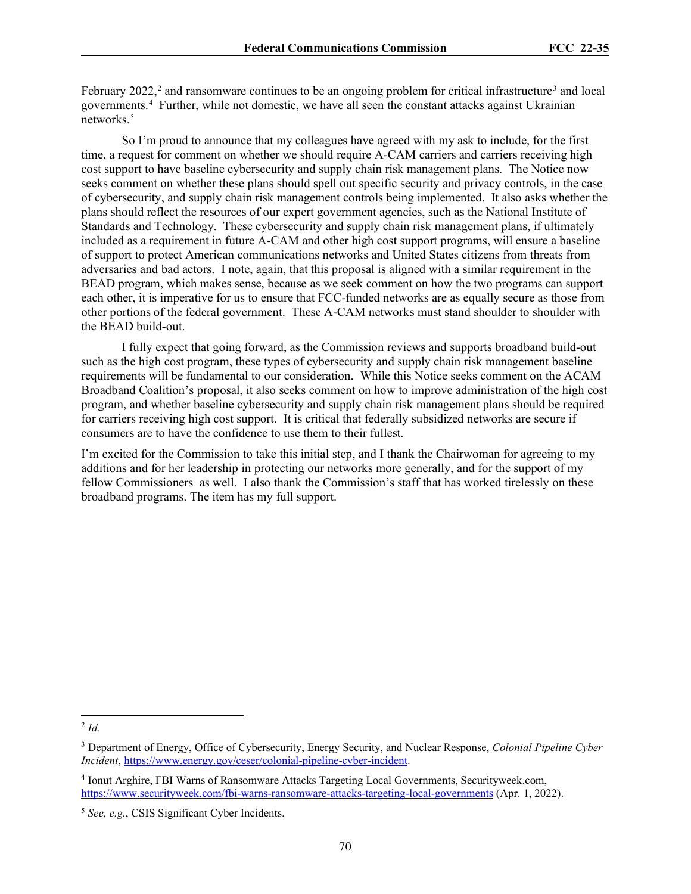February 2022,[2] and ransomware continues to be an ongoing problem for critical infrastructure[3] and local governments.[4] Further, while not domestic, we have all seen the constant attacks against Ukrainian networks.[5]

So I'm proud to announce that my colleagues have agreed with my ask to include, for the first time, a request for comment on whether we should require A-CAM carriers and carriers receiving high cost support to have baseline cybersecurity and supply chain risk management plans. The Notice now seeks comment on whether these plans should spell out specific security and privacy controls, in the case of cybersecurity, and supply chain risk management controls being implemented. It also asks whether the plans should reflect the resources of our expert government agencies, such as the National Institute of Standards and Technology. These cybersecurity and supply chain risk management plans, if ultimately included as a requirement in future A-CAM and other high cost support programs, will ensure a baseline of support to protect American communications networks and United States citizens from threats from adversaries and bad actors. I note, again, that this proposal is aligned with a similar requirement in the BEAD program, which makes sense, because as we seek comment on how the two programs can support each other, it is imperative for us to ensure that FCC-funded networks are as equally secure as those from other portions of the federal government. These A-CAM networks must stand shoulder to shoulder with the BEAD build-out.

I fully expect that going forward, as the Commission reviews and supports broadband build-out such as the high cost program, these types of cybersecurity and supply chain risk management baseline requirements will be fundamental to our consideration. While this Notice seeks comment on the ACAM Broadband Coalition's proposal, it also seeks comment on how to improve administration of the high cost program, and whether baseline cybersecurity and supply chain risk management plans should be required for carriers receiving high cost support. It is critical that federally subsidized networks are secure if consumers are to have the confidence to use them to their fullest.

I'm excited for the Commission to take this initial step, and I thank the Chairwoman for agreeing to my additions and for her leadership in protecting our networks more generally, and for the support of my fellow Commissioners as well. I also thank the Commission's staff that has worked tirelessly on these broadband programs. The item has my full support.

---

[2] *Id.*

[3] Department of Energy, Office of Cybersecurity, Energy Security, and Nuclear Response, *Colonial Pipeline Cyber Incident*, https://www.energy.gov/ceser/colonial-pipeline-cyber-incident.

[4] Ionut Arghire, FBI Warns of Ransomware Attacks Targeting Local Governments, Securityweek.com, https://www.securityweek.com/fbi-warns-ransomware-attacks-targeting-local-governments (Apr. 1, 2022).

[5] *See, e.g.*, CSIS Significant Cyber Incidents.